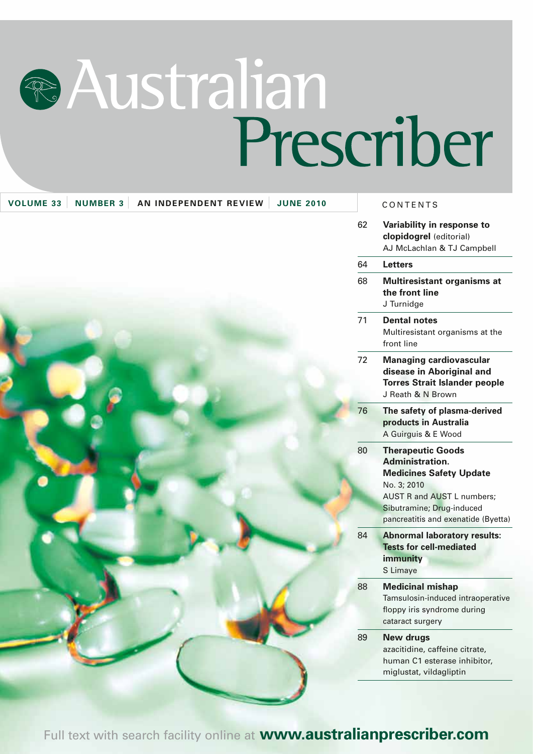# Australian Prescriber

**VOLUME 33 | NUMBER 3 | AN INDEPENDENT REVIEW | JUNE 2010**

## CONTENTS

62 **Variability in response to clopidogrel** (editorial)
AJ McLachlan & TJ Campbell

64 **Letters**

68 **Multiresistant organisms at the front line**
J Turnidge

71 **Dental notes**
Multiresistant organisms at the front line

72 **Managing cardiovascular disease in Aboriginal and Torres Strait Islander people**
J Reath & N Brown

76 **The safety of plasma-derived products in Australia**
A Guirguis & E Wood

80 **Therapeutic Goods Administration. Medicines Safety Update**
No. 3; 2010
AUST R and AUST L numbers; Sibutramine; Drug-induced pancreatitis and exenatide (Byetta)

84 **Abnormal laboratory results: Tests for cell-mediated immunity**
S Limaye

88 **Medicinal mishap**
Tamsulosin-induced intraoperative floppy iris syndrome during cataract surgery

89 **New drugs**
azacitidine, caffeine citrate, human C1 esterase inhibitor, miglustat, vildagliptin

Full text with search facility online at **www.australianprescriber.com**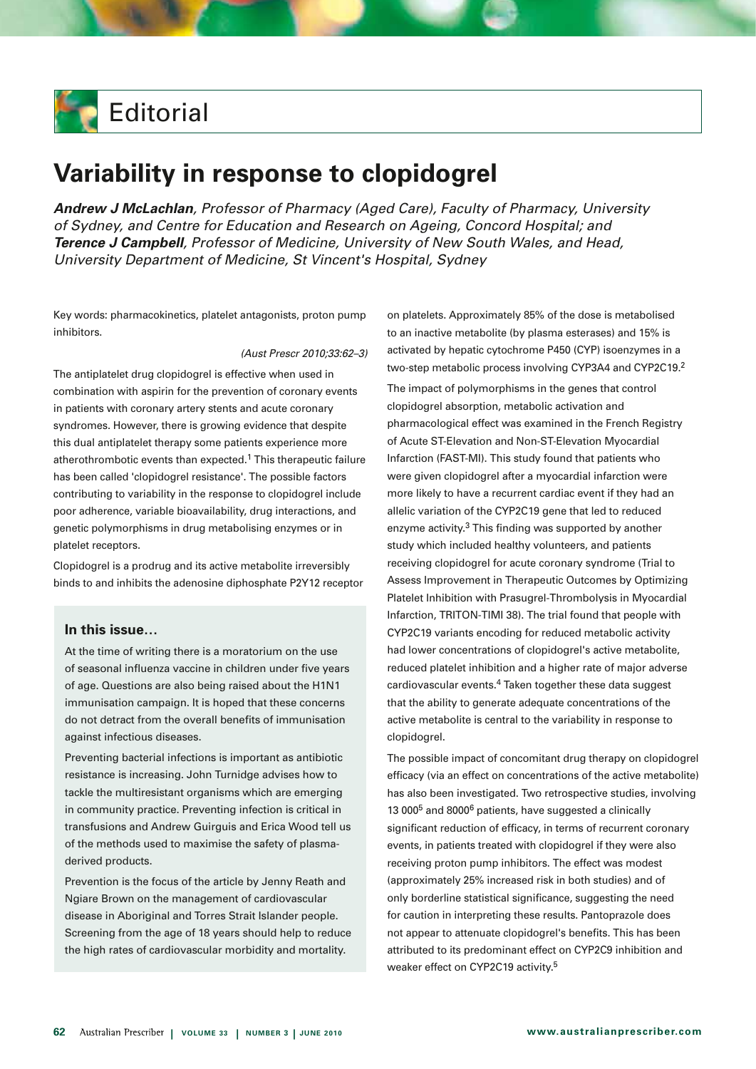# Editorial

# Variability in response to clopidogrel

***Andrew J McLachlan**, Professor of Pharmacy (Aged Care), Faculty of Pharmacy, University of Sydney, and Centre for Education and Research on Ageing, Concord Hospital; and **Terence J Campbell**, Professor of Medicine, University of New South Wales, and Head, University Department of Medicine, St Vincent's Hospital, Sydney*

Key words: pharmacokinetics, platelet antagonists, proton pump inhibitors.

*(Aust Prescr 2010;33:62–3)*

The antiplatelet drug clopidogrel is effective when used in combination with aspirin for the prevention of coronary events in patients with coronary artery stents and acute coronary syndromes. However, there is growing evidence that despite this dual antiplatelet therapy some patients experience more atherothrombotic events than expected.[1] This therapeutic failure has been called 'clopidogrel resistance'. The possible factors contributing to variability in the response to clopidogrel include poor adherence, variable bioavailability, drug interactions, and genetic polymorphisms in drug metabolising enzymes or in platelet receptors.

Clopidogrel is a prodrug and its active metabolite irreversibly binds to and inhibits the adenosine diphosphate P2Y12 receptor on platelets. Approximately 85% of the dose is metabolised to an inactive metabolite (by plasma esterases) and 15% is activated by hepatic cytochrome P450 (CYP) isoenzymes in a two-step metabolic process involving CYP3A4 and CYP2C19.[2]

The impact of polymorphisms in the genes that control clopidogrel absorption, metabolic activation and pharmacological effect was examined in the French Registry of Acute ST-Elevation and Non-ST-Elevation Myocardial Infarction (FAST-MI). This study found that patients who were given clopidogrel after a myocardial infarction were more likely to have a recurrent cardiac event if they had an allelic variation of the CYP2C19 gene that led to reduced enzyme activity.[3] This finding was supported by another study which included healthy volunteers, and patients receiving clopidogrel for acute coronary syndrome (Trial to Assess Improvement in Therapeutic Outcomes by Optimizing Platelet Inhibition with Prasugrel-Thrombolysis in Myocardial Infarction, TRITON-TIMI 38). The trial found that people with CYP2C19 variants encoding for reduced metabolic activity had lower concentrations of clopidogrel's active metabolite, reduced platelet inhibition and a higher rate of major adverse cardiovascular events.[4] Taken together these data suggest that the ability to generate adequate concentrations of the active metabolite is central to the variability in response to clopidogrel.

The possible impact of concomitant drug therapy on clopidogrel efficacy (via an effect on concentrations of the active metabolite) has also been investigated. Two retrospective studies, involving 13 000[5] and 8000[6] patients, have suggested a clinically significant reduction of efficacy, in terms of recurrent coronary events, in patients treated with clopidogrel if they were also receiving proton pump inhibitors. The effect was modest (approximately 25% increased risk in both studies) and of only borderline statistical significance, suggesting the need for caution in interpreting these results. Pantoprazole does not appear to attenuate clopidogrel's benefits. This has been attributed to its predominant effect on CYP2C9 inhibition and weaker effect on CYP2C19 activity.[5]

### In this issue…

At the time of writing there is a moratorium on the use of seasonal influenza vaccine in children under five years of age. Questions are also being raised about the H1N1 immunisation campaign. It is hoped that these concerns do not detract from the overall benefits of immunisation against infectious diseases.

Preventing bacterial infections is important as antibiotic resistance is increasing. John Turnidge advises how to tackle the multiresistant organisms which are emerging in community practice. Preventing infection is critical in transfusions and Andrew Guirguis and Erica Wood tell us of the methods used to maximise the safety of plasma-derived products.

Prevention is the focus of the article by Jenny Reath and Ngiare Brown on the management of cardiovascular disease in Aboriginal and Torres Strait Islander people. Screening from the age of 18 years should help to reduce the high rates of cardiovascular morbidity and mortality.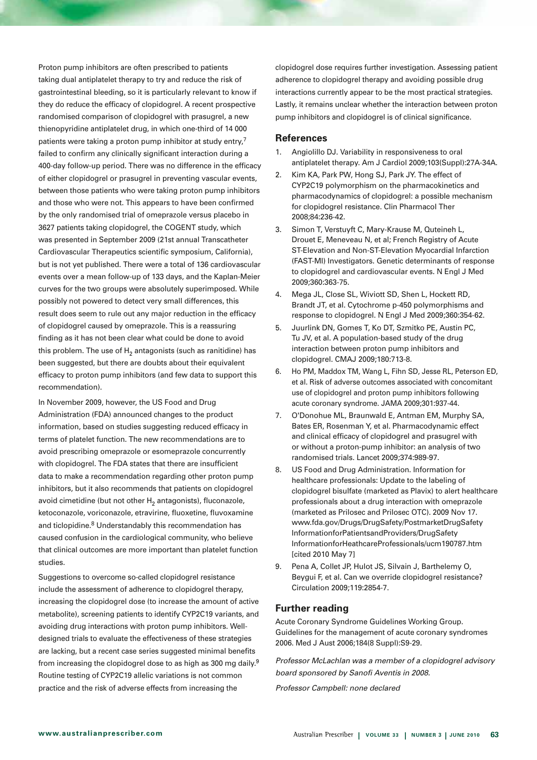Proton pump inhibitors are often prescribed to patients taking dual antiplatelet therapy to try and reduce the risk of gastrointestinal bleeding, so it is particularly relevant to know if they do reduce the efficacy of clopidogrel. A recent prospective randomised comparison of clopidogrel with prasugrel, a new thienopyridine antiplatelet drug, in which one-third of 14 000 patients were taking a proton pump inhibitor at study entry,[7] failed to confirm any clinically significant interaction during a 400-day follow-up period. There was no difference in the efficacy of either clopidogrel or prasugrel in preventing vascular events, between those patients who were taking proton pump inhibitors and those who were not. This appears to have been confirmed by the only randomised trial of omeprazole versus placebo in 3627 patients taking clopidogrel, the COGENT study, which was presented in September 2009 (21st annual Transcatheter Cardiovascular Therapeutics scientific symposium, California), but is not yet published. There were a total of 136 cardiovascular events over a mean follow-up of 133 days, and the Kaplan-Meier curves for the two groups were absolutely superimposed. While possibly not powered to detect very small differences, this result does seem to rule out any major reduction in the efficacy of clopidogrel caused by omeprazole. This is a reassuring finding as it has not been clear what could be done to avoid this problem. The use of $H_2$ antagonists (such as ranitidine) has been suggested, but there are doubts about their equivalent efficacy to proton pump inhibitors (and few data to support this recommendation).

In November 2009, however, the US Food and Drug Administration (FDA) announced changes to the product information, based on studies suggesting reduced efficacy in terms of platelet function. The new recommendations are to avoid prescribing omeprazole or esomeprazole concurrently with clopidogrel. The FDA states that there are insufficient data to make a recommendation regarding other proton pump inhibitors, but it also recommends that patients on clopidogrel avoid cimetidine (but not other $H_2$ antagonists), fluconazole, ketoconazole, voriconazole, etravirine, fluoxetine, fluvoxamine and ticlopidine.[8] Understandably this recommendation has caused confusion in the cardiological community, who believe that clinical outcomes are more important than platelet function studies.

Suggestions to overcome so-called clopidogrel resistance include the assessment of adherence to clopidogrel therapy, increasing the clopidogrel dose (to increase the amount of active metabolite), screening patients to identify CYP2C19 variants, and avoiding drug interactions with proton pump inhibitors. Well-designed trials to evaluate the effectiveness of these strategies are lacking, but a recent case series suggested minimal benefits from increasing the clopidogrel dose to as high as 300 mg daily.[9] Routine testing of CYP2C19 allelic variations is not common practice and the risk of adverse effects from increasing the clopidogrel dose requires further investigation. Assessing patient adherence to clopidogrel therapy and avoiding possible drug interactions currently appear to be the most practical strategies. Lastly, it remains unclear whether the interaction between proton pump inhibitors and clopidogrel is of clinical significance.

## References

1. Angiolillo DJ. Variability in responsiveness to oral antiplatelet therapy. Am J Cardiol 2009;103(Suppl):27A-34A.
2. Kim KA, Park PW, Hong SJ, Park JY. The effect of CYP2C19 polymorphism on the pharmacokinetics and pharmacodynamics of clopidogrel: a possible mechanism for clopidogrel resistance. Clin Pharmacol Ther 2008;84:236-42.
3. Simon T, Verstuyft C, Mary-Krause M, Quteineh L, Drouet E, Meneveau N, et al; French Registry of Acute ST-Elevation and Non-ST-Elevation Myocardial Infarction (FAST-MI) Investigators. Genetic determinants of response to clopidogrel and cardiovascular events. N Engl J Med 2009;360:363-75.
4. Mega JL, Close SL, Wiviott SD, Shen L, Hockett RD, Brandt JT, et al. Cytochrome p-450 polymorphisms and response to clopidogrel. N Engl J Med 2009;360:354-62.
5. Juurlink DN, Gomes T, Ko DT, Szmitko PE, Austin PC, Tu JV, et al. A population-based study of the drug interaction between proton pump inhibitors and clopidogrel. CMAJ 2009;180:713-8.
6. Ho PM, Maddox TM, Wang L, Fihn SD, Jesse RL, Peterson ED, et al. Risk of adverse outcomes associated with concomitant use of clopidogrel and proton pump inhibitors following acute coronary syndrome. JAMA 2009;301:937-44.
7. O'Donohue ML, Braunwald E, Antman EM, Murphy SA, Bates ER, Rosenman Y, et al. Pharmacodynamic effect and clinical efficacy of clopidogrel and prasugrel with or without a proton-pump inhibitor: an analysis of two randomised trials. Lancet 2009;374:989-97.
8. US Food and Drug Administration. Information for healthcare professionals: Update to the labeling of clopidogrel bisulfate (marketed as Plavix) to alert healthcare professionals about a drug interaction with omeprazole (marketed as Prilosec and Prilosec OTC). 2009 Nov 17. www.fda.gov/Drugs/DrugSafety/PostmarketDrugSafetyInformationforPatientsandProviders/DrugSafetyInformationforHeathcareProfessionals/ucm190787.htm [cited 2010 May 7]
9. Pena A, Collet JP, Hulot JS, Silvain J, Barthelemy O, Beygui F, et al. Can we override clopidogrel resistance? Circulation 2009;119:2854-7.

## Further reading

Acute Coronary Syndrome Guidelines Working Group. Guidelines for the management of acute coronary syndromes 2006. Med J Aust 2006;184(8 Suppl):S9-29.

*Professor McLachlan was a member of a clopidogrel advisory board sponsored by Sanofi Aventis in 2008.*

*Professor Campbell: none declared*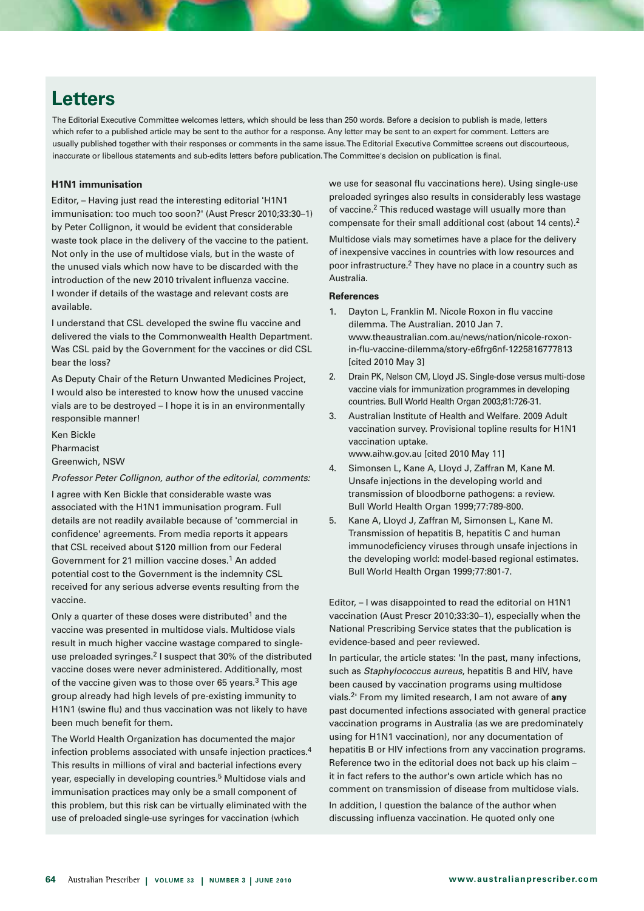# Letters

The Editorial Executive Committee welcomes letters, which should be less than 250 words. Before a decision to publish is made, letters which refer to a published article may be sent to the author for a response. Any letter may be sent to an expert for comment. Letters are usually published together with their responses or comments in the same issue. The Editorial Executive Committee screens out discourteous, inaccurate or libellous statements and sub-edits letters before publication. The Committee's decision on publication is final.

### H1N1 immunisation

Editor, – Having just read the interesting editorial 'H1N1 immunisation: too much too soon?' (Aust Prescr 2010;33:30–1) by Peter Collignon, it would be evident that considerable waste took place in the delivery of the vaccine to the patient. Not only in the use of multidose vials, but in the waste of the unused vials which now have to be discarded with the introduction of the new 2010 trivalent influenza vaccine. I wonder if details of the wastage and relevant costs are available.

I understand that CSL developed the swine flu vaccine and delivered the vials to the Commonwealth Health Department. Was CSL paid by the Government for the vaccines or did CSL bear the loss?

As Deputy Chair of the Return Unwanted Medicines Project, I would also be interested to know how the unused vaccine vials are to be destroyed – I hope it is in an environmentally responsible manner!

Ken Bickle
Pharmacist
Greenwich, NSW

*Professor Peter Collignon, author of the editorial, comments:*

I agree with Ken Bickle that considerable waste was associated with the H1N1 immunisation program. Full details are not readily available because of 'commercial in confidence' agreements. From media reports it appears that CSL received about $120 million from our Federal Government for 21 million vaccine doses.[1] An added potential cost to the Government is the indemnity CSL received for any serious adverse events resulting from the vaccine.

Only a quarter of these doses were distributed[1] and the vaccine was presented in multidose vials. Multidose vials result in much higher vaccine wastage compared to single-use preloaded syringes.[2] I suspect that 30% of the distributed vaccine doses were never administered. Additionally, most of the vaccine given was to those over 65 years.[3] This age group already had high levels of pre-existing immunity to H1N1 (swine flu) and thus vaccination was not likely to have been much benefit for them.

The World Health Organization has documented the major infection problems associated with unsafe injection practices.[4] This results in millions of viral and bacterial infections every year, especially in developing countries.[5] Multidose vials and immunisation practices may only be a small component of this problem, but this risk can be virtually eliminated with the use of preloaded single-use syringes for vaccination (which we use for seasonal flu vaccinations here). Using single-use preloaded syringes also results in considerably less wastage of vaccine.[2] This reduced wastage will usually more than compensate for their small additional cost (about 14 cents).[2]

Multidose vials may sometimes have a place for the delivery of inexpensive vaccines in countries with low resources and poor infrastructure.[2] They have no place in a country such as Australia.

#### References

1. Dayton L, Franklin M. Nicole Roxon in flu vaccine dilemma. The Australian. 2010 Jan 7. www.theaustralian.com.au/news/nation/nicole-roxon-in-flu-vaccine-dilemma/story-e6frg6nf-1225816777813 [cited 2010 May 3]
2. Drain PK, Nelson CM, Lloyd JS. Single-dose versus multi-dose vaccine vials for immunization programmes in developing countries. Bull World Health Organ 2003;81:726-31.
3. Australian Institute of Health and Welfare. 2009 Adult vaccination survey. Provisional topline results for H1N1 vaccination uptake. www.aihw.gov.au [cited 2010 May 11]
4. Simonsen L, Kane A, Lloyd J, Zaffran M, Kane M. Unsafe injections in the developing world and transmission of bloodborne pathogens: a review. Bull World Health Organ 1999;77:789-800.
5. Kane A, Lloyd J, Zaffran M, Simonsen L, Kane M. Transmission of hepatitis B, hepatitis C and human immunodeficiency viruses through unsafe injections in the developing world: model-based regional estimates. Bull World Health Organ 1999;77:801-7.

Editor, – I was disappointed to read the editorial on H1N1 vaccination (Aust Prescr 2010;33:30–1), especially when the National Prescribing Service states that the publication is evidence-based and peer reviewed.

In particular, the article states: 'In the past, many infections, such as *Staphylococcus aureus*, hepatitis B and HIV, have been caused by vaccination programs using multidose vials.[2]' From my limited research, I am not aware of **any** past documented infections associated with general practice vaccination programs in Australia (as we are predominately using for H1N1 vaccination), nor any documentation of hepatitis B or HIV infections from any vaccination programs. Reference two in the editorial does not back up his claim – it in fact refers to the author's own article which has no comment on transmission of disease from multidose vials.

In addition, I question the balance of the author when discussing influenza vaccination. He quoted only one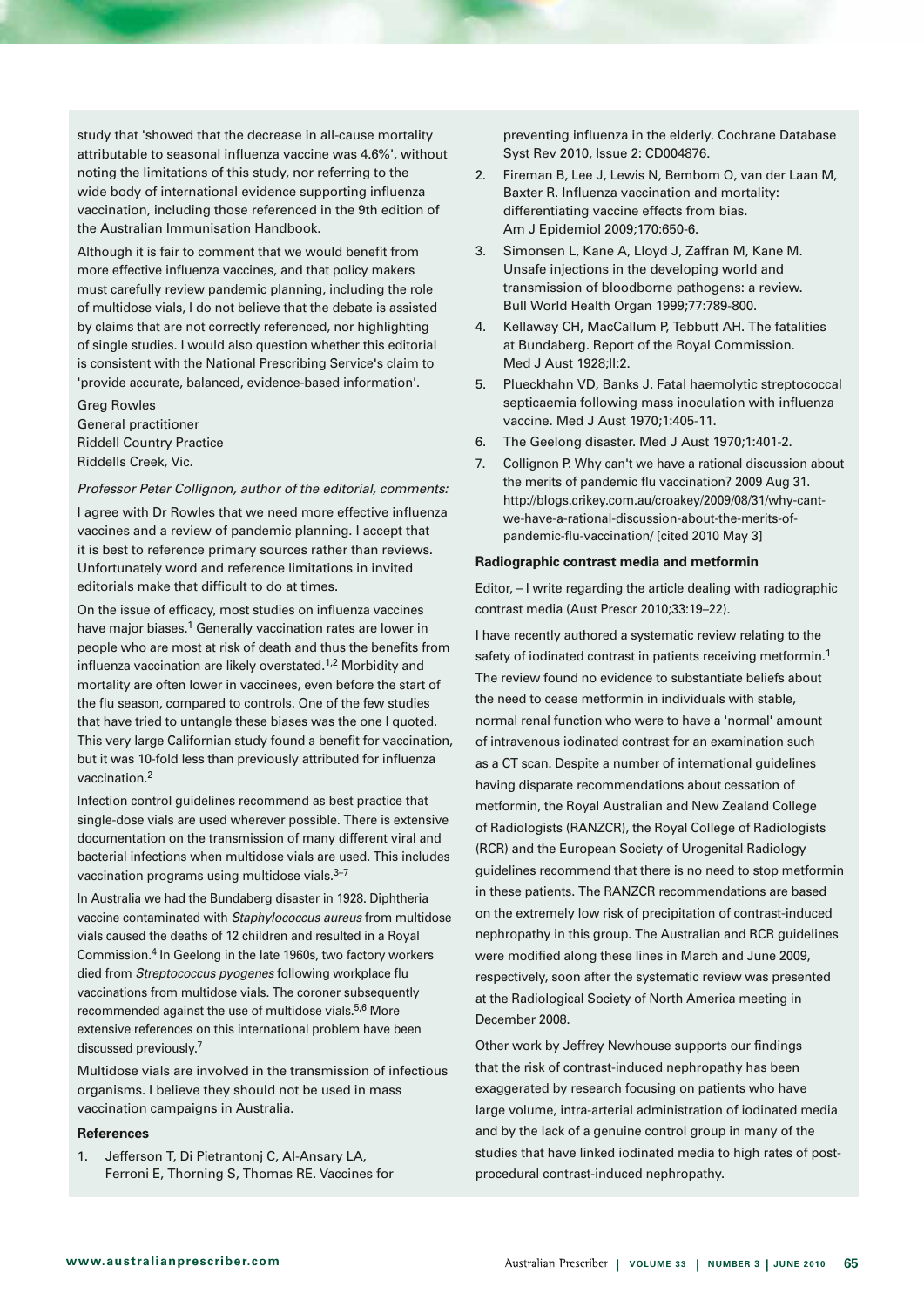study that 'showed that the decrease in all-cause mortality attributable to seasonal influenza vaccine was 4.6%', without noting the limitations of this study, nor referring to the wide body of international evidence supporting influenza vaccination, including those referenced in the 9th edition of the Australian Immunisation Handbook.

Although it is fair to comment that we would benefit from more effective influenza vaccines, and that policy makers must carefully review pandemic planning, including the role of multidose vials, I do not believe that the debate is assisted by claims that are not correctly referenced, nor highlighting of single studies. I would also question whether this editorial is consistent with the National Prescribing Service's claim to 'provide accurate, balanced, evidence-based information'.

Greg Rowles
General practitioner
Riddell Country Practice
Riddells Creek, Vic.

*Professor Peter Collignon, author of the editorial, comments:*

I agree with Dr Rowles that we need more effective influenza vaccines and a review of pandemic planning. I accept that it is best to reference primary sources rather than reviews. Unfortunately word and reference limitations in invited editorials make that difficult to do at times.

On the issue of efficacy, most studies on influenza vaccines have major biases.[1] Generally vaccination rates are lower in people who are most at risk of death and thus the benefits from influenza vaccination are likely overstated.[1,2] Morbidity and mortality are often lower in vaccinees, even before the start of the flu season, compared to controls. One of the few studies that have tried to untangle these biases was the one I quoted. This very large Californian study found a benefit for vaccination, but it was 10-fold less than previously attributed for influenza vaccination.[2]

Infection control guidelines recommend as best practice that single-dose vials are used wherever possible. There is extensive documentation on the transmission of many different viral and bacterial infections when multidose vials are used. This includes vaccination programs using multidose vials.[3–7]

In Australia we had the Bundaberg disaster in 1928. Diphtheria vaccine contaminated with *Staphylococcus aureus* from multidose vials caused the deaths of 12 children and resulted in a Royal Commission.[4] In Geelong in the late 1960s, two factory workers died from *Streptococcus pyogenes* following workplace flu vaccinations from multidose vials. The coroner subsequently recommended against the use of multidose vials.[5,6] More extensive references on this international problem have been discussed previously.[7]

Multidose vials are involved in the transmission of infectious organisms. I believe they should not be used in mass vaccination campaigns in Australia.

**References**

1. Jefferson T, Di Pietrantonj C, Al-Ansary LA, Ferroni E, Thorning S, Thomas RE. Vaccines for preventing influenza in the elderly. Cochrane Database Syst Rev 2010, Issue 2: CD004876.
2. Fireman B, Lee J, Lewis N, Bembom O, van der Laan M, Baxter R. Influenza vaccination and mortality: differentiating vaccine effects from bias. Am J Epidemiol 2009;170:650-6.
3. Simonsen L, Kane A, Lloyd J, Zaffran M, Kane M. Unsafe injections in the developing world and transmission of bloodborne pathogens: a review. Bull World Health Organ 1999;77:789-800.
4. Kellaway CH, MacCallum P, Tebbutt AH. The fatalities at Bundaberg. Report of the Royal Commission. Med J Aust 1928;II:2.
5. Plueckhahn VD, Banks J. Fatal haemolytic streptococcal septicaemia following mass inoculation with influenza vaccine. Med J Aust 1970;1:405-11.
6. The Geelong disaster. Med J Aust 1970;1:401-2.
7. Collignon P. Why can't we have a rational discussion about the merits of pandemic flu vaccination? 2009 Aug 31. http://blogs.crikey.com.au/croakey/2009/08/31/why-cant-we-have-a-rational-discussion-about-the-merits-of-pandemic-flu-vaccination/ [cited 2010 May 3]

**Radiographic contrast media and metformin**

Editor, – I write regarding the article dealing with radiographic contrast media (Aust Prescr 2010;33:19–22).

I have recently authored a systematic review relating to the safety of iodinated contrast in patients receiving metformin.[1] The review found no evidence to substantiate beliefs about the need to cease metformin in individuals with stable, normal renal function who were to have a 'normal' amount of intravenous iodinated contrast for an examination such as a CT scan. Despite a number of international guidelines having disparate recommendations about cessation of metformin, the Royal Australian and New Zealand College of Radiologists (RANZCR), the Royal College of Radiologists (RCR) and the European Society of Urogenital Radiology guidelines recommend that there is no need to stop metformin in these patients. The RANZCR recommendations are based on the extremely low risk of precipitation of contrast-induced nephropathy in this group. The Australian and RCR guidelines were modified along these lines in March and June 2009, respectively, soon after the systematic review was presented at the Radiological Society of North America meeting in December 2008.

Other work by Jeffrey Newhouse supports our findings that the risk of contrast-induced nephropathy has been exaggerated by research focusing on patients who have large volume, intra-arterial administration of iodinated media and by the lack of a genuine control group in many of the studies that have linked iodinated media to high rates of post-procedural contrast-induced nephropathy.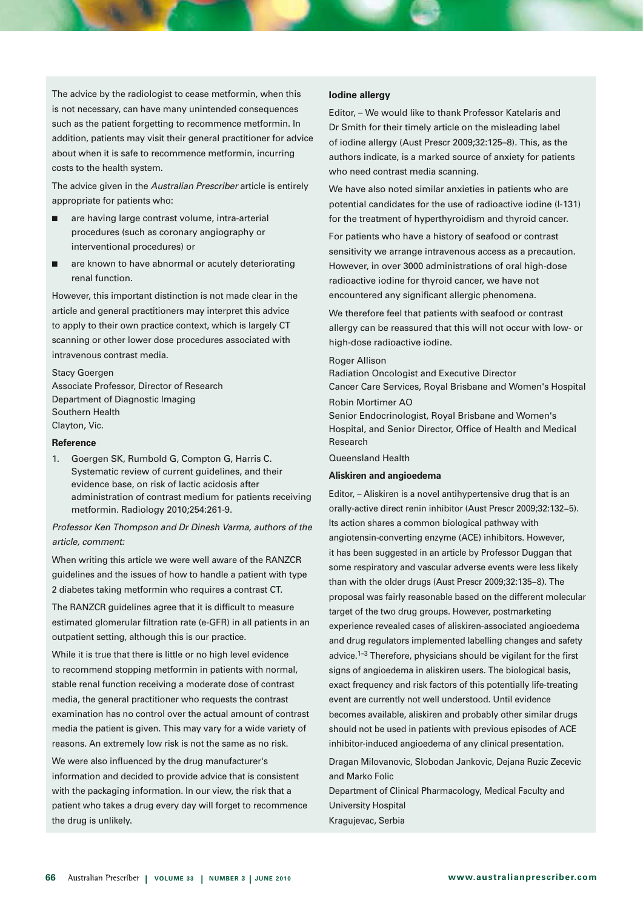The advice by the radiologist to cease metformin, when this is not necessary, can have many unintended consequences such as the patient forgetting to recommence metformin. In addition, patients may visit their general practitioner for advice about when it is safe to recommence metformin, incurring costs to the health system.

The advice given in the *Australian Prescriber* article is entirely appropriate for patients who:

- are having large contrast volume, intra-arterial procedures (such as coronary angiography or interventional procedures) or
- are known to have abnormal or acutely deteriorating renal function.

However, this important distinction is not made clear in the article and general practitioners may interpret this advice to apply to their own practice context, which is largely CT scanning or other lower dose procedures associated with intravenous contrast media.

Stacy Goergen
Associate Professor, Director of Research
Department of Diagnostic Imaging
Southern Health
Clayton, Vic.

**Reference**

1. Goergen SK, Rumbold G, Compton G, Harris C. Systematic review of current guidelines, and their evidence base, on risk of lactic acidosis after administration of contrast medium for patients receiving metformin. Radiology 2010;254:261-9.

*Professor Ken Thompson and Dr Dinesh Varma, authors of the article, comment:*

When writing this article we were well aware of the RANZCR guidelines and the issues of how to handle a patient with type 2 diabetes taking metformin who requires a contrast CT.

The RANZCR guidelines agree that it is difficult to measure estimated glomerular filtration rate (e-GFR) in all patients in an outpatient setting, although this is our practice.

While it is true that there is little or no high level evidence to recommend stopping metformin in patients with normal, stable renal function receiving a moderate dose of contrast media, the general practitioner who requests the contrast examination has no control over the actual amount of contrast media the patient is given. This may vary for a wide variety of reasons. An extremely low risk is not the same as no risk.

We were also influenced by the drug manufacturer's information and decided to provide advice that is consistent with the packaging information. In our view, the risk that a patient who takes a drug every day will forget to recommence the drug is unlikely.

### Iodine allergy

Editor, – We would like to thank Professor Katelaris and Dr Smith for their timely article on the misleading label of iodine allergy (Aust Prescr 2009;32:125–8). This, as the authors indicate, is a marked source of anxiety for patients who need contrast media scanning.

We have also noted similar anxieties in patients who are potential candidates for the use of radioactive iodine (I-131) for the treatment of hyperthyroidism and thyroid cancer.

For patients who have a history of seafood or contrast sensitivity we arrange intravenous access as a precaution. However, in over 3000 administrations of oral high-dose radioactive iodine for thyroid cancer, we have not encountered any significant allergic phenomena.

We therefore feel that patients with seafood or contrast allergy can be reassured that this will not occur with low- or high-dose radioactive iodine.

Roger Allison
Radiation Oncologist and Executive Director
Cancer Care Services, Royal Brisbane and Women's Hospital

Robin Mortimer AO
Senior Endocrinologist, Royal Brisbane and Women's Hospital, and Senior Director, Office of Health and Medical Research

Queensland Health

### Aliskiren and angioedema

Editor, – Aliskiren is a novel antihypertensive drug that is an orally-active direct renin inhibitor (Aust Prescr 2009;32:132–5). Its action shares a common biological pathway with angiotensin-converting enzyme (ACE) inhibitors. However, it has been suggested in an article by Professor Duggan that some respiratory and vascular adverse events were less likely than with the older drugs (Aust Prescr 2009;32:135–8). The proposal was fairly reasonable based on the different molecular target of the two drug groups. However, postmarketing experience revealed cases of aliskiren-associated angioedema and drug regulators implemented labelling changes and safety advice.[1–3] Therefore, physicians should be vigilant for the first signs of angioedema in aliskiren users. The biological basis, exact frequency and risk factors of this potentially life-treating event are currently not well understood. Until evidence becomes available, aliskiren and probably other similar drugs should not be used in patients with previous episodes of ACE inhibitor-induced angioedema of any clinical presentation.

Dragan Milovanovic, Slobodan Jankovic, Dejana Ruzic Zecevic and Marko Folic
Department of Clinical Pharmacology, Medical Faculty and University Hospital
Kragujevac, Serbia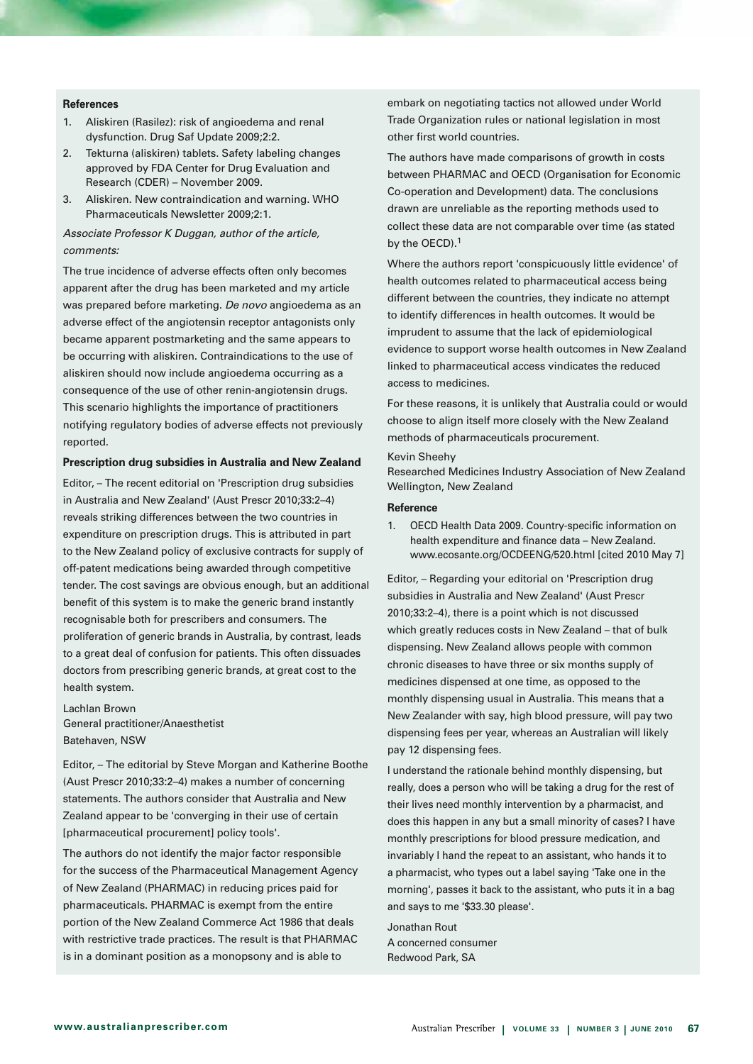**References**

1. Aliskiren (Rasilez): risk of angioedema and renal dysfunction. Drug Saf Update 2009;2:2.
2. Tekturna (aliskiren) tablets. Safety labeling changes approved by FDA Center for Drug Evaluation and Research (CDER) – November 2009.
3. Aliskiren. New contraindication and warning. WHO Pharmaceuticals Newsletter 2009;2:1.

*Associate Professor K Duggan, author of the article, comments:*

The true incidence of adverse effects often only becomes apparent after the drug has been marketed and my article was prepared before marketing. *De novo* angioedema as an adverse effect of the angiotensin receptor antagonists only became apparent postmarketing and the same appears to be occurring with aliskiren. Contraindications to the use of aliskiren should now include angioedema occurring as a consequence of the use of other renin-angiotensin drugs. This scenario highlights the importance of practitioners notifying regulatory bodies of adverse effects not previously reported.

**Prescription drug subsidies in Australia and New Zealand**

Editor, – The recent editorial on 'Prescription drug subsidies in Australia and New Zealand' (Aust Prescr 2010;33:2–4) reveals striking differences between the two countries in expenditure on prescription drugs. This is attributed in part to the New Zealand policy of exclusive contracts for supply of off-patent medications being awarded through competitive tender. The cost savings are obvious enough, but an additional benefit of this system is to make the generic brand instantly recognisable both for prescribers and consumers. The proliferation of generic brands in Australia, by contrast, leads to a great deal of confusion for patients. This often dissuades doctors from prescribing generic brands, at great cost to the health system.

Lachlan Brown
General practitioner/Anaesthetist
Batehaven, NSW

Editor, – The editorial by Steve Morgan and Katherine Boothe (Aust Prescr 2010;33:2–4) makes a number of concerning statements. The authors consider that Australia and New Zealand appear to be 'converging in their use of certain [pharmaceutical procurement] policy tools'.

The authors do not identify the major factor responsible for the success of the Pharmaceutical Management Agency of New Zealand (PHARMAC) in reducing prices paid for pharmaceuticals. PHARMAC is exempt from the entire portion of the New Zealand Commerce Act 1986 that deals with restrictive trade practices. The result is that PHARMAC is in a dominant position as a monopsony and is able to embark on negotiating tactics not allowed under World Trade Organization rules or national legislation in most other first world countries.

The authors have made comparisons of growth in costs between PHARMAC and OECD (Organisation for Economic Co-operation and Development) data. The conclusions drawn are unreliable as the reporting methods used to collect these data are not comparable over time (as stated by the OECD).[1]

Where the authors report 'conspicuously little evidence' of health outcomes related to pharmaceutical access being different between the countries, they indicate no attempt to identify differences in health outcomes. It would be imprudent to assume that the lack of epidemiological evidence to support worse health outcomes in New Zealand linked to pharmaceutical access vindicates the reduced access to medicines.

For these reasons, it is unlikely that Australia could or would choose to align itself more closely with the New Zealand methods of pharmaceuticals procurement.

Kevin Sheehy
Researched Medicines Industry Association of New Zealand
Wellington, New Zealand

**Reference**

1. OECD Health Data 2009. Country-specific information on health expenditure and finance data – New Zealand. www.ecosante.org/OCDEENG/520.html [cited 2010 May 7]

Editor, – Regarding your editorial on 'Prescription drug subsidies in Australia and New Zealand' (Aust Prescr 2010;33:2–4), there is a point which is not discussed which greatly reduces costs in New Zealand – that of bulk dispensing. New Zealand allows people with common chronic diseases to have three or six months supply of medicines dispensed at one time, as opposed to the monthly dispensing usual in Australia. This means that a New Zealander with say, high blood pressure, will pay two dispensing fees per year, whereas an Australian will likely pay 12 dispensing fees.

I understand the rationale behind monthly dispensing, but really, does a person who will be taking a drug for the rest of their lives need monthly intervention by a pharmacist, and does this happen in any but a small minority of cases? I have monthly prescriptions for blood pressure medication, and invariably I hand the repeat to an assistant, who hands it to a pharmacist, who types out a label saying 'Take one in the morning', passes it back to the assistant, who puts it in a bag and says to me '$33.30 please'.

Jonathan Rout
A concerned consumer
Redwood Park, SA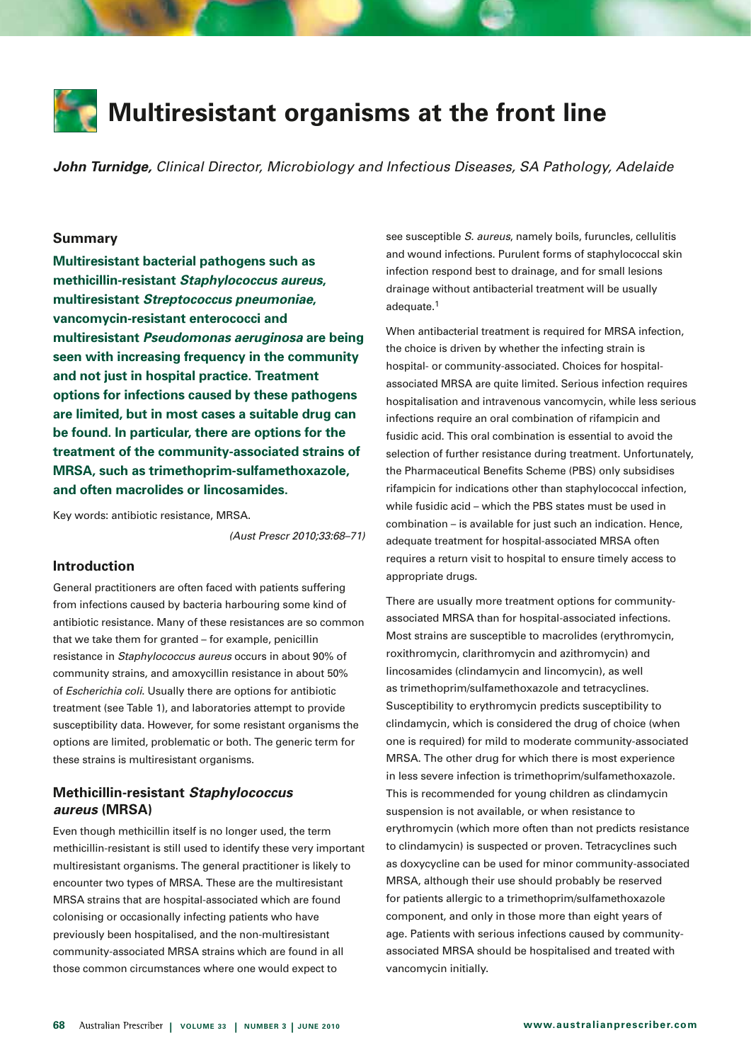# Multiresistant organisms at the front line

***John Turnidge,*** *Clinical Director, Microbiology and Infectious Diseases, SA Pathology, Adelaide*

## Summary

**Multiresistant bacterial pathogens such as methicillin-resistant *Staphylococcus aureus*, multiresistant *Streptococcus pneumoniae*, vancomycin-resistant enterococci and multiresistant *Pseudomonas aeruginosa* are being seen with increasing frequency in the community and not just in hospital practice. Treatment options for infections caused by these pathogens are limited, but in most cases a suitable drug can be found. In particular, there are options for the treatment of the community-associated strains of MRSA, such as trimethoprim-sulfamethoxazole, and often macrolides or lincosamides.**

Key words: antibiotic resistance, MRSA.

*(Aust Prescr 2010;33:68–71)*

## Introduction

General practitioners are often faced with patients suffering from infections caused by bacteria harbouring some kind of antibiotic resistance. Many of these resistances are so common that we take them for granted – for example, penicillin resistance in *Staphylococcus aureus* occurs in about 90% of community strains, and amoxycillin resistance in about 50% of *Escherichia coli*. Usually there are options for antibiotic treatment (see Table 1), and laboratories attempt to provide susceptibility data. However, for some resistant organisms the options are limited, problematic or both. The generic term for these strains is multiresistant organisms.

## Methicillin-resistant *Staphylococcus aureus* (MRSA)

Even though methicillin itself is no longer used, the term methicillin-resistant is still used to identify these very important multiresistant organisms. The general practitioner is likely to encounter two types of MRSA. These are the multiresistant MRSA strains that are hospital-associated which are found colonising or occasionally infecting patients who have previously been hospitalised, and the non-multiresistant community-associated MRSA strains which are found in all those common circumstances where one would expect to see susceptible *S. aureus*, namely boils, furuncles, cellulitis and wound infections. Purulent forms of staphylococcal skin infection respond best to drainage, and for small lesions drainage without antibacterial treatment will be usually adequate.[1]

When antibacterial treatment is required for MRSA infection, the choice is driven by whether the infecting strain is hospital- or community-associated. Choices for hospital-associated MRSA are quite limited. Serious infection requires hospitalisation and intravenous vancomycin, while less serious infections require an oral combination of rifampicin and fusidic acid. This oral combination is essential to avoid the selection of further resistance during treatment. Unfortunately, the Pharmaceutical Benefits Scheme (PBS) only subsidises rifampicin for indications other than staphylococcal infection, while fusidic acid – which the PBS states must be used in combination – is available for just such an indication. Hence, adequate treatment for hospital-associated MRSA often requires a return visit to hospital to ensure timely access to appropriate drugs.

There are usually more treatment options for community-associated MRSA than for hospital-associated infections. Most strains are susceptible to macrolides (erythromycin, roxithromycin, clarithromycin and azithromycin) and lincosamides (clindamycin and lincomycin), as well as trimethoprim/sulfamethoxazole and tetracyclines. Susceptibility to erythromycin predicts susceptibility to clindamycin, which is considered the drug of choice (when one is required) for mild to moderate community-associated MRSA. The other drug for which there is most experience in less severe infection is trimethoprim/sulfamethoxazole. This is recommended for young children as clindamycin suspension is not available, or when resistance to erythromycin (which more often than not predicts resistance to clindamycin) is suspected or proven. Tetracyclines such as doxycycline can be used for minor community-associated MRSA, although their use should probably be reserved for patients allergic to a trimethoprim/sulfamethoxazole component, and only in those more than eight years of age. Patients with serious infections caused by community-associated MRSA should be hospitalised and treated with vancomycin initially.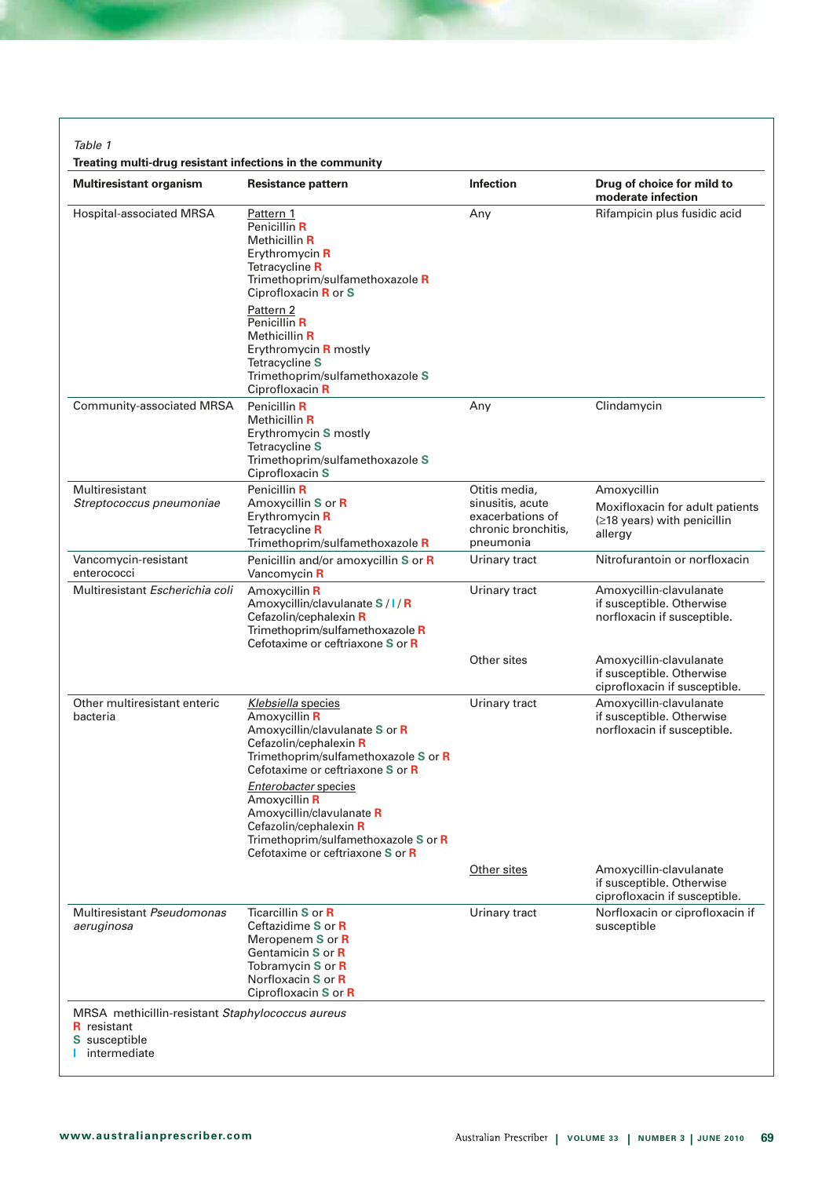*Table 1*

**Treating multi-drug resistant infections in the community**

| Multiresistant organism | Resistance pattern | Infection | Drug of choice for mild to moderate infection |
|---|---|---|---|
| Hospital-associated MRSA | Pattern 1<br>Penicillin **R**<br>Methicillin **R**<br>Erythromycin **R**<br>Tetracycline **R**<br>Trimethoprim/sulfamethoxazole **R**<br>Ciprofloxacin **R** or **S**<br><br>Pattern 2<br>Penicillin **R**<br>Methicillin **R**<br>Erythromycin **R** mostly<br>Tetracycline **S**<br>Trimethoprim/sulfamethoxazole **S**<br>Ciprofloxacin **R** | Any | Rifampicin plus fusidic acid |
| Community-associated MRSA | Penicillin **R**<br>Methicillin **R**<br>Erythromycin **S** mostly<br>Tetracycline **S**<br>Trimethoprim/sulfamethoxazole **S**<br>Ciprofloxacin **S** | Any | Clindamycin |
| Multiresistant *Streptococcus pneumoniae* | Penicillin **R**<br>Amoxycillin **S** or **R**<br>Erythromycin **R**<br>Tetracycline **R**<br>Trimethoprim/sulfamethoxazole **R** | Otitis media, sinusitis, acute exacerbations of chronic bronchitis, pneumonia | Amoxycillin<br>Moxifloxacin for adult patients (≥18 years) with penicillin allergy |
| Vancomycin-resistant enterococci | Penicillin and/or amoxycillin **S** or **R**<br>Vancomycin **R** | Urinary tract | Nitrofurantoin or norfloxacin |
| Multiresistant *Escherichia coli* | Amoxycillin **R**<br>Amoxycillin/clavulanate **S** / **I** / **R**<br>Cefazolin/cephalexin **R**<br>Trimethoprim/sulfamethoxazole **R**<br>Cefotaxime or ceftriaxone **S** or **R** | Urinary tract | Amoxycillin-clavulanate if susceptible. Otherwise norfloxacin if susceptible. |
| | | Other sites | Amoxycillin-clavulanate if susceptible. Otherwise ciprofloxacin if susceptible. |
| Other multiresistant enteric bacteria | *Klebsiella* species<br>Amoxycillin **R**<br>Amoxycillin/clavulanate **S** or **R**<br>Cefazolin/cephalexin **R**<br>Trimethoprim/sulfamethoxazole **S** or **R**<br>Cefotaxime or ceftriaxone **S** or **R**<br><br>*Enterobacter* species<br>Amoxycillin **R**<br>Amoxycillin/clavulanate **R**<br>Cefazolin/cephalexin **R**<br>Trimethoprim/sulfamethoxazole **S** or **R**<br>Cefotaxime or ceftriaxone **S** or **R** | Urinary tract | Amoxycillin-clavulanate if susceptible. Otherwise norfloxacin if susceptible. |
| | | Other sites | Amoxycillin-clavulanate if susceptible. Otherwise ciprofloxacin if susceptible. |
| Multiresistant *Pseudomonas aeruginosa* | Ticarcillin **S** or **R**<br>Ceftazidime **S** or **R**<br>Meropenem **S** or **R**<br>Gentamicin **S** or **R**<br>Tobramycin **S** or **R**<br>Norfloxacin **S** or **R**<br>Ciprofloxacin **S** or **R** | Urinary tract | Norfloxacin or ciprofloxacin if susceptible |

MRSA methicillin-resistant *Staphylococcus aureus*
**R** resistant
**S** susceptible
**I** intermediate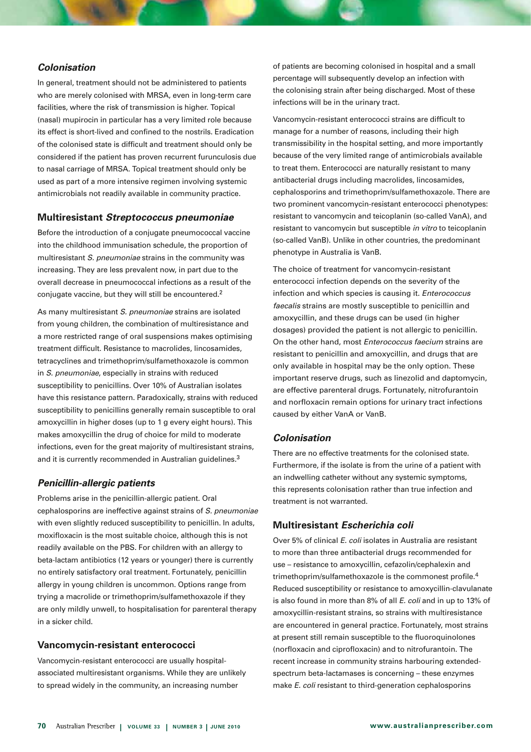### *Colonisation*

In general, treatment should not be administered to patients who are merely colonised with MRSA, even in long-term care facilities, where the risk of transmission is higher. Topical (nasal) mupirocin in particular has a very limited role because its effect is short-lived and confined to the nostrils. Eradication of the colonised state is difficult and treatment should only be considered if the patient has proven recurrent furunculosis due to nasal carriage of MRSA. Topical treatment should only be used as part of a more intensive regimen involving systemic antimicrobials not readily available in community practice.

## Multiresistant *Streptococcus pneumoniae*

Before the introduction of a conjugate pneumococcal vaccine into the childhood immunisation schedule, the proportion of multiresistant *S. pneumoniae* strains in the community was increasing. They are less prevalent now, in part due to the overall decrease in pneumococcal infections as a result of the conjugate vaccine, but they will still be encountered.[2]

As many multiresistant *S. pneumoniae* strains are isolated from young children, the combination of multiresistance and a more restricted range of oral suspensions makes optimising treatment difficult. Resistance to macrolides, lincosamides, tetracyclines and trimethoprim/sulfamethoxazole is common in *S. pneumoniae*, especially in strains with reduced susceptibility to penicillins. Over 10% of Australian isolates have this resistance pattern. Paradoxically, strains with reduced susceptibility to penicillins generally remain susceptible to oral amoxycillin in higher doses (up to 1 g every eight hours). This makes amoxycillin the drug of choice for mild to moderate infections, even for the great majority of multiresistant strains, and it is currently recommended in Australian guidelines.[3]

### *Penicillin-allergic patients*

Problems arise in the penicillin-allergic patient. Oral cephalosporins are ineffective against strains of *S. pneumoniae* with even slightly reduced susceptibility to penicillin. In adults, moxifloxacin is the most suitable choice, although this is not readily available on the PBS. For children with an allergy to beta-lactam antibiotics (12 years or younger) there is currently no entirely satisfactory oral treatment. Fortunately, penicillin allergy in young children is uncommon. Options range from trying a macrolide or trimethoprim/sulfamethoxazole if they are only mildly unwell, to hospitalisation for parenteral therapy in a sicker child.

## Vancomycin-resistant enterococci

Vancomycin-resistant enterococci are usually hospital-associated multiresistant organisms. While they are unlikely to spread widely in the community, an increasing number of patients are becoming colonised in hospital and a small percentage will subsequently develop an infection with the colonising strain after being discharged. Most of these infections will be in the urinary tract.

Vancomycin-resistant enterococci strains are difficult to manage for a number of reasons, including their high transmissibility in the hospital setting, and more importantly because of the very limited range of antimicrobials available to treat them. Enterococci are naturally resistant to many antibacterial drugs including macrolides, lincosamides, cephalosporins and trimethoprim/sulfamethoxazole. There are two prominent vancomycin-resistant enterococci phenotypes: resistant to vancomycin and teicoplanin (so-called VanA), and resistant to vancomycin but susceptible *in vitro* to teicoplanin (so-called VanB). Unlike in other countries, the predominant phenotype in Australia is VanB.

The choice of treatment for vancomycin-resistant enterococci infection depends on the severity of the infection and which species is causing it. *Enterococcus faecalis* strains are mostly susceptible to penicillin and amoxycillin, and these drugs can be used (in higher dosages) provided the patient is not allergic to penicillin. On the other hand, most *Enterococcus faecium* strains are resistant to penicillin and amoxycillin, and drugs that are only available in hospital may be the only option. These important reserve drugs, such as linezolid and daptomycin, are effective parenteral drugs. Fortunately, nitrofurantoin and norfloxacin remain options for urinary tract infections caused by either VanA or VanB.

### *Colonisation*

There are no effective treatments for the colonised state. Furthermore, if the isolate is from the urine of a patient with an indwelling catheter without any systemic symptoms, this represents colonisation rather than true infection and treatment is not warranted.

## Multiresistant *Escherichia coli*

Over 5% of clinical *E. coli* isolates in Australia are resistant to more than three antibacterial drugs recommended for use – resistance to amoxycillin, cefazolin/cephalexin and trimethoprim/sulfamethoxazole is the commonest profile.[4] Reduced susceptibility or resistance to amoxycillin-clavulanate is also found in more than 8% of all *E. coli* and in up to 13% of amoxycillin-resistant strains, so strains with multiresistance are encountered in general practice. Fortunately, most strains at present still remain susceptible to the fluoroquinolones (norfloxacin and ciprofloxacin) and to nitrofurantoin. The recent increase in community strains harbouring extended-spectrum beta-lactamases is concerning – these enzymes make *E. coli* resistant to third-generation cephalosporins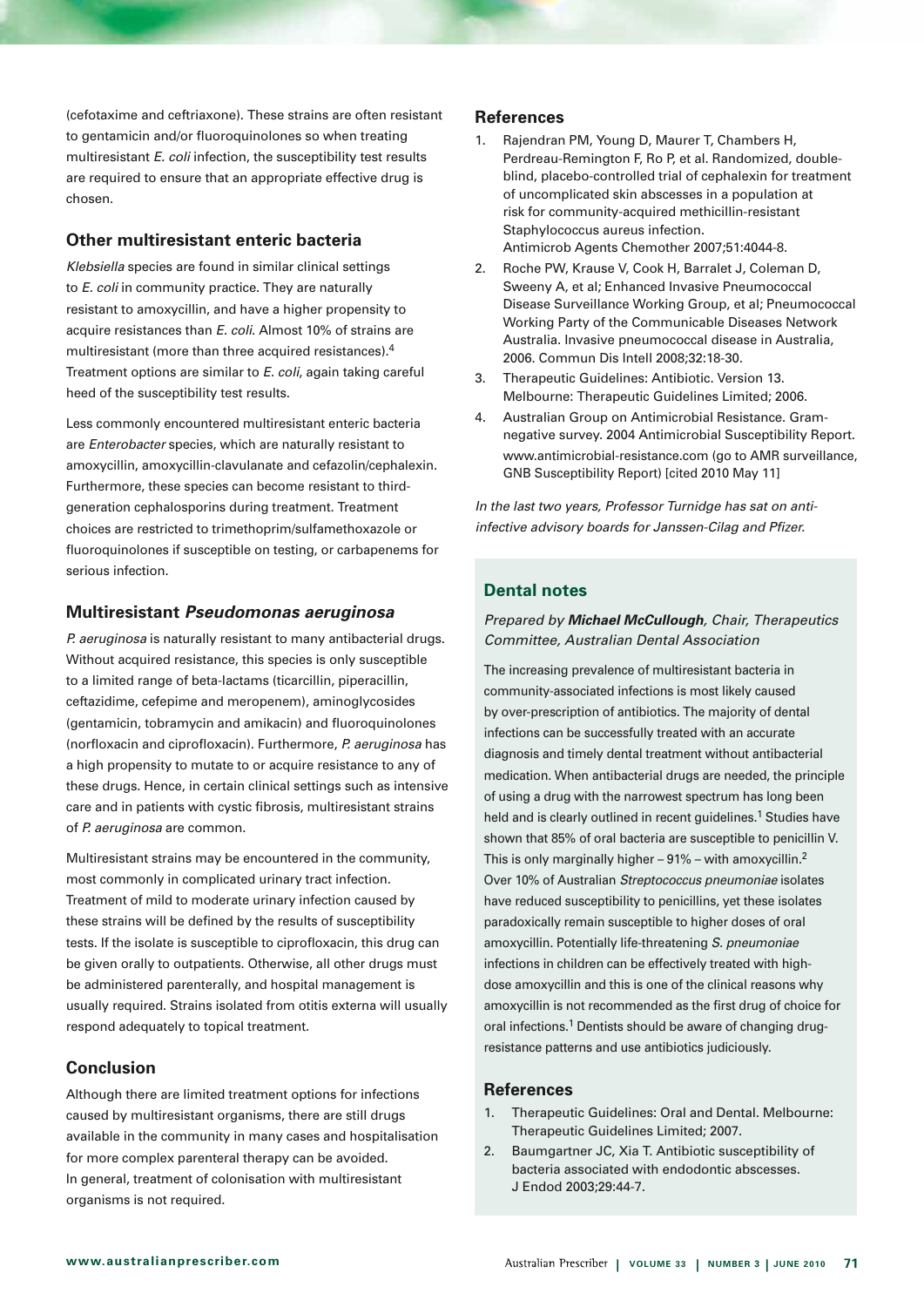(cefotaxime and ceftriaxone). These strains are often resistant to gentamicin and/or fluoroquinolones so when treating multiresistant *E. coli* infection, the susceptibility test results are required to ensure that an appropriate effective drug is chosen.

### Other multiresistant enteric bacteria

*Klebsiella* species are found in similar clinical settings to *E. coli* in community practice. They are naturally resistant to amoxycillin, and have a higher propensity to acquire resistances than *E. coli*. Almost 10% of strains are multiresistant (more than three acquired resistances).[4] Treatment options are similar to *E. coli*, again taking careful heed of the susceptibility test results.

Less commonly encountered multiresistant enteric bacteria are *Enterobacter* species, which are naturally resistant to amoxycillin, amoxycillin-clavulanate and cefazolin/cephalexin. Furthermore, these species can become resistant to third-generation cephalosporins during treatment. Treatment choices are restricted to trimethoprim/sulfamethoxazole or fluoroquinolones if susceptible on testing, or carbapenems for serious infection.

### Multiresistant *Pseudomonas aeruginosa*

*P. aeruginosa* is naturally resistant to many antibacterial drugs. Without acquired resistance, this species is only susceptible to a limited range of beta-lactams (ticarcillin, piperacillin, ceftazidime, cefepime and meropenem), aminoglycosides (gentamicin, tobramycin and amikacin) and fluoroquinolones (norfloxacin and ciprofloxacin). Furthermore, *P. aeruginosa* has a high propensity to mutate to or acquire resistance to any of these drugs. Hence, in certain clinical settings such as intensive care and in patients with cystic fibrosis, multiresistant strains of *P. aeruginosa* are common.

Multiresistant strains may be encountered in the community, most commonly in complicated urinary tract infection. Treatment of mild to moderate urinary infection caused by these strains will be defined by the results of susceptibility tests. If the isolate is susceptible to ciprofloxacin, this drug can be given orally to outpatients. Otherwise, all other drugs must be administered parenterally, and hospital management is usually required. Strains isolated from otitis externa will usually respond adequately to topical treatment.

### Conclusion

Although there are limited treatment options for infections caused by multiresistant organisms, there are still drugs available in the community in many cases and hospitalisation for more complex parenteral therapy can be avoided. In general, treatment of colonisation with multiresistant organisms is not required.

### References

1. Rajendran PM, Young D, Maurer T, Chambers H, Perdreau-Remington F, Ro P, et al. Randomized, double-blind, placebo-controlled trial of cephalexin for treatment of uncomplicated skin abscesses in a population at risk for community-acquired methicillin-resistant Staphylococcus aureus infection. Antimicrob Agents Chemother 2007;51:4044-8.
2. Roche PW, Krause V, Cook H, Barralet J, Coleman D, Sweeny A, et al; Enhanced Invasive Pneumococcal Disease Surveillance Working Group, et al; Pneumococcal Working Party of the Communicable Diseases Network Australia. Invasive pneumococcal disease in Australia, 2006. Commun Dis Intell 2008;32:18-30.
3. Therapeutic Guidelines: Antibiotic. Version 13. Melbourne: Therapeutic Guidelines Limited; 2006.
4. Australian Group on Antimicrobial Resistance. Gram-negative survey. 2004 Antimicrobial Susceptibility Report. www.antimicrobial-resistance.com (go to AMR surveillance, GNB Susceptibility Report) [cited 2010 May 11]

*In the last two years, Professor Turnidge has sat on anti-infective advisory boards for Janssen-Cilag and Pfizer.*

### Dental notes

*Prepared by **Michael McCullough**, Chair, Therapeutics Committee, Australian Dental Association*

The increasing prevalence of multiresistant bacteria in community-associated infections is most likely caused by over-prescription of antibiotics. The majority of dental infections can be successfully treated with an accurate diagnosis and timely dental treatment without antibacterial medication. When antibacterial drugs are needed, the principle of using a drug with the narrowest spectrum has long been held and is clearly outlined in recent guidelines.[1] Studies have shown that 85% of oral bacteria are susceptible to penicillin V. This is only marginally higher – 91% – with amoxycillin.[2] Over 10% of Australian *Streptococcus pneumoniae* isolates have reduced susceptibility to penicillins, yet these isolates paradoxically remain susceptible to higher doses of oral amoxycillin. Potentially life-threatening *S. pneumoniae* infections in children can be effectively treated with high-dose amoxycillin and this is one of the clinical reasons why amoxycillin is not recommended as the first drug of choice for oral infections.[1] Dentists should be aware of changing drug-resistance patterns and use antibiotics judiciously.

### References

1. Therapeutic Guidelines: Oral and Dental. Melbourne: Therapeutic Guidelines Limited; 2007.
2. Baumgartner JC, Xia T. Antibiotic susceptibility of bacteria associated with endodontic abscesses. J Endod 2003;29:44-7.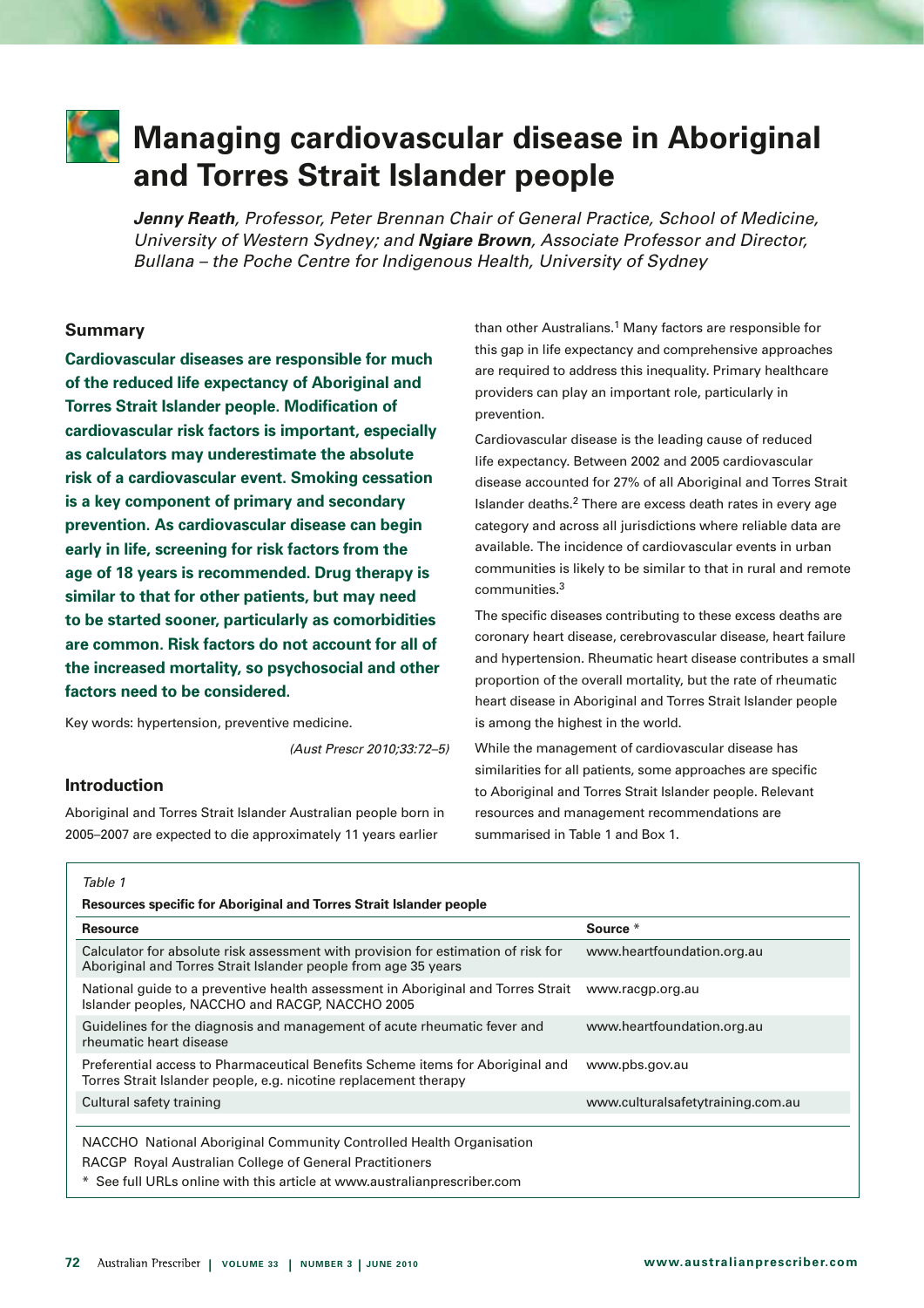# Managing cardiovascular disease in Aboriginal and Torres Strait Islander people

***Jenny Reath**, Professor, Peter Brennan Chair of General Practice, School of Medicine, University of Western Sydney; and **Ngiare Brown**, Associate Professor and Director, Bullana – the Poche Centre for Indigenous Health, University of Sydney*

## Summary

**Cardiovascular diseases are responsible for much of the reduced life expectancy of Aboriginal and Torres Strait Islander people. Modification of cardiovascular risk factors is important, especially as calculators may underestimate the absolute risk of a cardiovascular event. Smoking cessation is a key component of primary and secondary prevention. As cardiovascular disease can begin early in life, screening for risk factors from the age of 18 years is recommended. Drug therapy is similar to that for other patients, but may need to be started sooner, particularly as comorbidities are common. Risk factors do not account for all of the increased mortality, so psychosocial and other factors need to be considered.**

Key words: hypertension, preventive medicine.

*(Aust Prescr 2010;33:72–5)*

## Introduction

Aboriginal and Torres Strait Islander Australian people born in 2005–2007 are expected to die approximately 11 years earlier than other Australians.[1] Many factors are responsible for this gap in life expectancy and comprehensive approaches are required to address this inequality. Primary healthcare providers can play an important role, particularly in prevention.

Cardiovascular disease is the leading cause of reduced life expectancy. Between 2002 and 2005 cardiovascular disease accounted for 27% of all Aboriginal and Torres Strait Islander deaths.[2] There are excess death rates in every age category and across all jurisdictions where reliable data are available. The incidence of cardiovascular events in urban communities is likely to be similar to that in rural and remote communities.[3]

The specific diseases contributing to these excess deaths are coronary heart disease, cerebrovascular disease, heart failure and hypertension. Rheumatic heart disease contributes a small proportion of the overall mortality, but the rate of rheumatic heart disease in Aboriginal and Torres Strait Islander people is among the highest in the world.

While the management of cardiovascular disease has similarities for all patients, some approaches are specific to Aboriginal and Torres Strait Islander people. Relevant resources and management recommendations are summarised in Table 1 and Box 1.

*Table 1*

**Resources specific for Aboriginal and Torres Strait Islander people**

| Resource | Source * |
|---|---|
| Calculator for absolute risk assessment with provision for estimation of risk for Aboriginal and Torres Strait Islander people from age 35 years | www.heartfoundation.org.au |
| National guide to a preventive health assessment in Aboriginal and Torres Strait Islander peoples, NACCHO and RACGP, NACCHO 2005 | www.racgp.org.au |
| Guidelines for the diagnosis and management of acute rheumatic fever and rheumatic heart disease | www.heartfoundation.org.au |
| Preferential access to Pharmaceutical Benefits Scheme items for Aboriginal and Torres Strait Islander people, e.g. nicotine replacement therapy | www.pbs.gov.au |
| Cultural safety training | www.culturalsafetytraining.com.au |

NACCHO National Aboriginal Community Controlled Health Organisation

RACGP Royal Australian College of General Practitioners

\* See full URLs online with this article at www.australianprescriber.com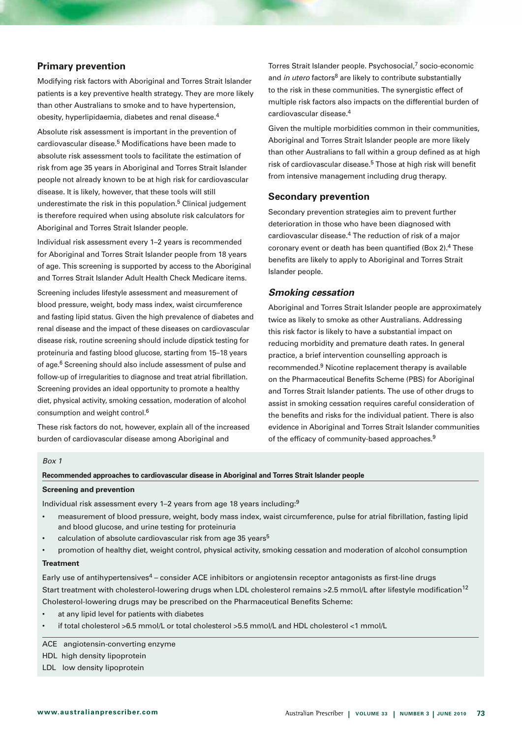## Primary prevention

Modifying risk factors with Aboriginal and Torres Strait Islander patients is a key preventive health strategy. They are more likely than other Australians to smoke and to have hypertension, obesity, hyperlipidaemia, diabetes and renal disease.[4]

Absolute risk assessment is important in the prevention of cardiovascular disease.[5] Modifications have been made to absolute risk assessment tools to facilitate the estimation of risk from age 35 years in Aboriginal and Torres Strait Islander people not already known to be at high risk for cardiovascular disease. It is likely, however, that these tools will still underestimate the risk in this population.[5] Clinical judgement is therefore required when using absolute risk calculators for Aboriginal and Torres Strait Islander people.

Individual risk assessment every 1–2 years is recommended for Aboriginal and Torres Strait Islander people from 18 years of age. This screening is supported by access to the Aboriginal and Torres Strait Islander Adult Health Check Medicare items.

Screening includes lifestyle assessment and measurement of blood pressure, weight, body mass index, waist circumference and fasting lipid status. Given the high prevalence of diabetes and renal disease and the impact of these diseases on cardiovascular disease risk, routine screening should include dipstick testing for proteinuria and fasting blood glucose, starting from 15–18 years of age.[6] Screening should also include assessment of pulse and follow-up of irregularities to diagnose and treat atrial fibrillation. Screening provides an ideal opportunity to promote a healthy diet, physical activity, smoking cessation, moderation of alcohol consumption and weight control.[6]

These risk factors do not, however, explain all of the increased burden of cardiovascular disease among Aboriginal and Torres Strait Islander people. Psychosocial,[7] socio-economic and *in utero* factors[8] are likely to contribute substantially to the risk in these communities. The synergistic effect of multiple risk factors also impacts on the differential burden of cardiovascular disease.[4]

Given the multiple morbidities common in their communities, Aboriginal and Torres Strait Islander people are more likely than other Australians to fall within a group defined as at high risk of cardiovascular disease.[5] Those at high risk will benefit from intensive management including drug therapy.

## Secondary prevention

Secondary prevention strategies aim to prevent further deterioration in those who have been diagnosed with cardiovascular disease.[4] The reduction of risk of a major coronary event or death has been quantified (Box 2).[4] These benefits are likely to apply to Aboriginal and Torres Strait Islander people.

### *Smoking cessation*

Aboriginal and Torres Strait Islander people are approximately twice as likely to smoke as other Australians. Addressing this risk factor is likely to have a substantial impact on reducing morbidity and premature death rates. In general practice, a brief intervention counselling approach is recommended.[9] Nicotine replacement therapy is available on the Pharmaceutical Benefits Scheme (PBS) for Aboriginal and Torres Strait Islander patients. The use of other drugs to assist in smoking cessation requires careful consideration of the benefits and risks for the individual patient. There is also evidence in Aboriginal and Torres Strait Islander communities of the efficacy of community-based approaches.[9]

*Box 1*

**Recommended approaches to cardiovascular disease in Aboriginal and Torres Strait Islander people**

**Screening and prevention**

Individual risk assessment every 1–2 years from age 18 years including:[9]

- measurement of blood pressure, weight, body mass index, waist circumference, pulse for atrial fibrillation, fasting lipid and blood glucose, and urine testing for proteinuria
- calculation of absolute cardiovascular risk from age 35 years[5]
- promotion of healthy diet, weight control, physical activity, smoking cessation and moderation of alcohol consumption

**Treatment**

Early use of antihypertensives[4] – consider ACE inhibitors or angiotensin receptor antagonists as first-line drugs

Start treatment with cholesterol-lowering drugs when LDL cholesterol remains >2.5 mmol/L after lifestyle modification[12]

Cholesterol-lowering drugs may be prescribed on the Pharmaceutical Benefits Scheme:

- at any lipid level for patients with diabetes
- if total cholesterol >6.5 mmol/L or total cholesterol >5.5 mmol/L and HDL cholesterol <1 mmol/L

ACE angiotensin-converting enzyme
HDL high density lipoprotein
LDL low density lipoprotein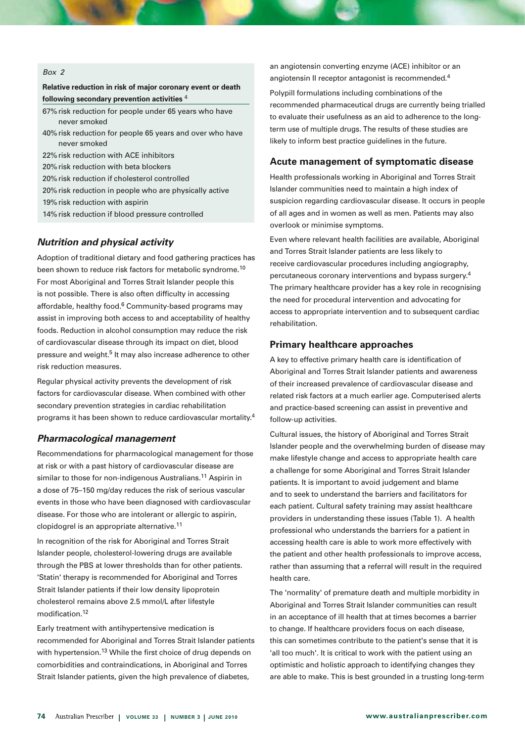*Box 2*

**Relative reduction in risk of major coronary event or death following secondary prevention activities** [4]

- 67% risk reduction for people under 65 years who have never smoked
- 40% risk reduction for people 65 years and over who have never smoked
- 22% risk reduction with ACE inhibitors
- 20% risk reduction with beta blockers
- 20% risk reduction if cholesterol controlled
- 20% risk reduction in people who are physically active
- 19% risk reduction with aspirin
- 14% risk reduction if blood pressure controlled

### *Nutrition and physical activity*

Adoption of traditional dietary and food gathering practices has been shown to reduce risk factors for metabolic syndrome.[10] For most Aboriginal and Torres Strait Islander people this is not possible. There is also often difficulty in accessing affordable, healthy food.[6] Community-based programs may assist in improving both access to and acceptability of healthy foods. Reduction in alcohol consumption may reduce the risk of cardiovascular disease through its impact on diet, blood pressure and weight.[5] It may also increase adherence to other risk reduction measures.

Regular physical activity prevents the development of risk factors for cardiovascular disease. When combined with other secondary prevention strategies in cardiac rehabilitation programs it has been shown to reduce cardiovascular mortality.[4]

### *Pharmacological management*

Recommendations for pharmacological management for those at risk or with a past history of cardiovascular disease are similar to those for non-indigenous Australians.[11] Aspirin in a dose of 75–150 mg/day reduces the risk of serious vascular events in those who have been diagnosed with cardiovascular disease. For those who are intolerant or allergic to aspirin, clopidogrel is an appropriate alternative.[11]

In recognition of the risk for Aboriginal and Torres Strait Islander people, cholesterol-lowering drugs are available through the PBS at lower thresholds than for other patients. 'Statin' therapy is recommended for Aboriginal and Torres Strait Islander patients if their low density lipoprotein cholesterol remains above 2.5 mmol/L after lifestyle modification.[12]

Early treatment with antihypertensive medication is recommended for Aboriginal and Torres Strait Islander patients with hypertension.[13] While the first choice of drug depends on comorbidities and contraindications, in Aboriginal and Torres Strait Islander patients, given the high prevalence of diabetes, an angiotensin converting enzyme (ACE) inhibitor or an angiotensin II receptor antagonist is recommended.[4]

Polypill formulations including combinations of the recommended pharmaceutical drugs are currently being trialled to evaluate their usefulness as an aid to adherence to the long-term use of multiple drugs. The results of these studies are likely to inform best practice guidelines in the future.

## Acute management of symptomatic disease

Health professionals working in Aboriginal and Torres Strait Islander communities need to maintain a high index of suspicion regarding cardiovascular disease. It occurs in people of all ages and in women as well as men. Patients may also overlook or minimise symptoms.

Even where relevant health facilities are available, Aboriginal and Torres Strait Islander patients are less likely to receive cardiovascular procedures including angiography, percutaneous coronary interventions and bypass surgery.[4] The primary healthcare provider has a key role in recognising the need for procedural intervention and advocating for access to appropriate intervention and to subsequent cardiac rehabilitation.

## Primary healthcare approaches

A key to effective primary health care is identification of Aboriginal and Torres Strait Islander patients and awareness of their increased prevalence of cardiovascular disease and related risk factors at a much earlier age. Computerised alerts and practice-based screening can assist in preventive and follow-up activities.

Cultural issues, the history of Aboriginal and Torres Strait Islander people and the overwhelming burden of disease may make lifestyle change and access to appropriate health care a challenge for some Aboriginal and Torres Strait Islander patients. It is important to avoid judgement and blame and to seek to understand the barriers and facilitators for each patient. Cultural safety training may assist healthcare providers in understanding these issues (Table 1). A health professional who understands the barriers for a patient in accessing health care is able to work more effectively with the patient and other health professionals to improve access, rather than assuming that a referral will result in the required health care.

The 'normality' of premature death and multiple morbidity in Aboriginal and Torres Strait Islander communities can result in an acceptance of ill health that at times becomes a barrier to change. If healthcare providers focus on each disease, this can sometimes contribute to the patient's sense that it is 'all too much'. It is critical to work with the patient using an optimistic and holistic approach to identifying changes they are able to make. This is best grounded in a trusting long-term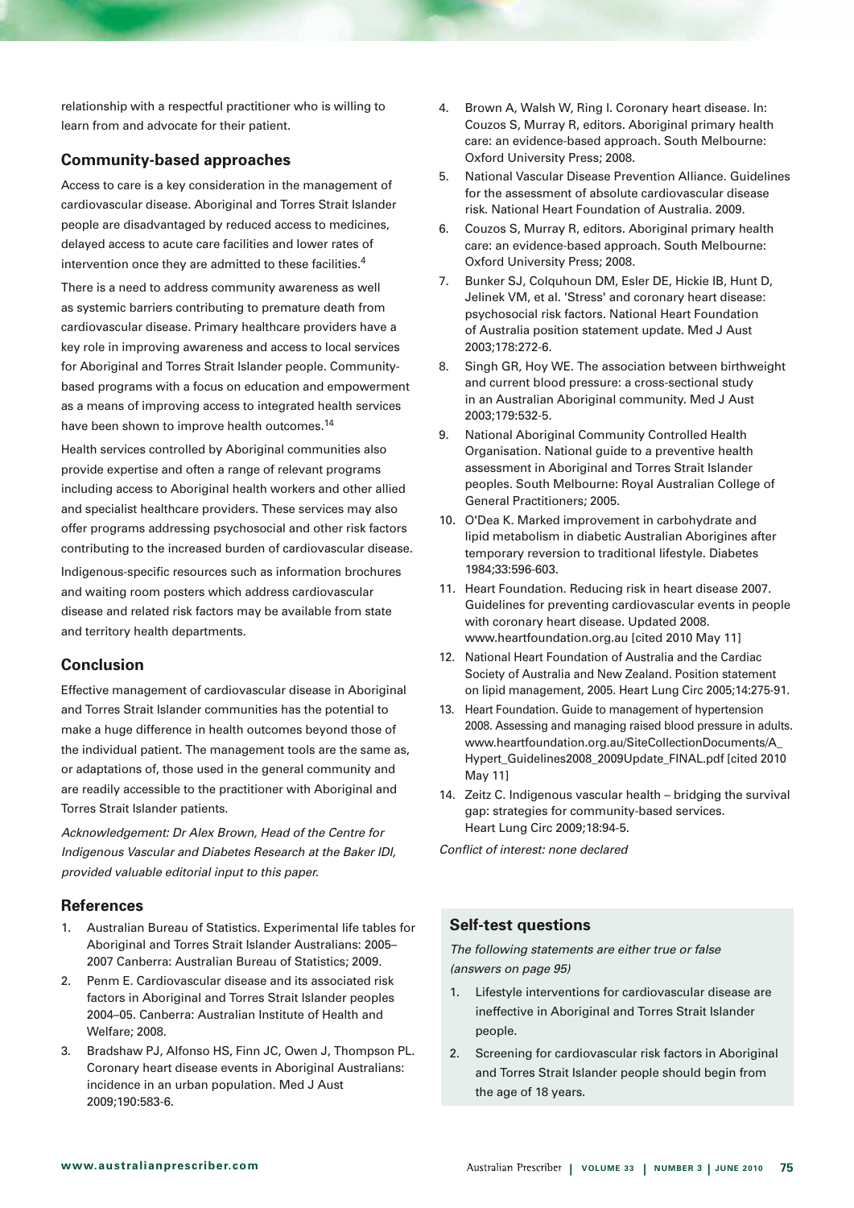relationship with a respectful practitioner who is willing to learn from and advocate for their patient.

## Community-based approaches

Access to care is a key consideration in the management of cardiovascular disease. Aboriginal and Torres Strait Islander people are disadvantaged by reduced access to medicines, delayed access to acute care facilities and lower rates of intervention once they are admitted to these facilities.[4]

There is a need to address community awareness as well as systemic barriers contributing to premature death from cardiovascular disease. Primary healthcare providers have a key role in improving awareness and access to local services for Aboriginal and Torres Strait Islander people. Community-based programs with a focus on education and empowerment as a means of improving access to integrated health services have been shown to improve health outcomes.[14]

Health services controlled by Aboriginal communities also provide expertise and often a range of relevant programs including access to Aboriginal health workers and other allied and specialist healthcare providers. These services may also offer programs addressing psychosocial and other risk factors contributing to the increased burden of cardiovascular disease.

Indigenous-specific resources such as information brochures and waiting room posters which address cardiovascular disease and related risk factors may be available from state and territory health departments.

## Conclusion

Effective management of cardiovascular disease in Aboriginal and Torres Strait Islander communities has the potential to make a huge difference in health outcomes beyond those of the individual patient. The management tools are the same as, or adaptations of, those used in the general community and are readily accessible to the practitioner with Aboriginal and Torres Strait Islander patients.

*Acknowledgement: Dr Alex Brown, Head of the Centre for Indigenous Vascular and Diabetes Research at the Baker IDI, provided valuable editorial input to this paper.*

## References

1. Australian Bureau of Statistics. Experimental life tables for Aboriginal and Torres Strait Islander Australians: 2005–2007 Canberra: Australian Bureau of Statistics; 2009.
2. Penm E. Cardiovascular disease and its associated risk factors in Aboriginal and Torres Strait Islander peoples 2004–05. Canberra: Australian Institute of Health and Welfare; 2008.
3. Bradshaw PJ, Alfonso HS, Finn JC, Owen J, Thompson PL. Coronary heart disease events in Aboriginal Australians: incidence in an urban population. Med J Aust 2009;190:583-6.
4. Brown A, Walsh W, Ring I. Coronary heart disease. In: Couzos S, Murray R, editors. Aboriginal primary health care: an evidence-based approach. South Melbourne: Oxford University Press; 2008.
5. National Vascular Disease Prevention Alliance. Guidelines for the assessment of absolute cardiovascular disease risk. National Heart Foundation of Australia. 2009.
6. Couzos S, Murray R, editors. Aboriginal primary health care: an evidence-based approach. South Melbourne: Oxford University Press; 2008.
7. Bunker SJ, Colquhoun DM, Esler DE, Hickie IB, Hunt D, Jelinek VM, et al. 'Stress' and coronary heart disease: psychosocial risk factors. National Heart Foundation of Australia position statement update. Med J Aust 2003;178:272-6.
8. Singh GR, Hoy WE. The association between birthweight and current blood pressure: a cross-sectional study in an Australian Aboriginal community. Med J Aust 2003;179:532-5.
9. National Aboriginal Community Controlled Health Organisation. National guide to a preventive health assessment in Aboriginal and Torres Strait Islander peoples. South Melbourne: Royal Australian College of General Practitioners; 2005.
10. O'Dea K. Marked improvement in carbohydrate and lipid metabolism in diabetic Australian Aborigines after temporary reversion to traditional lifestyle. Diabetes 1984;33:596-603.
11. Heart Foundation. Reducing risk in heart disease 2007. Guidelines for preventing cardiovascular events in people with coronary heart disease. Updated 2008. www.heartfoundation.org.au [cited 2010 May 11]
12. National Heart Foundation of Australia and the Cardiac Society of Australia and New Zealand. Position statement on lipid management, 2005. Heart Lung Circ 2005;14:275-91.
13. Heart Foundation. Guide to management of hypertension 2008. Assessing and managing raised blood pressure in adults. www.heartfoundation.org.au/SiteCollectionDocuments/A_Hypert_Guidelines2008_2009Update_FINAL.pdf [cited 2010 May 11]
14. Zeitz C. Indigenous vascular health – bridging the survival gap: strategies for community-based services. Heart Lung Circ 2009;18:94-5.

*Conflict of interest: none declared*

## Self-test questions

*The following statements are either true or false (answers on page 95)*

1. Lifestyle interventions for cardiovascular disease are ineffective in Aboriginal and Torres Strait Islander people.
2. Screening for cardiovascular risk factors in Aboriginal and Torres Strait Islander people should begin from the age of 18 years.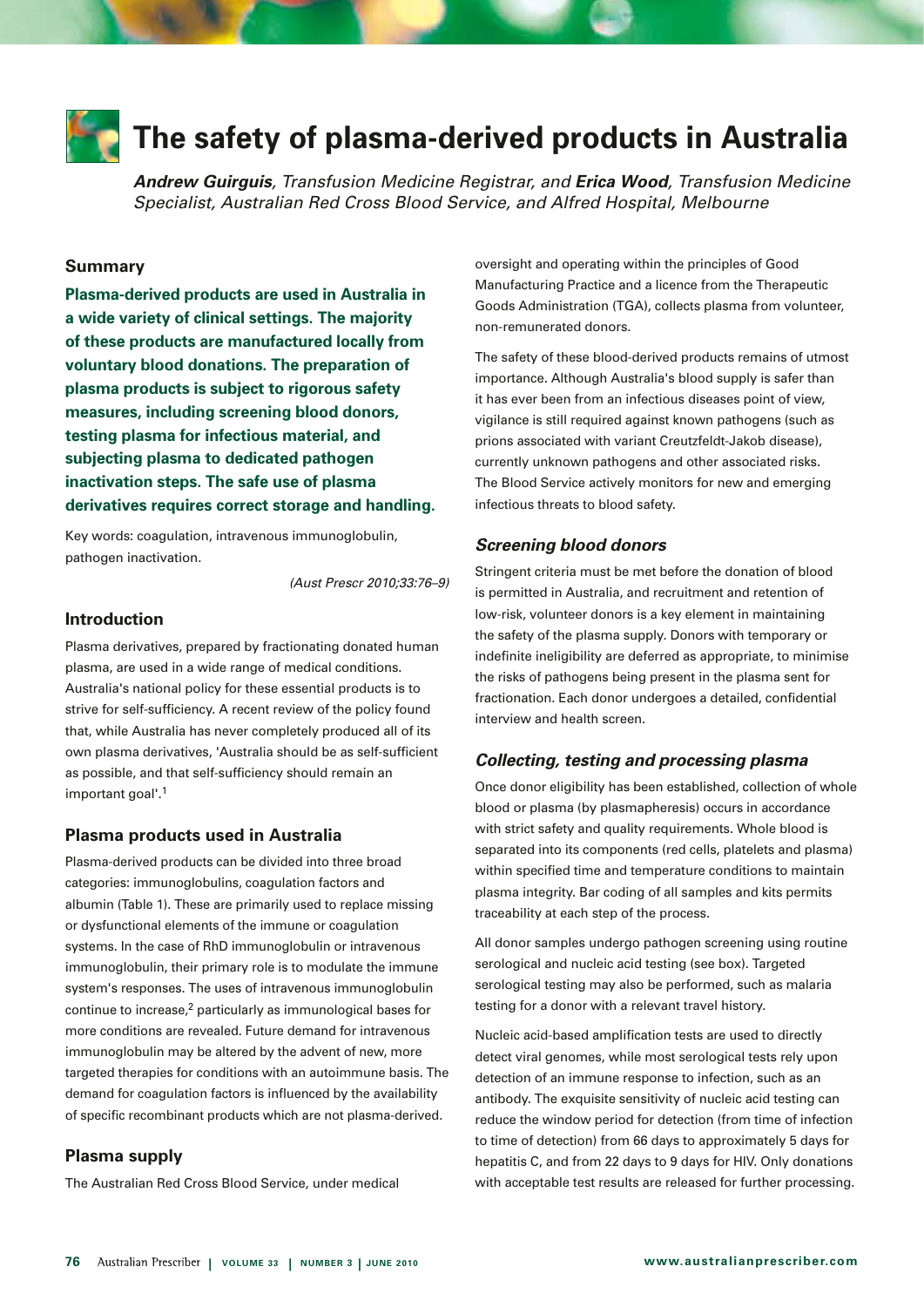# The safety of plasma-derived products in Australia

***Andrew Guirguis**, Transfusion Medicine Registrar, and **Erica Wood**, Transfusion Medicine Specialist, Australian Red Cross Blood Service, and Alfred Hospital, Melbourne*

## Summary

**Plasma-derived products are used in Australia in a wide variety of clinical settings. The majority of these products are manufactured locally from voluntary blood donations. The preparation of plasma products is subject to rigorous safety measures, including screening blood donors, testing plasma for infectious material, and subjecting plasma to dedicated pathogen inactivation steps. The safe use of plasma derivatives requires correct storage and handling.**

Key words: coagulation, intravenous immunoglobulin, pathogen inactivation.

*(Aust Prescr 2010;33:76–9)*

## Introduction

Plasma derivatives, prepared by fractionating donated human plasma, are used in a wide range of medical conditions. Australia's national policy for these essential products is to strive for self-sufficiency. A recent review of the policy found that, while Australia has never completely produced all of its own plasma derivatives, 'Australia should be as self-sufficient as possible, and that self-sufficiency should remain an important goal'.[1]

## Plasma products used in Australia

Plasma-derived products can be divided into three broad categories: immunoglobulins, coagulation factors and albumin (Table 1). These are primarily used to replace missing or dysfunctional elements of the immune or coagulation systems. In the case of RhD immunoglobulin or intravenous immunoglobulin, their primary role is to modulate the immune system's responses. The uses of intravenous immunoglobulin continue to increase,[2] particularly as immunological bases for more conditions are revealed. Future demand for intravenous immunoglobulin may be altered by the advent of new, more targeted therapies for conditions with an autoimmune basis. The demand for coagulation factors is influenced by the availability of specific recombinant products which are not plasma-derived.

## Plasma supply

The Australian Red Cross Blood Service, under medical oversight and operating within the principles of Good Manufacturing Practice and a licence from the Therapeutic Goods Administration (TGA), collects plasma from volunteer, non-remunerated donors.

The safety of these blood-derived products remains of utmost importance. Although Australia's blood supply is safer than it has ever been from an infectious diseases point of view, vigilance is still required against known pathogens (such as prions associated with variant Creutzfeldt-Jakob disease), currently unknown pathogens and other associated risks. The Blood Service actively monitors for new and emerging infectious threats to blood safety.

### *Screening blood donors*

Stringent criteria must be met before the donation of blood is permitted in Australia, and recruitment and retention of low-risk, volunteer donors is a key element in maintaining the safety of the plasma supply. Donors with temporary or indefinite ineligibility are deferred as appropriate, to minimise the risks of pathogens being present in the plasma sent for fractionation. Each donor undergoes a detailed, confidential interview and health screen.

### *Collecting, testing and processing plasma*

Once donor eligibility has been established, collection of whole blood or plasma (by plasmapheresis) occurs in accordance with strict safety and quality requirements. Whole blood is separated into its components (red cells, platelets and plasma) within specified time and temperature conditions to maintain plasma integrity. Bar coding of all samples and kits permits traceability at each step of the process.

All donor samples undergo pathogen screening using routine serological and nucleic acid testing (see box). Targeted serological testing may also be performed, such as malaria testing for a donor with a relevant travel history.

Nucleic acid-based amplification tests are used to directly detect viral genomes, while most serological tests rely upon detection of an immune response to infection, such as an antibody. The exquisite sensitivity of nucleic acid testing can reduce the window period for detection (from time of infection to time of detection) from 66 days to approximately 5 days for hepatitis C, and from 22 days to 9 days for HIV. Only donations with acceptable test results are released for further processing.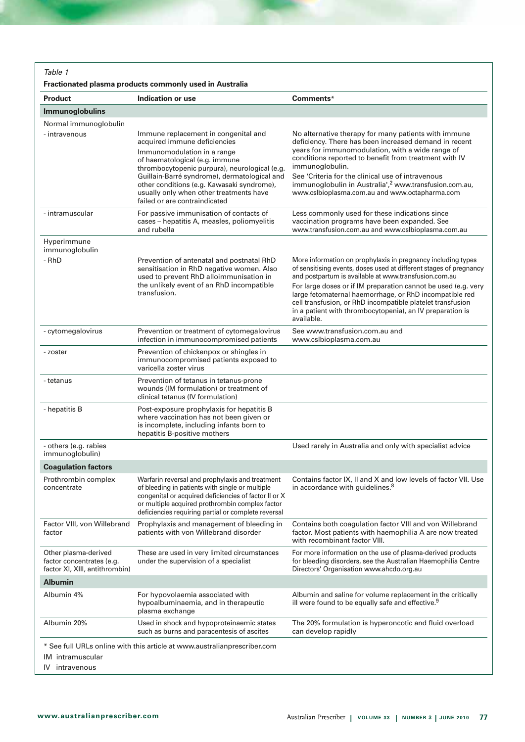*Table 1*

**Fractionated plasma products commonly used in Australia**

| Product | Indication or use | Comments* |
|---|---|---|
| **Immunoglobulins** | | |
| Normal immunoglobulin | | |
| - intravenous | Immune replacement in congenital and acquired immune deficiencies<br>Immunomodulation in a range of haematological (e.g. immune thrombocytopenic purpura), neurological (e.g. Guillain-Barré syndrome), dermatological and other conditions (e.g. Kawasaki syndrome), usually only when other treatments have failed or are contraindicated | No alternative therapy for many patients with immune deficiency. There has been increased demand in recent years for immunomodulation, with a wide range of conditions reported to benefit from treatment with IV immunoglobulin.<br>See 'Criteria for the clinical use of intravenous immunoglobulin in Australia',[2] www.transfusion.com.au, www.cslbioplasma.com.au and www.octapharma.com |
| - intramuscular | For passive immunisation of contacts of cases – hepatitis A, measles, poliomyelitis and rubella | Less commonly used for these indications since vaccination programs have been expanded. See www.transfusion.com.au and www.cslbioplasma.com.au |
| Hyperimmune immunoglobulin | | |
| - RhD | Prevention of antenatal and postnatal RhD sensitisation in RhD negative women. Also used to prevent RhD alloimmunisation in the unlikely event of an RhD incompatible transfusion. | More information on prophylaxis in pregnancy including types of sensitising events, doses used at different stages of pregnancy and postpartum is available at www.transfusion.com.au<br>For large doses or if IM preparation cannot be used (e.g. very large fetomaternal haemorrhage, or RhD incompatible red cell transfusion, or RhD incompatible platelet transfusion in a patient with thrombocytopenia), an IV preparation is available. |
| - cytomegalovirus | Prevention or treatment of cytomegalovirus infection in immunocompromised patients | See www.transfusion.com.au and www.cslbioplasma.com.au |
| - zoster | Prevention of chickenpox or shingles in immunocompromised patients exposed to varicella zoster virus | |
| - tetanus | Prevention of tetanus in tetanus-prone wounds (IM formulation) or treatment of clinical tetanus (IV formulation) | |
| - hepatitis B | Post-exposure prophylaxis for hepatitis B where vaccination has not been given or is incomplete, including infants born to hepatitis B-positive mothers | |
| - others (e.g. rabies immunoglobulin) | | Used rarely in Australia and only with specialist advice |
| **Coagulation factors** | | |
| Prothrombin complex concentrate | Warfarin reversal and prophylaxis and treatment of bleeding in patients with single or multiple congenital or acquired deficiencies of factor II or X or multiple acquired prothrombin complex factor deficiencies requiring partial or complete reversal | Contains factor IX, II and X and low levels of factor VII. Use in accordance with guidelines.[8] |
| Factor VIII, von Willebrand factor | Prophylaxis and management of bleeding in patients with von Willebrand disorder | Contains both coagulation factor VIII and von Willebrand factor. Most patients with haemophilia A are now treated with recombinant factor VIII. |
| Other plasma-derived factor concentrates (e.g. factor XI, XIII, antithrombin) | These are used in very limited circumstances under the supervision of a specialist | For more information on the use of plasma-derived products for bleeding disorders, see the Australian Haemophilia Centre Directors' Organisation www.ahcdo.org.au |
| **Albumin** | | |
| Albumin 4% | For hypovolaemia associated with hypoalbuminaemia, and in therapeutic plasma exchange | Albumin and saline for volume replacement in the critically ill were found to be equally safe and effective.[9] |
| Albumin 20% | Used in shock and hypoproteinaemic states such as burns and paracentesis of ascites | The 20% formulation is hyperoncotic and fluid overload can develop rapidly |

\* See full URLs online with this article at www.australianprescriber.com

IM intramuscular

IV intravenous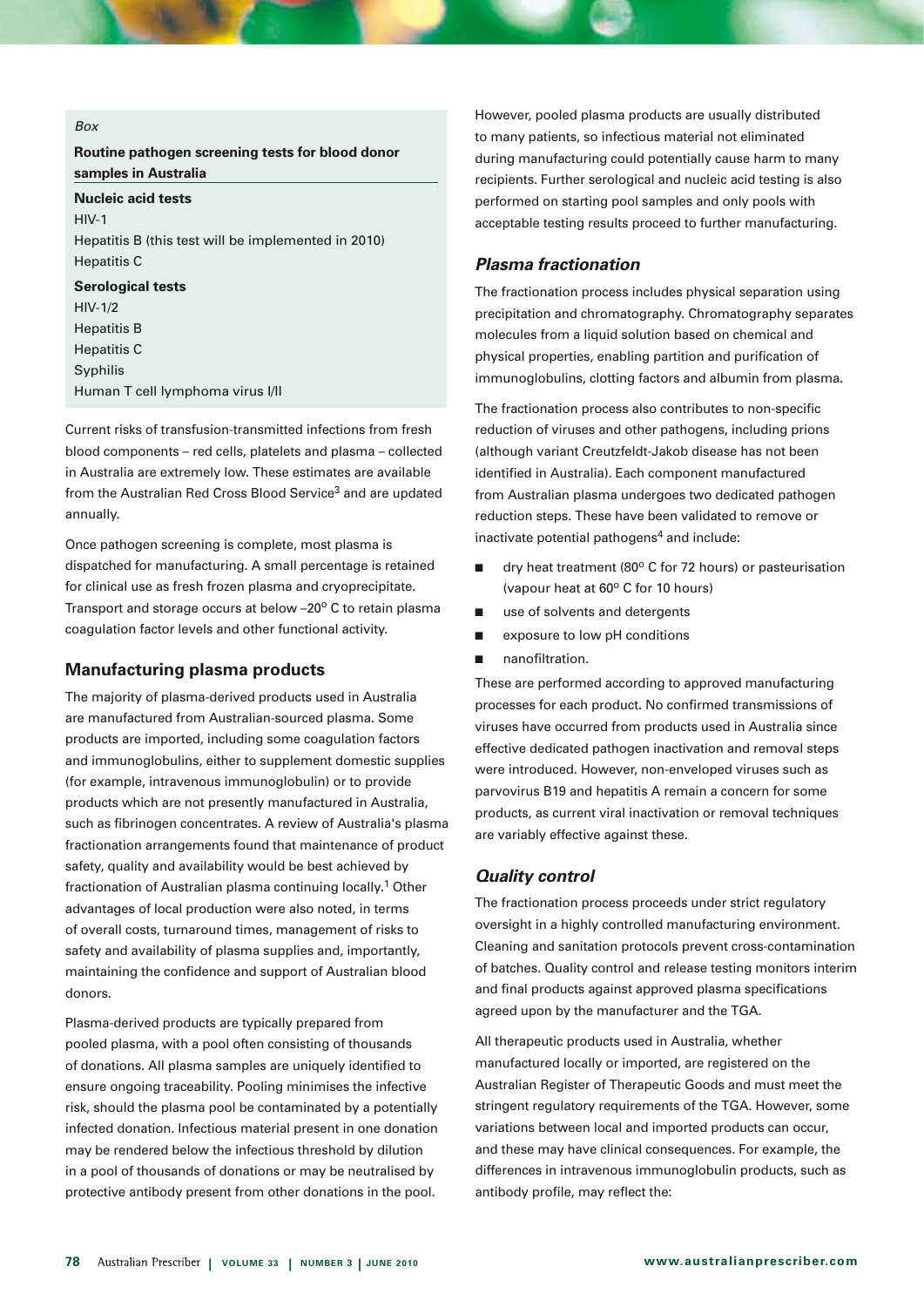*Box*

**Routine pathogen screening tests for blood donor samples in Australia**

**Nucleic acid tests**

HIV-1

Hepatitis B (this test will be implemented in 2010)

Hepatitis C

**Serological tests**

HIV-1/2

Hepatitis B

Hepatitis C

Syphilis

Human T cell lymphoma virus I/II

Current risks of transfusion-transmitted infections from fresh blood components – red cells, platelets and plasma – collected in Australia are extremely low. These estimates are available from the Australian Red Cross Blood Service[3] and are updated annually.

Once pathogen screening is complete, most plasma is dispatched for manufacturing. A small percentage is retained for clinical use as fresh frozen plasma and cryoprecipitate. Transport and storage occurs at below –20º C to retain plasma coagulation factor levels and other functional activity.

## Manufacturing plasma products

The majority of plasma-derived products used in Australia are manufactured from Australian-sourced plasma. Some products are imported, including some coagulation factors and immunoglobulins, either to supplement domestic supplies (for example, intravenous immunoglobulin) or to provide products which are not presently manufactured in Australia, such as fibrinogen concentrates. A review of Australia's plasma fractionation arrangements found that maintenance of product safety, quality and availability would be best achieved by fractionation of Australian plasma continuing locally.[1] Other advantages of local production were also noted, in terms of overall costs, turnaround times, management of risks to safety and availability of plasma supplies and, importantly, maintaining the confidence and support of Australian blood donors.

Plasma-derived products are typically prepared from pooled plasma, with a pool often consisting of thousands of donations. All plasma samples are uniquely identified to ensure ongoing traceability. Pooling minimises the infective risk, should the plasma pool be contaminated by a potentially infected donation. Infectious material present in one donation may be rendered below the infectious threshold by dilution in a pool of thousands of donations or may be neutralised by protective antibody present from other donations in the pool.

However, pooled plasma products are usually distributed to many patients, so infectious material not eliminated during manufacturing could potentially cause harm to many recipients. Further serological and nucleic acid testing is also performed on starting pool samples and only pools with acceptable testing results proceed to further manufacturing.

### *Plasma fractionation*

The fractionation process includes physical separation using precipitation and chromatography. Chromatography separates molecules from a liquid solution based on chemical and physical properties, enabling partition and purification of immunoglobulins, clotting factors and albumin from plasma.

The fractionation process also contributes to non-specific reduction of viruses and other pathogens, including prions (although variant Creutzfeldt-Jakob disease has not been identified in Australia). Each component manufactured from Australian plasma undergoes two dedicated pathogen reduction steps. These have been validated to remove or inactivate potential pathogens[4] and include:

- dry heat treatment (80º C for 72 hours) or pasteurisation (vapour heat at 60º C for 10 hours)
- use of solvents and detergents
- exposure to low pH conditions
- nanofiltration.

These are performed according to approved manufacturing processes for each product. No confirmed transmissions of viruses have occurred from products used in Australia since effective dedicated pathogen inactivation and removal steps were introduced. However, non-enveloped viruses such as parvovirus B19 and hepatitis A remain a concern for some products, as current viral inactivation or removal techniques are variably effective against these.

### *Quality control*

The fractionation process proceeds under strict regulatory oversight in a highly controlled manufacturing environment. Cleaning and sanitation protocols prevent cross-contamination of batches. Quality control and release testing monitors interim and final products against approved plasma specifications agreed upon by the manufacturer and the TGA.

All therapeutic products used in Australia, whether manufactured locally or imported, are registered on the Australian Register of Therapeutic Goods and must meet the stringent regulatory requirements of the TGA. However, some variations between local and imported products can occur, and these may have clinical consequences. For example, the differences in intravenous immunoglobulin products, such as antibody profile, may reflect the: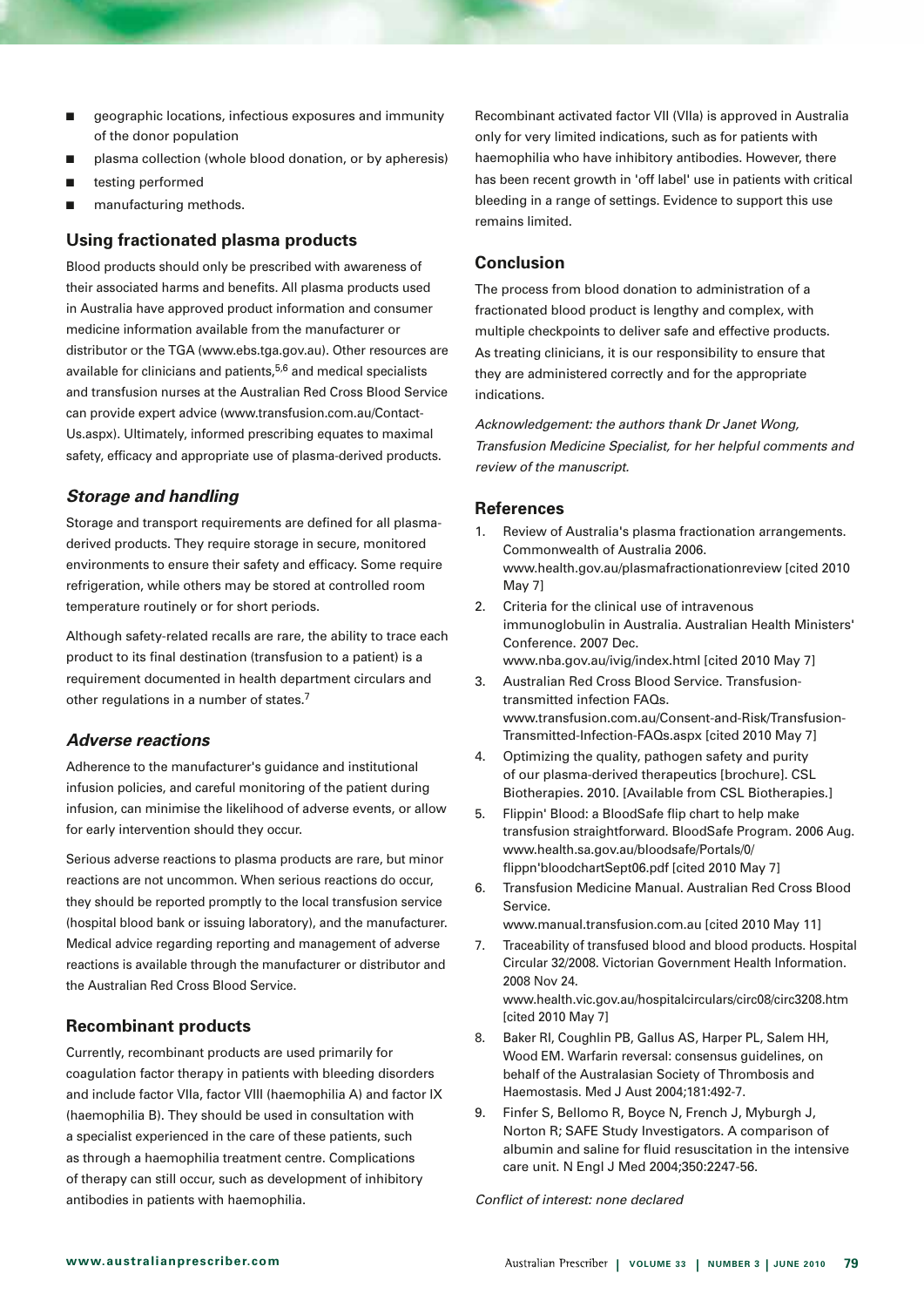- geographic locations, infectious exposures and immunity of the donor population
- plasma collection (whole blood donation, or by apheresis)
- testing performed
- manufacturing methods.

## Using fractionated plasma products

Blood products should only be prescribed with awareness of their associated harms and benefits. All plasma products used in Australia have approved product information and consumer medicine information available from the manufacturer or distributor or the TGA (www.ebs.tga.gov.au). Other resources are available for clinicians and patients,[5,6] and medical specialists and transfusion nurses at the Australian Red Cross Blood Service can provide expert advice (www.transfusion.com.au/Contact-Us.aspx). Ultimately, informed prescribing equates to maximal safety, efficacy and appropriate use of plasma-derived products.

### *Storage and handling*

Storage and transport requirements are defined for all plasma-derived products. They require storage in secure, monitored environments to ensure their safety and efficacy. Some require refrigeration, while others may be stored at controlled room temperature routinely or for short periods.

Although safety-related recalls are rare, the ability to trace each product to its final destination (transfusion to a patient) is a requirement documented in health department circulars and other regulations in a number of states.[7]

### *Adverse reactions*

Adherence to the manufacturer's guidance and institutional infusion policies, and careful monitoring of the patient during infusion, can minimise the likelihood of adverse events, or allow for early intervention should they occur.

Serious adverse reactions to plasma products are rare, but minor reactions are not uncommon. When serious reactions do occur, they should be reported promptly to the local transfusion service (hospital blood bank or issuing laboratory), and the manufacturer. Medical advice regarding reporting and management of adverse reactions is available through the manufacturer or distributor and the Australian Red Cross Blood Service.

## Recombinant products

Currently, recombinant products are used primarily for coagulation factor therapy in patients with bleeding disorders and include factor VIIa, factor VIII (haemophilia A) and factor IX (haemophilia B). They should be used in consultation with a specialist experienced in the care of these patients, such as through a haemophilia treatment centre. Complications of therapy can still occur, such as development of inhibitory antibodies in patients with haemophilia.

Recombinant activated factor VII (VIIa) is approved in Australia only for very limited indications, such as for patients with haemophilia who have inhibitory antibodies. However, there has been recent growth in 'off label' use in patients with critical bleeding in a range of settings. Evidence to support this use remains limited.

## Conclusion

The process from blood donation to administration of a fractionated blood product is lengthy and complex, with multiple checkpoints to deliver safe and effective products. As treating clinicians, it is our responsibility to ensure that they are administered correctly and for the appropriate indications.

*Acknowledgement: the authors thank Dr Janet Wong, Transfusion Medicine Specialist, for her helpful comments and review of the manuscript.*

## References

1. Review of Australia's plasma fractionation arrangements. Commonwealth of Australia 2006. www.health.gov.au/plasmafractionationreview [cited 2010 May 7]
2. Criteria for the clinical use of intravenous immunoglobulin in Australia. Australian Health Ministers' Conference. 2007 Dec. www.nba.gov.au/ivig/index.html [cited 2010 May 7]
3. Australian Red Cross Blood Service. Transfusion-transmitted infection FAQs. www.transfusion.com.au/Consent-and-Risk/Transfusion-Transmitted-Infection-FAQs.aspx [cited 2010 May 7]
4. Optimizing the quality, pathogen safety and purity of our plasma-derived therapeutics [brochure]. CSL Biotherapies. 2010. [Available from CSL Biotherapies.]
5. Flippin' Blood: a BloodSafe flip chart to help make transfusion straightforward. BloodSafe Program. 2006 Aug. www.health.sa.gov.au/bloodsafe/Portals/0/flippn'bloodchartSept06.pdf [cited 2010 May 7]
6. Transfusion Medicine Manual. Australian Red Cross Blood Service. www.manual.transfusion.com.au [cited 2010 May 11]
7. Traceability of transfused blood and blood products. Hospital Circular 32/2008. Victorian Government Health Information. 2008 Nov 24. www.health.vic.gov.au/hospitalcirculars/circ08/circ3208.htm [cited 2010 May 7]
8. Baker RI, Coughlin PB, Gallus AS, Harper PL, Salem HH, Wood EM. Warfarin reversal: consensus guidelines, on behalf of the Australasian Society of Thrombosis and Haemostasis. Med J Aust 2004;181:492-7.
9. Finfer S, Bellomo R, Boyce N, French J, Myburgh J, Norton R; SAFE Study Investigators. A comparison of albumin and saline for fluid resuscitation in the intensive care unit. N Engl J Med 2004;350:2247-56.

*Conflict of interest: none declared*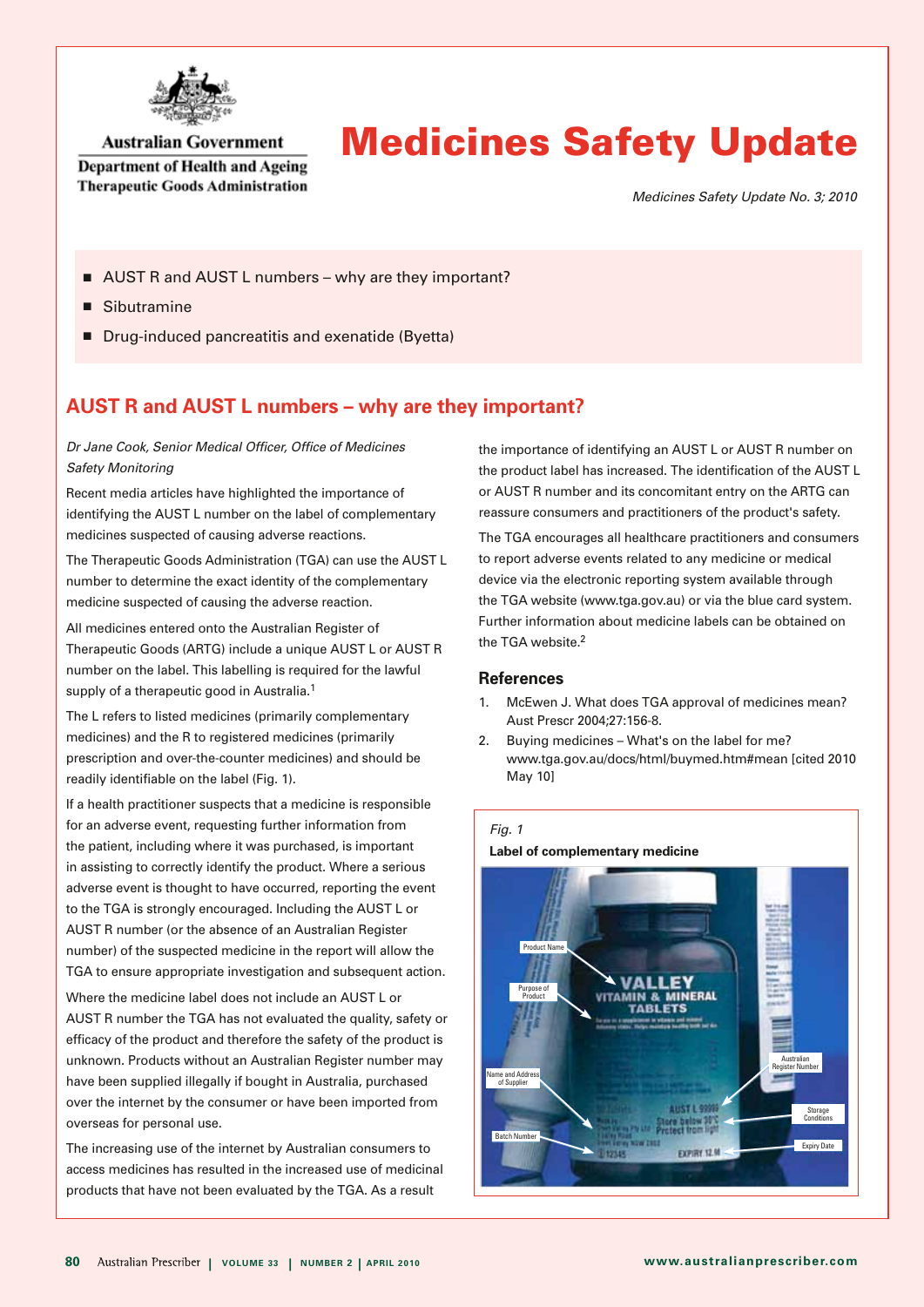Australian Government

Department of Health and Ageing
Therapeutic Goods Administration

# Medicines Safety Update

*Medicines Safety Update No. 3; 2010*

- AUST R and AUST L numbers – why are they important?
- Sibutramine
- Drug-induced pancreatitis and exenatide (Byetta)

## AUST R and AUST L numbers – why are they important?

*Dr Jane Cook, Senior Medical Officer, Office of Medicines Safety Monitoring*

Recent media articles have highlighted the importance of identifying the AUST L number on the label of complementary medicines suspected of causing adverse reactions.

The Therapeutic Goods Administration (TGA) can use the AUST L number to determine the exact identity of the complementary medicine suspected of causing the adverse reaction.

All medicines entered onto the Australian Register of Therapeutic Goods (ARTG) include a unique AUST L or AUST R number on the label. This labelling is required for the lawful supply of a therapeutic good in Australia.[1]

The L refers to listed medicines (primarily complementary medicines) and the R to registered medicines (primarily prescription and over-the-counter medicines) and should be readily identifiable on the label (Fig. 1).

If a health practitioner suspects that a medicine is responsible for an adverse event, requesting further information from the patient, including where it was purchased, is important in assisting to correctly identify the product. Where a serious adverse event is thought to have occurred, reporting the event to the TGA is strongly encouraged. Including the AUST L or AUST R number (or the absence of an Australian Register number) of the suspected medicine in the report will allow the TGA to ensure appropriate investigation and subsequent action.

Where the medicine label does not include an AUST L or AUST R number the TGA has not evaluated the quality, safety or efficacy of the product and therefore the safety of the product is unknown. Products without an Australian Register number may have been supplied illegally if bought in Australia, purchased over the internet by the consumer or have been imported from overseas for personal use.

The increasing use of the internet by Australian consumers to access medicines has resulted in the increased use of medicinal products that have not been evaluated by the TGA. As a result the importance of identifying an AUST L or AUST R number on the product label has increased. The identification of the AUST L or AUST R number and its concomitant entry on the ARTG can reassure consumers and practitioners of the product's safety.

The TGA encourages all healthcare practitioners and consumers to report adverse events related to any medicine or medical device via the electronic reporting system available through the TGA website (www.tga.gov.au) or via the blue card system. Further information about medicine labels can be obtained on the TGA website.[2]

### References

1. McEwen J. What does TGA approval of medicines mean? Aust Prescr 2004;27:156-8.
2. Buying medicines – What's on the label for me? www.tga.gov.au/docs/html/buymed.htm#mean [cited 2010 May 10]

*Fig. 1*

**Label of complementary medicine**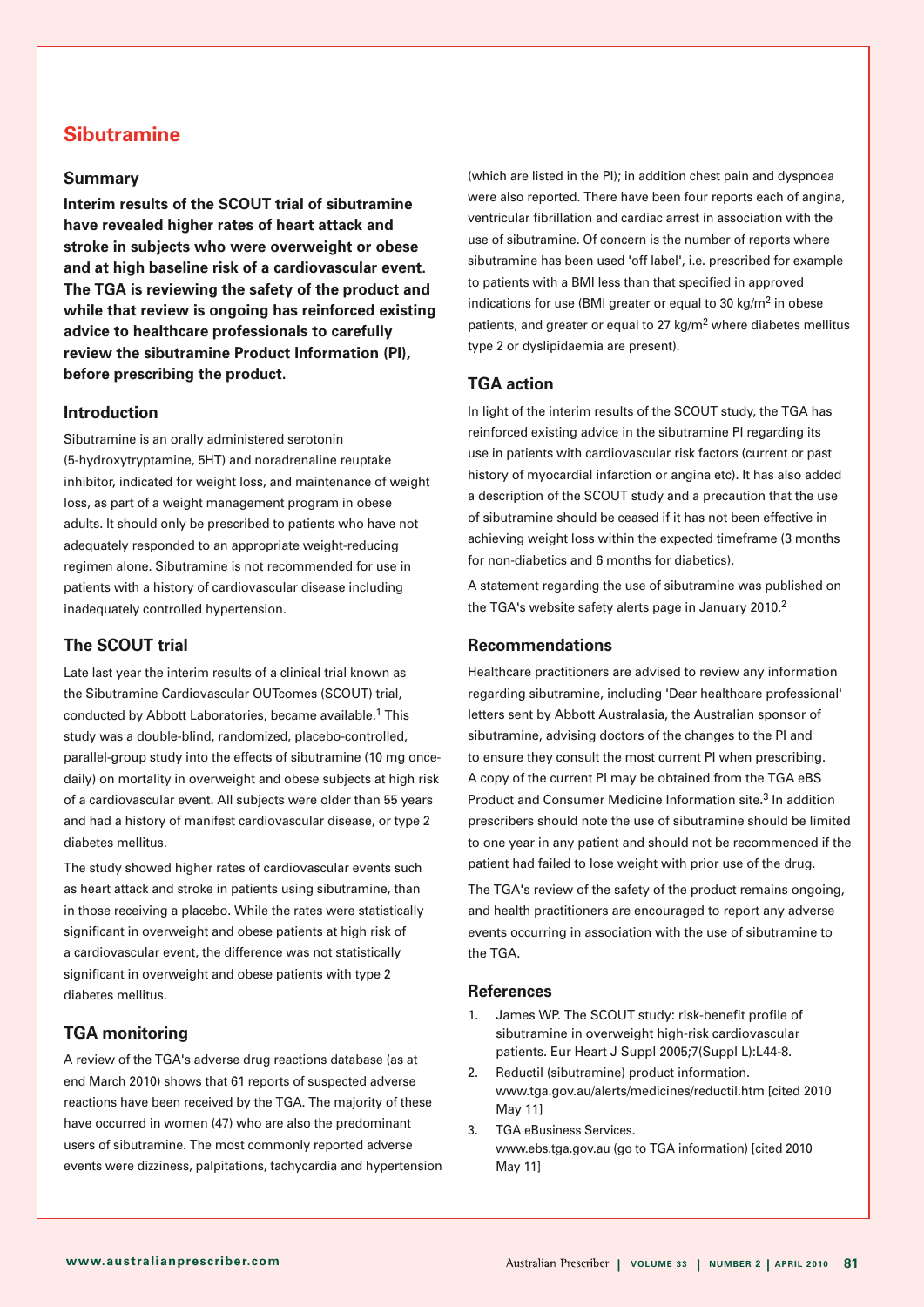## Sibutramine

### Summary

**Interim results of the SCOUT trial of sibutramine have revealed higher rates of heart attack and stroke in subjects who were overweight or obese and at high baseline risk of a cardiovascular event. The TGA is reviewing the safety of the product and while that review is ongoing has reinforced existing advice to healthcare professionals to carefully review the sibutramine Product Information (PI), before prescribing the product.**

### Introduction

Sibutramine is an orally administered serotonin (5-hydroxytryptamine, 5HT) and noradrenaline reuptake inhibitor, indicated for weight loss, and maintenance of weight loss, as part of a weight management program in obese adults. It should only be prescribed to patients who have not adequately responded to an appropriate weight-reducing regimen alone. Sibutramine is not recommended for use in patients with a history of cardiovascular disease including inadequately controlled hypertension.

### The SCOUT trial

Late last year the interim results of a clinical trial known as the Sibutramine Cardiovascular OUTcomes (SCOUT) trial, conducted by Abbott Laboratories, became available.[1] This study was a double-blind, randomized, placebo-controlled, parallel-group study into the effects of sibutramine (10 mg once-daily) on mortality in overweight and obese subjects at high risk of a cardiovascular event. All subjects were older than 55 years and had a history of manifest cardiovascular disease, or type 2 diabetes mellitus.

The study showed higher rates of cardiovascular events such as heart attack and stroke in patients using sibutramine, than in those receiving a placebo. While the rates were statistically significant in overweight and obese patients at high risk of a cardiovascular event, the difference was not statistically significant in overweight and obese patients with type 2 diabetes mellitus.

### TGA monitoring

A review of the TGA's adverse drug reactions database (as at end March 2010) shows that 61 reports of suspected adverse reactions have been received by the TGA. The majority of these have occurred in women (47) who are also the predominant users of sibutramine. The most commonly reported adverse events were dizziness, palpitations, tachycardia and hypertension (which are listed in the PI); in addition chest pain and dyspnoea were also reported. There have been four reports each of angina, ventricular fibrillation and cardiac arrest in association with the use of sibutramine. Of concern is the number of reports where sibutramine has been used 'off label', i.e. prescribed for example to patients with a BMI less than that specified in approved indications for use (BMI greater or equal to 30 kg/m$^2$ in obese patients, and greater or equal to 27 kg/m$^2$ where diabetes mellitus type 2 or dyslipidaemia are present).

### TGA action

In light of the interim results of the SCOUT study, the TGA has reinforced existing advice in the sibutramine PI regarding its use in patients with cardiovascular risk factors (current or past history of myocardial infarction or angina etc). It has also added a description of the SCOUT study and a precaution that the use of sibutramine should be ceased if it has not been effective in achieving weight loss within the expected timeframe (3 months for non-diabetics and 6 months for diabetics).

A statement regarding the use of sibutramine was published on the TGA's website safety alerts page in January 2010.[2]

### Recommendations

Healthcare practitioners are advised to review any information regarding sibutramine, including 'Dear healthcare professional' letters sent by Abbott Australasia, the Australian sponsor of sibutramine, advising doctors of the changes to the PI and to ensure they consult the most current PI when prescribing. A copy of the current PI may be obtained from the TGA eBS Product and Consumer Medicine Information site.[3] In addition prescribers should note the use of sibutramine should be limited to one year in any patient and should not be recommenced if the patient had failed to lose weight with prior use of the drug.

The TGA's review of the safety of the product remains ongoing, and health practitioners are encouraged to report any adverse events occurring in association with the use of sibutramine to the TGA.

### References

1. James WP. The SCOUT study: risk-benefit profile of sibutramine in overweight high-risk cardiovascular patients. Eur Heart J Suppl 2005;7(Suppl L):L44-8.
2. Reductil (sibutramine) product information. www.tga.gov.au/alerts/medicines/reductil.htm [cited 2010 May 11]
3. TGA eBusiness Services. www.ebs.tga.gov.au (go to TGA information) [cited 2010 May 11]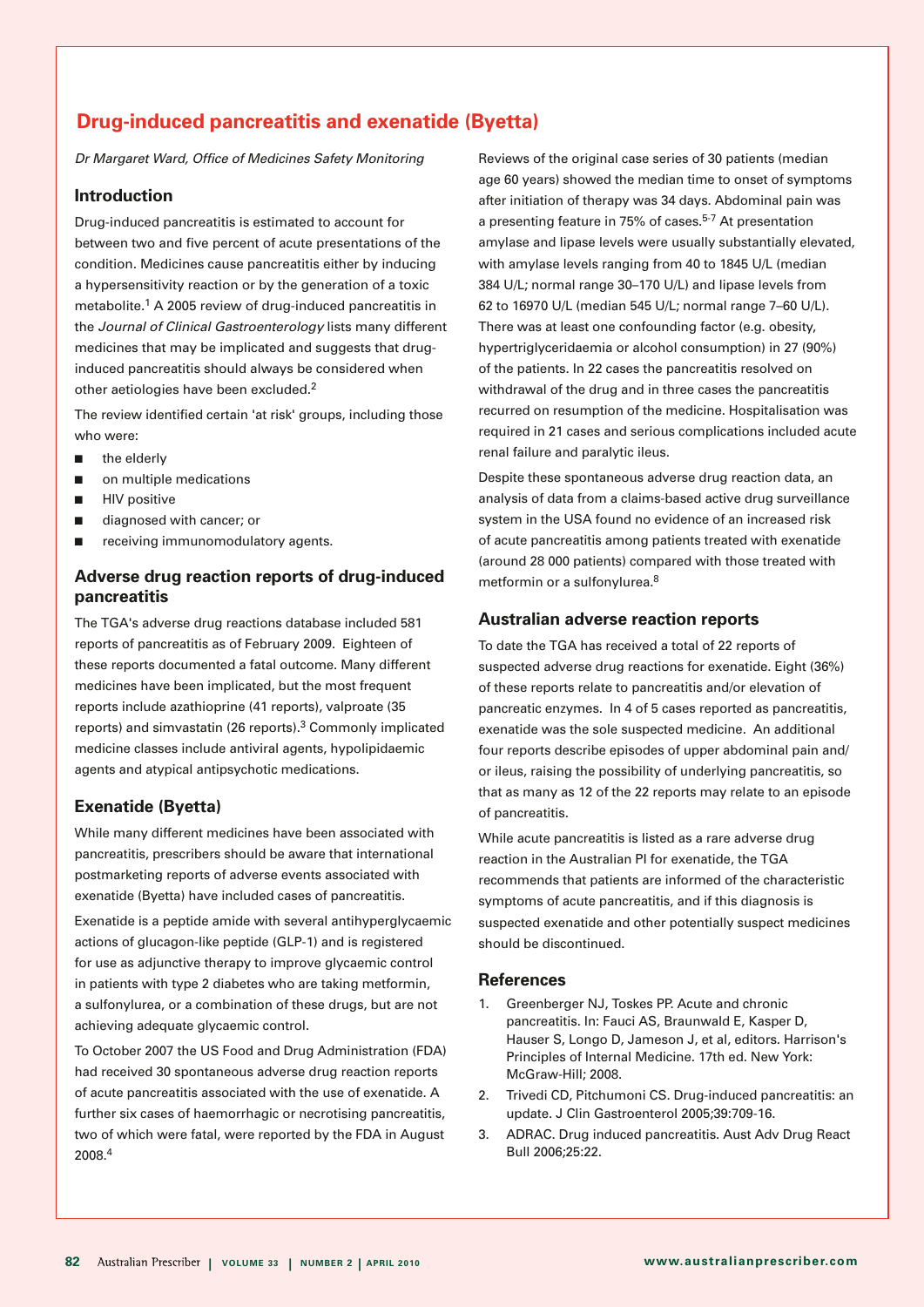## Drug-induced pancreatitis and exenatide (Byetta)

*Dr Margaret Ward, Office of Medicines Safety Monitoring*

### Introduction

Drug-induced pancreatitis is estimated to account for between two and five percent of acute presentations of the condition. Medicines cause pancreatitis either by inducing a hypersensitivity reaction or by the generation of a toxic metabolite.[1] A 2005 review of drug-induced pancreatitis in the *Journal of Clinical Gastroenterology* lists many different medicines that may be implicated and suggests that drug-induced pancreatitis should always be considered when other aetiologies have been excluded.[2]

The review identified certain 'at risk' groups, including those who were:

- the elderly
- on multiple medications
- HIV positive
- diagnosed with cancer; or
- receiving immunomodulatory agents.

### Adverse drug reaction reports of drug-induced pancreatitis

The TGA's adverse drug reactions database included 581 reports of pancreatitis as of February 2009. Eighteen of these reports documented a fatal outcome. Many different medicines have been implicated, but the most frequent reports include azathioprine (41 reports), valproate (35 reports) and simvastatin (26 reports).[3] Commonly implicated medicine classes include antiviral agents, hypolipidaemic agents and atypical antipsychotic medications.

### Exenatide (Byetta)

While many different medicines have been associated with pancreatitis, prescribers should be aware that international postmarketing reports of adverse events associated with exenatide (Byetta) have included cases of pancreatitis.

Exenatide is a peptide amide with several antihyperglycaemic actions of glucagon-like peptide (GLP-1) and is registered for use as adjunctive therapy to improve glycaemic control in patients with type 2 diabetes who are taking metformin, a sulfonylurea, or a combination of these drugs, but are not achieving adequate glycaemic control.

To October 2007 the US Food and Drug Administration (FDA) had received 30 spontaneous adverse drug reaction reports of acute pancreatitis associated with the use of exenatide. A further six cases of haemorrhagic or necrotising pancreatitis, two of which were fatal, were reported by the FDA in August 2008.[4]

Reviews of the original case series of 30 patients (median age 60 years) showed the median time to onset of symptoms after initiation of therapy was 34 days. Abdominal pain was a presenting feature in 75% of cases.[5-7] At presentation amylase and lipase levels were usually substantially elevated, with amylase levels ranging from 40 to 1845 U/L (median 384 U/L; normal range 30–170 U/L) and lipase levels from 62 to 16970 U/L (median 545 U/L; normal range 7–60 U/L). There was at least one confounding factor (e.g. obesity, hypertriglyceridaemia or alcohol consumption) in 27 (90%) of the patients. In 22 cases the pancreatitis resolved on withdrawal of the drug and in three cases the pancreatitis recurred on resumption of the medicine. Hospitalisation was required in 21 cases and serious complications included acute renal failure and paralytic ileus.

Despite these spontaneous adverse drug reaction data, an analysis of data from a claims-based active drug surveillance system in the USA found no evidence of an increased risk of acute pancreatitis among patients treated with exenatide (around 28 000 patients) compared with those treated with metformin or a sulfonylurea.[8]

### Australian adverse reaction reports

To date the TGA has received a total of 22 reports of suspected adverse drug reactions for exenatide. Eight (36%) of these reports relate to pancreatitis and/or elevation of pancreatic enzymes. In 4 of 5 cases reported as pancreatitis, exenatide was the sole suspected medicine. An additional four reports describe episodes of upper abdominal pain and/or ileus, raising the possibility of underlying pancreatitis, so that as many as 12 of the 22 reports may relate to an episode of pancreatitis.

While acute pancreatitis is listed as a rare adverse drug reaction in the Australian PI for exenatide, the TGA recommends that patients are informed of the characteristic symptoms of acute pancreatitis, and if this diagnosis is suspected exenatide and other potentially suspect medicines should be discontinued.

### References

1. Greenberger NJ, Toskes PP. Acute and chronic pancreatitis. In: Fauci AS, Braunwald E, Kasper D, Hauser S, Longo D, Jameson J, et al, editors. Harrison's Principles of Internal Medicine. 17th ed. New York: McGraw-Hill; 2008.
2. Trivedi CD, Pitchumoni CS. Drug-induced pancreatitis: an update. J Clin Gastroenterol 2005;39:709-16.
3. ADRAC. Drug induced pancreatitis. Aust Adv Drug React Bull 2006;25:22.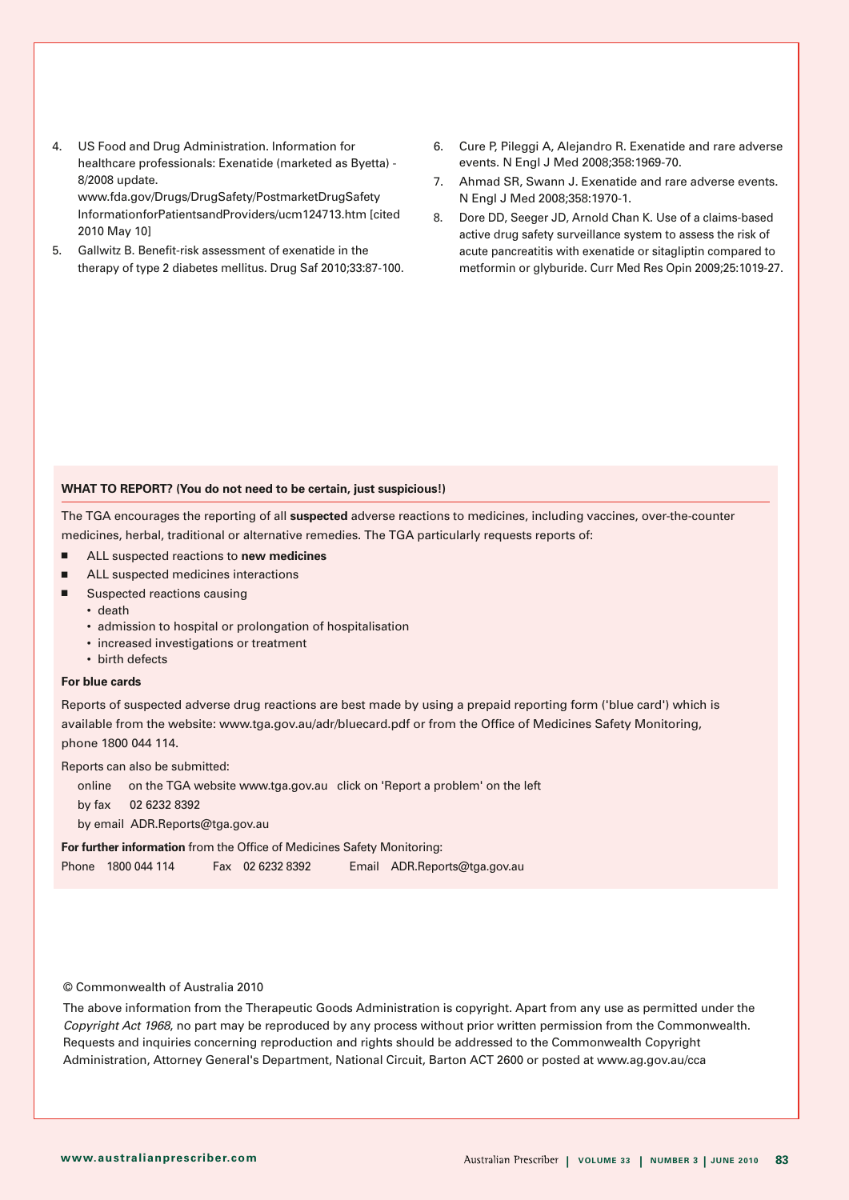4. US Food and Drug Administration. Information for healthcare professionals: Exenatide (marketed as Byetta) - 8/2008 update. www.fda.gov/Drugs/DrugSafety/PostmarketDrugSafetyInformationforPatientsandProviders/ucm124713.htm [cited 2010 May 10]
5. Gallwitz B. Benefit-risk assessment of exenatide in the therapy of type 2 diabetes mellitus. Drug Saf 2010;33:87-100.
6. Cure P, Pileggi A, Alejandro R. Exenatide and rare adverse events. N Engl J Med 2008;358:1969-70.
7. Ahmad SR, Swann J. Exenatide and rare adverse events. N Engl J Med 2008;358:1970-1.
8. Dore DD, Seeger JD, Arnold Chan K. Use of a claims-based active drug safety surveillance system to assess the risk of acute pancreatitis with exenatide or sitagliptin compared to metformin or glyburide. Curr Med Res Opin 2009;25:1019-27.

**WHAT TO REPORT? (You do not need to be certain, just suspicious!)**

The TGA encourages the reporting of all **suspected** adverse reactions to medicines, including vaccines, over-the-counter medicines, herbal, traditional or alternative remedies. The TGA particularly requests reports of:

- ALL suspected reactions to **new medicines**
- ALL suspected medicines interactions
- Suspected reactions causing
  - death
  - admission to hospital or prolongation of hospitalisation
  - increased investigations or treatment
  - birth defects

**For blue cards**

Reports of suspected adverse drug reactions are best made by using a prepaid reporting form ('blue card') which is available from the website: www.tga.gov.au/adr/bluecard.pdf or from the Office of Medicines Safety Monitoring, phone 1800 044 114.

Reports can also be submitted:

online on the TGA website www.tga.gov.au click on 'Report a problem' on the left

by fax 02 6232 8392

by email ADR.Reports@tga.gov.au

**For further information** from the Office of Medicines Safety Monitoring:

Phone 1800 044 114 Fax 02 6232 8392 Email ADR.Reports@tga.gov.au

© Commonwealth of Australia 2010

The above information from the Therapeutic Goods Administration is copyright. Apart from any use as permitted under the *Copyright Act 1968*, no part may be reproduced by any process without prior written permission from the Commonwealth. Requests and inquiries concerning reproduction and rights should be addressed to the Commonwealth Copyright Administration, Attorney General's Department, National Circuit, Barton ACT 2600 or posted at www.ag.gov.au/cca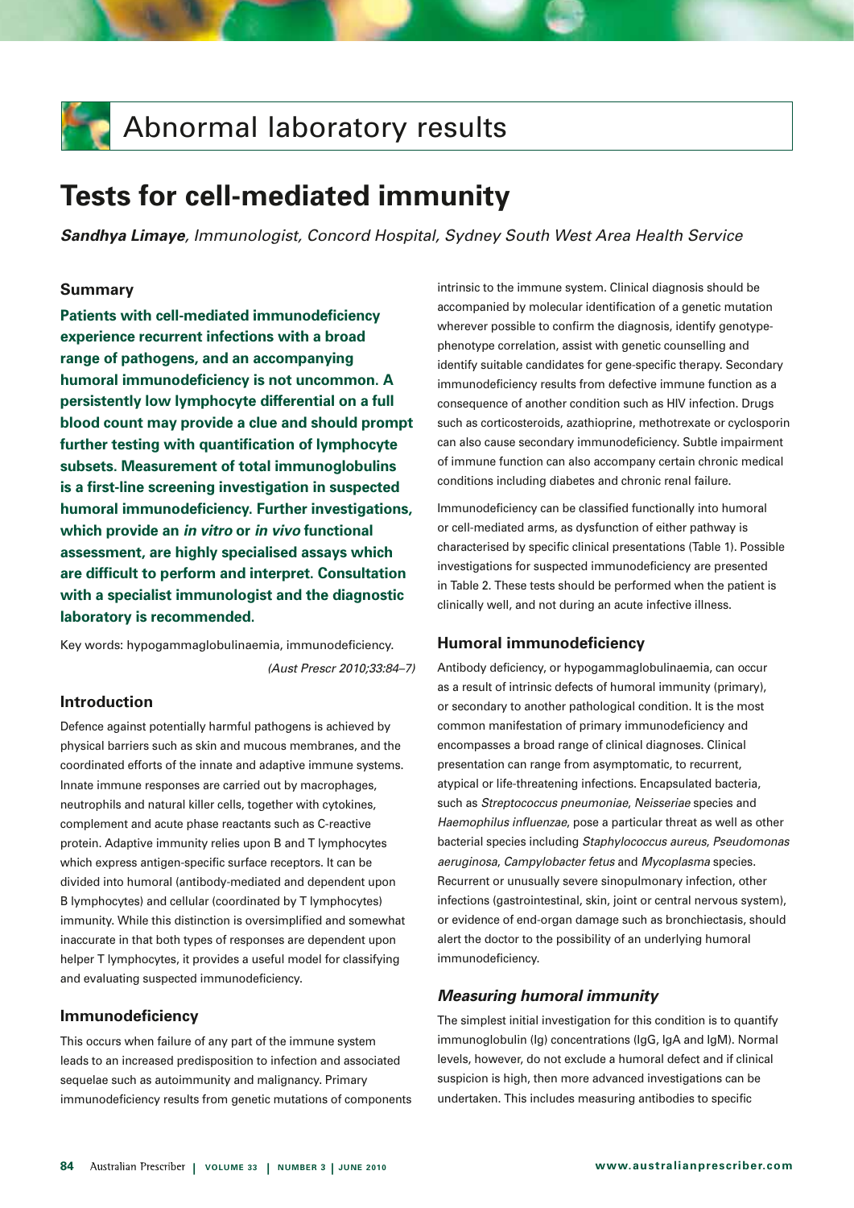# Abnormal laboratory results

## Tests for cell-mediated immunity

***Sandhya Limaye**, Immunologist, Concord Hospital, Sydney South West Area Health Service*

### Summary

**Patients with cell-mediated immunodeficiency experience recurrent infections with a broad range of pathogens, and an accompanying humoral immunodeficiency is not uncommon. A persistently low lymphocyte differential on a full blood count may provide a clue and should prompt further testing with quantification of lymphocyte subsets. Measurement of total immunoglobulins is a first-line screening investigation in suspected humoral immunodeficiency. Further investigations, which provide an *in vitro* or *in vivo* functional assessment, are highly specialised assays which are difficult to perform and interpret. Consultation with a specialist immunologist and the diagnostic laboratory is recommended.**

Key words: hypogammaglobulinaemia, immunodeficiency.

*(Aust Prescr 2010;33:84–7)*

### Introduction

Defence against potentially harmful pathogens is achieved by physical barriers such as skin and mucous membranes, and the coordinated efforts of the innate and adaptive immune systems. Innate immune responses are carried out by macrophages, neutrophils and natural killer cells, together with cytokines, complement and acute phase reactants such as C-reactive protein. Adaptive immunity relies upon B and T lymphocytes which express antigen-specific surface receptors. It can be divided into humoral (antibody-mediated and dependent upon B lymphocytes) and cellular (coordinated by T lymphocytes) immunity. While this distinction is oversimplified and somewhat inaccurate in that both types of responses are dependent upon helper T lymphocytes, it provides a useful model for classifying and evaluating suspected immunodeficiency.

### Immunodeficiency

This occurs when failure of any part of the immune system leads to an increased predisposition to infection and associated sequelae such as autoimmunity and malignancy. Primary immunodeficiency results from genetic mutations of components intrinsic to the immune system. Clinical diagnosis should be accompanied by molecular identification of a genetic mutation wherever possible to confirm the diagnosis, identify genotype-phenotype correlation, assist with genetic counselling and identify suitable candidates for gene-specific therapy. Secondary immunodeficiency results from defective immune function as a consequence of another condition such as HIV infection. Drugs such as corticosteroids, azathioprine, methotrexate or cyclosporin can also cause secondary immunodeficiency. Subtle impairment of immune function can also accompany certain chronic medical conditions including diabetes and chronic renal failure.

Immunodeficiency can be classified functionally into humoral or cell-mediated arms, as dysfunction of either pathway is characterised by specific clinical presentations (Table 1). Possible investigations for suspected immunodeficiency are presented in Table 2. These tests should be performed when the patient is clinically well, and not during an acute infective illness.

### Humoral immunodeficiency

Antibody deficiency, or hypogammaglobulinaemia, can occur as a result of intrinsic defects of humoral immunity (primary), or secondary to another pathological condition. It is the most common manifestation of primary immunodeficiency and encompasses a broad range of clinical diagnoses. Clinical presentation can range from asymptomatic, to recurrent, atypical or life-threatening infections. Encapsulated bacteria, such as *Streptococcus pneumoniae*, *Neisseriae* species and *Haemophilus influenzae*, pose a particular threat as well as other bacterial species including *Staphylococcus aureus*, *Pseudomonas aeruginosa*, *Campylobacter fetus* and *Mycoplasma* species. Recurrent or unusually severe sinopulmonary infection, other infections (gastrointestinal, skin, joint or central nervous system), or evidence of end-organ damage such as bronchiectasis, should alert the doctor to the possibility of an underlying humoral immunodeficiency.

#### *Measuring humoral immunity*

The simplest initial investigation for this condition is to quantify immunoglobulin (Ig) concentrations (IgG, IgA and IgM). Normal levels, however, do not exclude a humoral defect and if clinical suspicion is high, then more advanced investigations can be undertaken. This includes measuring antibodies to specific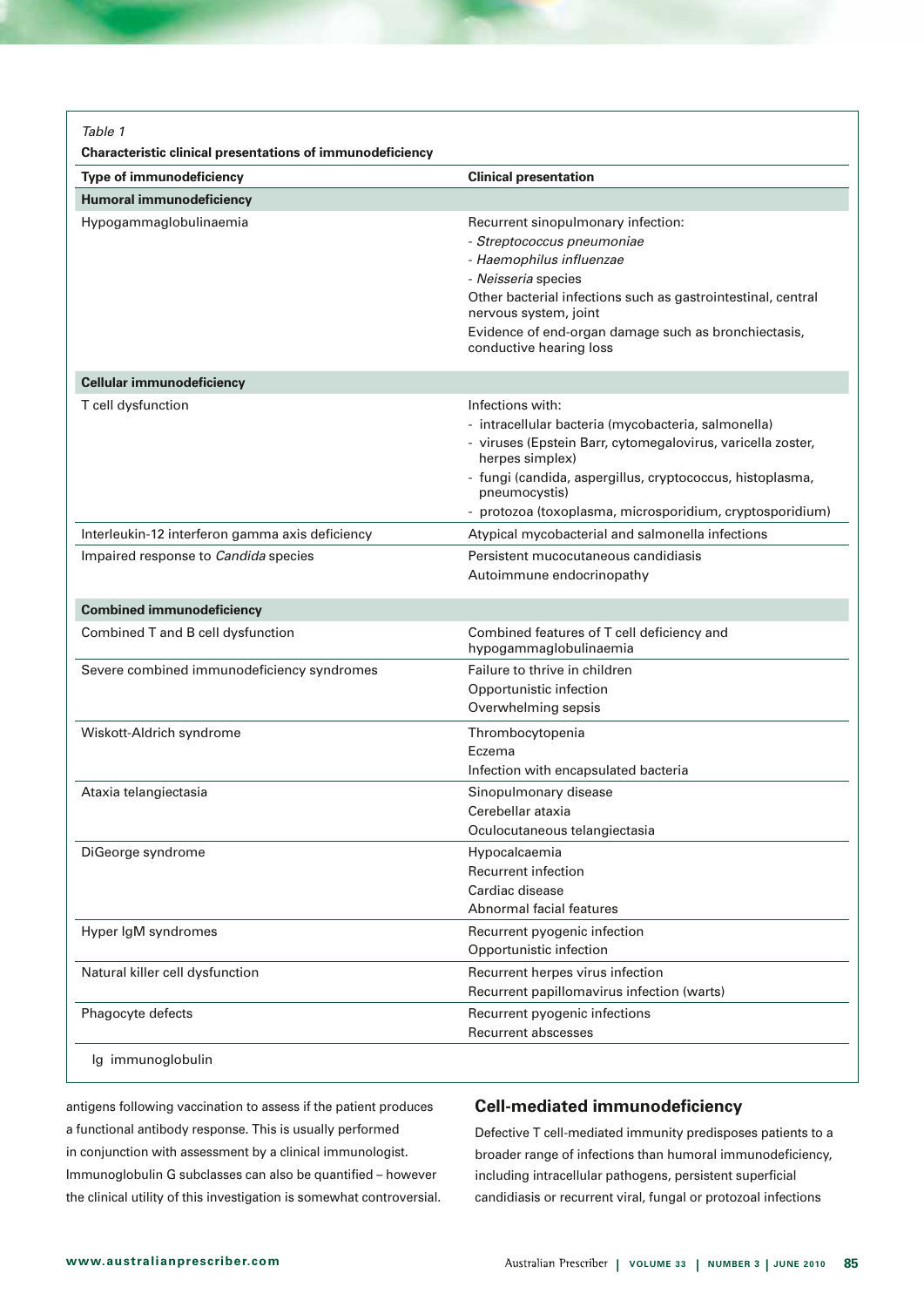*Table 1*

**Characteristic clinical presentations of immunodeficiency**

| Type of immunodeficiency | Clinical presentation |
|---|---|
| **Humoral immunodeficiency** | |
| Hypogammaglobulinaemia | Recurrent sinopulmonary infection:<br>- *Streptococcus pneumoniae*<br>- *Haemophilus influenzae*<br>- *Neisseria* species<br>Other bacterial infections such as gastrointestinal, central nervous system, joint<br>Evidence of end-organ damage such as bronchiectasis, conductive hearing loss |
| **Cellular immunodeficiency** | |
| T cell dysfunction | Infections with:<br>- intracellular bacteria (mycobacteria, salmonella)<br>- viruses (Epstein Barr, cytomegalovirus, varicella zoster, herpes simplex)<br>- fungi (candida, aspergillus, cryptococcus, histoplasma, pneumocystis)<br>- protozoa (toxoplasma, microsporidium, cryptosporidium) |
| Interleukin-12 interferon gamma axis deficiency | Atypical mycobacterial and salmonella infections |
| Impaired response to *Candida* species | Persistent mucocutaneous candidiasis<br>Autoimmune endocrinopathy |
| **Combined immunodeficiency** | |
| Combined T and B cell dysfunction | Combined features of T cell deficiency and hypogammaglobulinaemia |
| Severe combined immunodeficiency syndromes | Failure to thrive in children<br>Opportunistic infection<br>Overwhelming sepsis |
| Wiskott-Aldrich syndrome | Thrombocytopenia<br>Eczema<br>Infection with encapsulated bacteria |
| Ataxia telangiectasia | Sinopulmonary disease<br>Cerebellar ataxia<br>Oculocutaneous telangiectasia |
| DiGeorge syndrome | Hypocalcaemia<br>Recurrent infection<br>Cardiac disease<br>Abnormal facial features |
| Hyper IgM syndromes | Recurrent pyogenic infection<br>Opportunistic infection |
| Natural killer cell dysfunction | Recurrent herpes virus infection<br>Recurrent papillomavirus infection (warts) |
| Phagocyte defects | Recurrent pyogenic infections<br>Recurrent abscesses |

Ig immunoglobulin

antigens following vaccination to assess if the patient produces a functional antibody response. This is usually performed in conjunction with assessment by a clinical immunologist. Immunoglobulin G subclasses can also be quantified – however the clinical utility of this investigation is somewhat controversial.

## Cell-mediated immunodeficiency

Defective T cell-mediated immunity predisposes patients to a broader range of infections than humoral immunodeficiency, including intracellular pathogens, persistent superficial candidiasis or recurrent viral, fungal or protozoal infections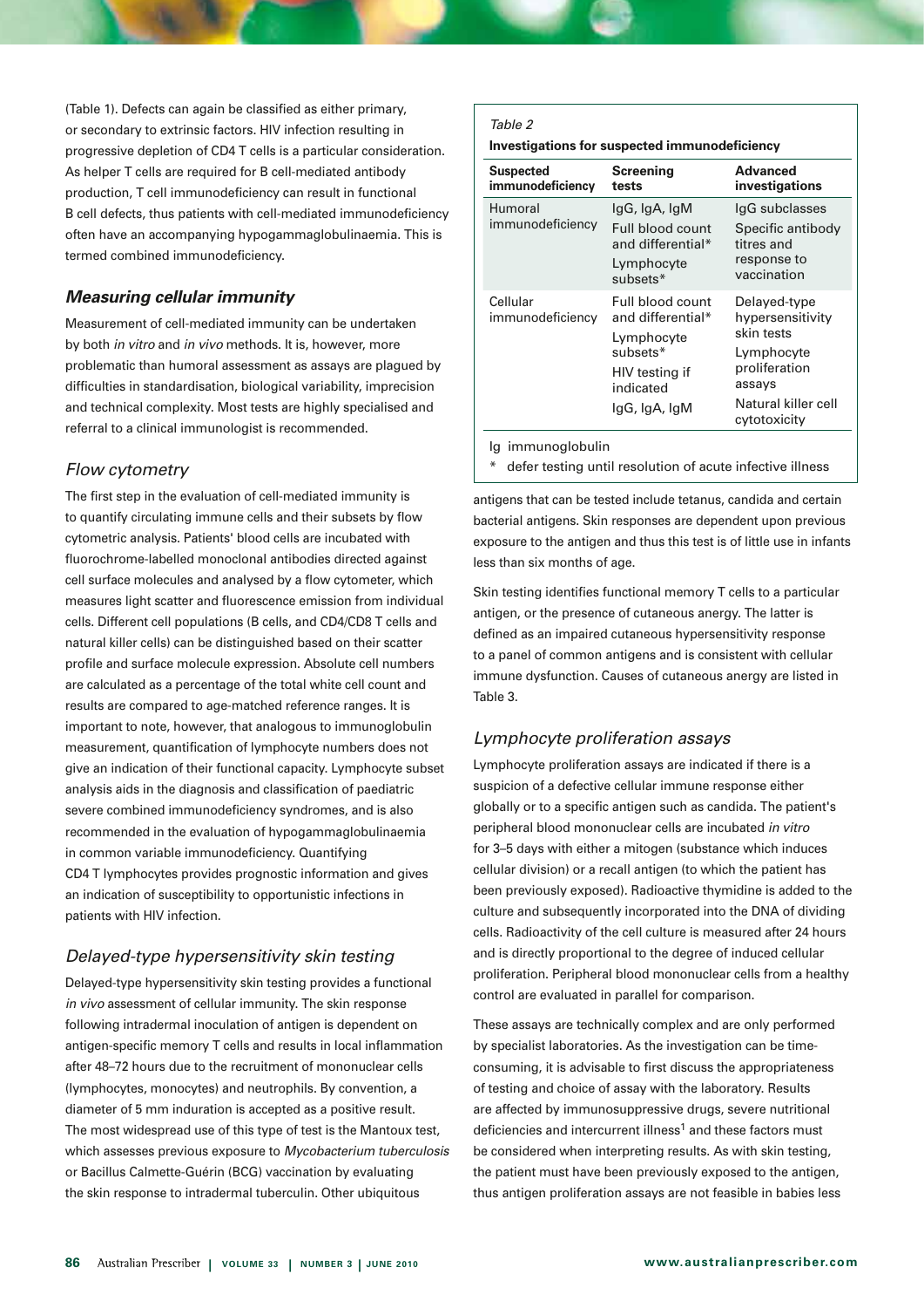(Table 1). Defects can again be classified as either primary, or secondary to extrinsic factors. HIV infection resulting in progressive depletion of CD4 T cells is a particular consideration. As helper T cells are required for B cell-mediated antibody production, T cell immunodeficiency can result in functional B cell defects, thus patients with cell-mediated immunodeficiency often have an accompanying hypogammaglobulinaemia. This is termed combined immunodeficiency.

### *Measuring cellular immunity*

Measurement of cell-mediated immunity can be undertaken by both *in vitro* and *in vivo* methods. It is, however, more problematic than humoral assessment as assays are plagued by difficulties in standardisation, biological variability, imprecision and technical complexity. Most tests are highly specialised and referral to a clinical immunologist is recommended.

#### *Flow cytometry*

The first step in the evaluation of cell-mediated immunity is to quantify circulating immune cells and their subsets by flow cytometric analysis. Patients' blood cells are incubated with fluorochrome-labelled monoclonal antibodies directed against cell surface molecules and analysed by a flow cytometer, which measures light scatter and fluorescence emission from individual cells. Different cell populations (B cells, and CD4/CD8 T cells and natural killer cells) can be distinguished based on their scatter profile and surface molecule expression. Absolute cell numbers are calculated as a percentage of the total white cell count and results are compared to age-matched reference ranges. It is important to note, however, that analogous to immunoglobulin measurement, quantification of lymphocyte numbers does not give an indication of their functional capacity. Lymphocyte subset analysis aids in the diagnosis and classification of paediatric severe combined immunodeficiency syndromes, and is also recommended in the evaluation of hypogammaglobulinaemia in common variable immunodeficiency. Quantifying CD4 T lymphocytes provides prognostic information and gives an indication of susceptibility to opportunistic infections in patients with HIV infection.

#### *Delayed-type hypersensitivity skin testing*

Delayed-type hypersensitivity skin testing provides a functional *in vivo* assessment of cellular immunity. The skin response following intradermal inoculation of antigen is dependent on antigen-specific memory T cells and results in local inflammation after 48–72 hours due to the recruitment of mononuclear cells (lymphocytes, monocytes) and neutrophils. By convention, a diameter of 5 mm induration is accepted as a positive result. The most widespread use of this type of test is the Mantoux test, which assesses previous exposure to *Mycobacterium tuberculosis* or Bacillus Calmette-Guérin (BCG) vaccination by evaluating the skin response to intradermal tuberculin. Other ubiquitous antigens that can be tested include tetanus, candida and certain bacterial antigens. Skin responses are dependent upon previous exposure to the antigen and thus this test is of little use in infants less than six months of age.

*Table 2*

**Investigations for suspected immunodeficiency**

| Suspected immunodeficiency | Screening tests | Advanced investigations |
|---|---|---|
| Humoral immunodeficiency | IgG, IgA, IgM<br>Full blood count and differential*<br>Lymphocyte subsets* | IgG subclasses<br>Specific antibody titres and response to vaccination |
| Cellular immunodeficiency | Full blood count and differential*<br>Lymphocyte subsets*<br>HIV testing if indicated<br>IgG, IgA, IgM | Delayed-type hypersensitivity skin tests<br>Lymphocyte proliferation assays<br>Natural killer cell cytotoxicity |

Ig immunoglobulin
\* defer testing until resolution of acute infective illness

Skin testing identifies functional memory T cells to a particular antigen, or the presence of cutaneous anergy. The latter is defined as an impaired cutaneous hypersensitivity response to a panel of common antigens and is consistent with cellular immune dysfunction. Causes of cutaneous anergy are listed in Table 3.

#### *Lymphocyte proliferation assays*

Lymphocyte proliferation assays are indicated if there is a suspicion of a defective cellular immune response either globally or to a specific antigen such as candida. The patient's peripheral blood mononuclear cells are incubated *in vitro* for 3–5 days with either a mitogen (substance which induces cellular division) or a recall antigen (to which the patient has been previously exposed). Radioactive thymidine is added to the culture and subsequently incorporated into the DNA of dividing cells. Radioactivity of the cell culture is measured after 24 hours and is directly proportional to the degree of induced cellular proliferation. Peripheral blood mononuclear cells from a healthy control are evaluated in parallel for comparison.

These assays are technically complex and are only performed by specialist laboratories. As the investigation can be time-consuming, it is advisable to first discuss the appropriateness of testing and choice of assay with the laboratory. Results are affected by immunosuppressive drugs, severe nutritional deficiencies and intercurrent illness[1] and these factors must be considered when interpreting results. As with skin testing, the patient must have been previously exposed to the antigen, thus antigen proliferation assays are not feasible in babies less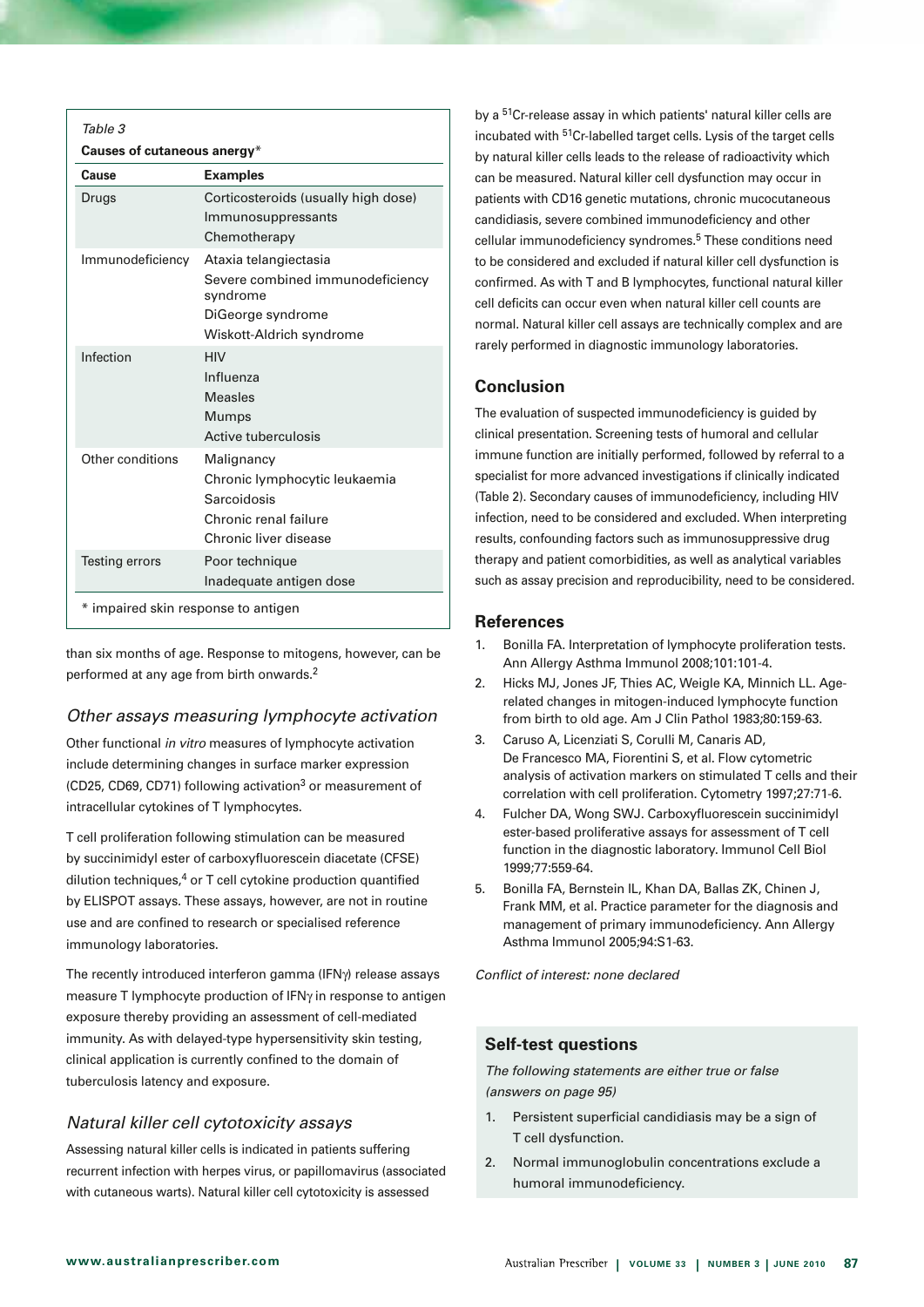*Table 3*

**Causes of cutaneous anergy***

| Cause | Examples |
|---|---|
| Drugs | Corticosteroids (usually high dose)<br>Immunosuppressants<br>Chemotherapy |
| Immunodeficiency | Ataxia telangiectasia<br>Severe combined immunodeficiency syndrome<br>DiGeorge syndrome<br>Wiskott-Aldrich syndrome |
| Infection | HIV<br>Influenza<br>Measles<br>Mumps<br>Active tuberculosis |
| Other conditions | Malignancy<br>Chronic lymphocytic leukaemia<br>Sarcoidosis<br>Chronic renal failure<br>Chronic liver disease |
| Testing errors | Poor technique<br>Inadequate antigen dose |

\* impaired skin response to antigen

than six months of age. Response to mitogens, however, can be performed at any age from birth onwards.[2]

### *Other assays measuring lymphocyte activation*

Other functional *in vitro* measures of lymphocyte activation include determining changes in surface marker expression (CD25, CD69, CD71) following activation[3] or measurement of intracellular cytokines of T lymphocytes.

T cell proliferation following stimulation can be measured by succinimidyl ester of carboxyfluorescein diacetate (CFSE) dilution techniques,[4] or T cell cytokine production quantified by ELISPOT assays. These assays, however, are not in routine use and are confined to research or specialised reference immunology laboratories.

The recently introduced interferon gamma (IFN$\gamma$) release assays measure T lymphocyte production of IFN$\gamma$ in response to antigen exposure thereby providing an assessment of cell-mediated immunity. As with delayed-type hypersensitivity skin testing, clinical application is currently confined to the domain of tuberculosis latency and exposure.

### *Natural killer cell cytotoxicity assays*

Assessing natural killer cells is indicated in patients suffering recurrent infection with herpes virus, or papillomavirus (associated with cutaneous warts). Natural killer cell cytotoxicity is assessed by a $^{51}$Cr-release assay in which patients' natural killer cells are incubated with $^{51}$Cr-labelled target cells. Lysis of the target cells by natural killer cells leads to the release of radioactivity which can be measured. Natural killer cell dysfunction may occur in patients with CD16 genetic mutations, chronic mucocutaneous candidiasis, severe combined immunodeficiency and other cellular immunodeficiency syndromes.[5] These conditions need to be considered and excluded if natural killer cell dysfunction is confirmed. As with T and B lymphocytes, functional natural killer cell deficits can occur even when natural killer cell counts are normal. Natural killer cell assays are technically complex and are rarely performed in diagnostic immunology laboratories.

## Conclusion

The evaluation of suspected immunodeficiency is guided by clinical presentation. Screening tests of humoral and cellular immune function are initially performed, followed by referral to a specialist for more advanced investigations if clinically indicated (Table 2). Secondary causes of immunodeficiency, including HIV infection, need to be considered and excluded. When interpreting results, confounding factors such as immunosuppressive drug therapy and patient comorbidities, as well as analytical variables such as assay precision and reproducibility, need to be considered.

## References

1. Bonilla FA. Interpretation of lymphocyte proliferation tests. Ann Allergy Asthma Immunol 2008;101:101-4.
2. Hicks MJ, Jones JF, Thies AC, Weigle KA, Minnich LL. Age-related changes in mitogen-induced lymphocyte function from birth to old age. Am J Clin Pathol 1983;80:159-63.
3. Caruso A, Licenziati S, Corulli M, Canaris AD, De Francesco MA, Fiorentini S, et al. Flow cytometric analysis of activation markers on stimulated T cells and their correlation with cell proliferation. Cytometry 1997;27:71-6.
4. Fulcher DA, Wong SWJ. Carboxyfluorescein succinimidyl ester-based proliferative assays for assessment of T cell function in the diagnostic laboratory. Immunol Cell Biol 1999;77:559-64.
5. Bonilla FA, Bernstein IL, Khan DA, Ballas ZK, Chinen J, Frank MM, et al. Practice parameter for the diagnosis and management of primary immunodeficiency. Ann Allergy Asthma Immunol 2005;94:S1-63.

*Conflict of interest: none declared*

## Self-test questions

*The following statements are either true or false (answers on page 95)*

1. Persistent superficial candidiasis may be a sign of T cell dysfunction.
2. Normal immunoglobulin concentrations exclude a humoral immunodeficiency.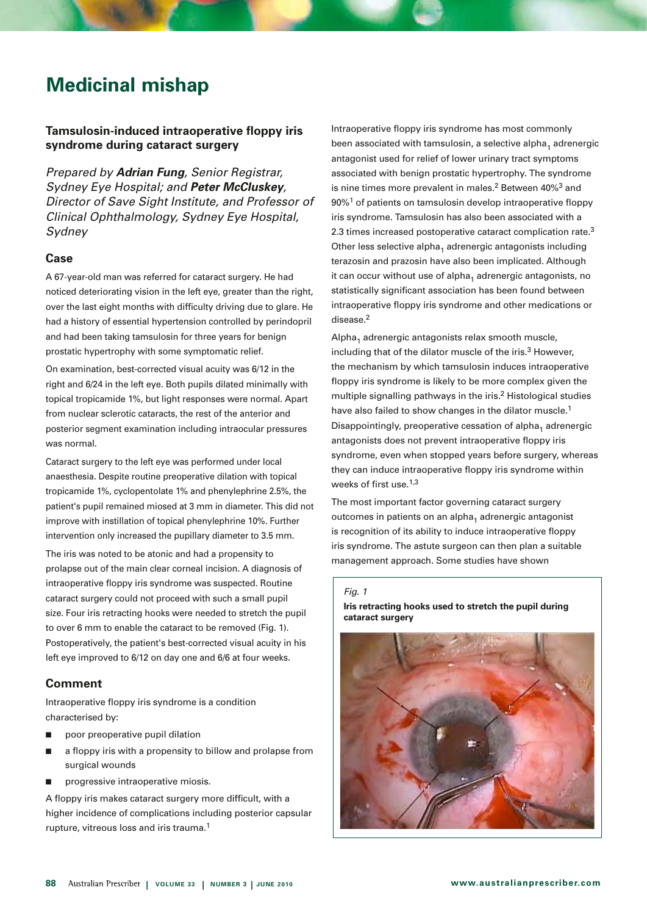# Medicinal mishap

## Tamsulosin-induced intraoperative floppy iris syndrome during cataract surgery

*Prepared by **Adrian Fung**, Senior Registrar, Sydney Eye Hospital; and **Peter McCluskey**, Director of Save Sight Institute, and Professor of Clinical Ophthalmology, Sydney Eye Hospital, Sydney*

### Case

A 67-year-old man was referred for cataract surgery. He had noticed deteriorating vision in the left eye, greater than the right, over the last eight months with difficulty driving due to glare. He had a history of essential hypertension controlled by perindopril and had been taking tamsulosin for three years for benign prostatic hypertrophy with some symptomatic relief.

On examination, best-corrected visual acuity was 6/12 in the right and 6/24 in the left eye. Both pupils dilated minimally with topical tropicamide 1%, but light responses were normal. Apart from nuclear sclerotic cataracts, the rest of the anterior and posterior segment examination including intraocular pressures was normal.

Cataract surgery to the left eye was performed under local anaesthesia. Despite routine preoperative dilation with topical tropicamide 1%, cyclopentolate 1% and phenylephrine 2.5%, the patient's pupil remained miosed at 3 mm in diameter. This did not improve with instillation of topical phenylephrine 10%. Further intervention only increased the pupillary diameter to 3.5 mm.

The iris was noted to be atonic and had a propensity to prolapse out of the main clear corneal incision. A diagnosis of intraoperative floppy iris syndrome was suspected. Routine cataract surgery could not proceed with such a small pupil size. Four iris retracting hooks were needed to stretch the pupil to over 6 mm to enable the cataract to be removed (Fig. 1). Postoperatively, the patient's best-corrected visual acuity in his left eye improved to 6/12 on day one and 6/6 at four weeks.

### Comment

Intraoperative floppy iris syndrome is a condition characterised by:

- poor preoperative pupil dilation
- a floppy iris with a propensity to billow and prolapse from surgical wounds
- progressive intraoperative miosis.

A floppy iris makes cataract surgery more difficult, with a higher incidence of complications including posterior capsular rupture, vitreous loss and iris trauma.[1]

Intraoperative floppy iris syndrome has most commonly been associated with tamsulosin, a selective $alpha_1$ adrenergic antagonist used for relief of lower urinary tract symptoms associated with benign prostatic hypertrophy. The syndrome is nine times more prevalent in males.[2] Between 40%[3] and 90%[1] of patients on tamsulosin develop intraoperative floppy iris syndrome. Tamsulosin has also been associated with a 2.3 times increased postoperative cataract complication rate.[3] Other less selective $alpha_1$ adrenergic antagonists including terazosin and prazosin have also been implicated. Although it can occur without use of $alpha_1$ adrenergic antagonists, no statistically significant association has been found between intraoperative floppy iris syndrome and other medications or disease.[2]

$Alpha_1$ adrenergic antagonists relax smooth muscle, including that of the dilator muscle of the iris.[3] However, the mechanism by which tamsulosin induces intraoperative floppy iris syndrome is likely to be more complex given the multiple signalling pathways in the iris.[2] Histological studies have also failed to show changes in the dilator muscle.[1] Disappointingly, preoperative cessation of $alpha_1$ adrenergic antagonists does not prevent intraoperative floppy iris syndrome, even when stopped years before surgery, whereas they can induce intraoperative floppy iris syndrome within weeks of first use.[1,3]

The most important factor governing cataract surgery outcomes in patients on an $alpha_1$ adrenergic antagonist is recognition of its ability to induce intraoperative floppy iris syndrome. The astute surgeon can then plan a suitable management approach. Some studies have shown

*Fig. 1*

**Iris retracting hooks used to stretch the pupil during cataract surgery**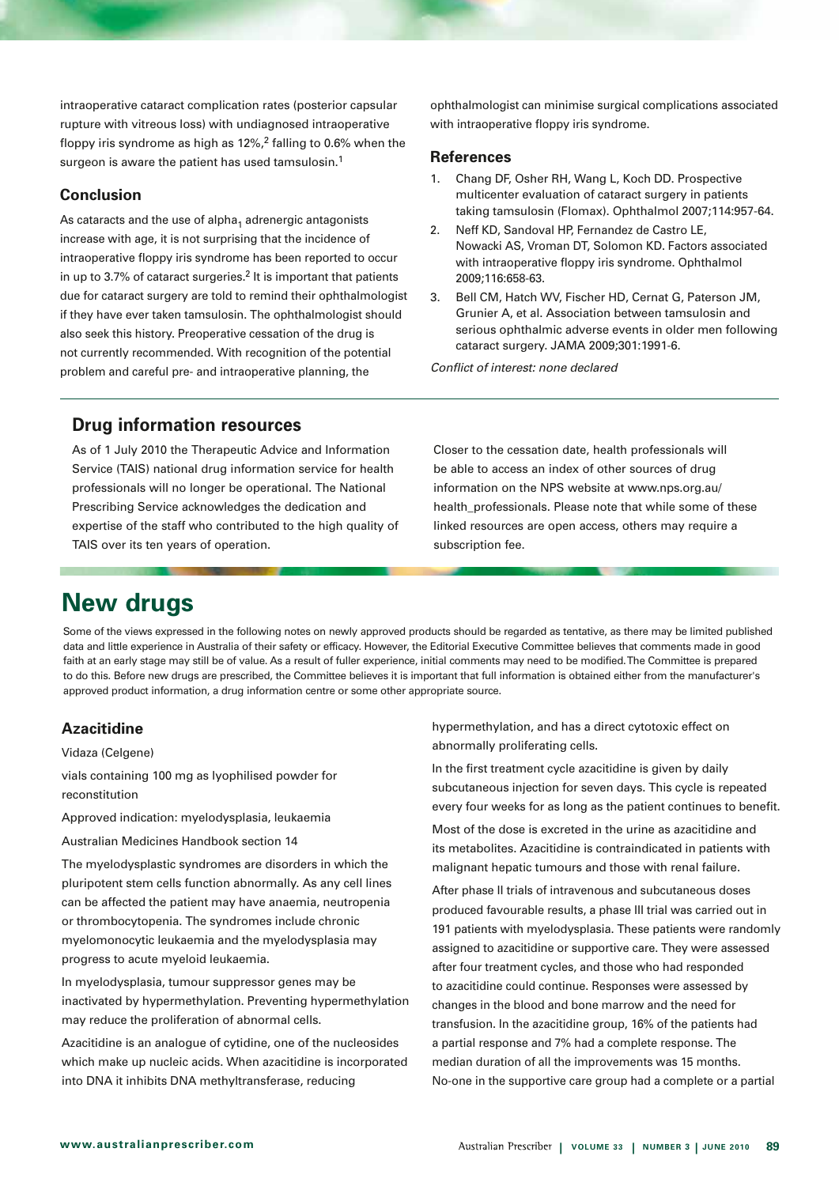intraoperative cataract complication rates (posterior capsular rupture with vitreous loss) with undiagnosed intraoperative floppy iris syndrome as high as 12%,[2] falling to 0.6% when the surgeon is aware the patient has used tamsulosin.[1]

### Conclusion

As cataracts and the use of $alpha_1$ adrenergic antagonists increase with age, it is not surprising that the incidence of intraoperative floppy iris syndrome has been reported to occur in up to 3.7% of cataract surgeries.[2] It is important that patients due for cataract surgery are told to remind their ophthalmologist if they have ever taken tamsulosin. The ophthalmologist should also seek this history. Preoperative cessation of the drug is not currently recommended. With recognition of the potential problem and careful pre- and intraoperative planning, the ophthalmologist can minimise surgical complications associated with intraoperative floppy iris syndrome.

### References

1. Chang DF, Osher RH, Wang L, Koch DD. Prospective multicenter evaluation of cataract surgery in patients taking tamsulosin (Flomax). Ophthalmol 2007;114:957-64.
2. Neff KD, Sandoval HP, Fernandez de Castro LE, Nowacki AS, Vroman DT, Solomon KD. Factors associated with intraoperative floppy iris syndrome. Ophthalmol 2009;116:658-63.
3. Bell CM, Hatch WV, Fischer HD, Cernat G, Paterson JM, Grunier A, et al. Association between tamsulosin and serious ophthalmic adverse events in older men following cataract surgery. JAMA 2009;301:1991-6.

*Conflict of interest: none declared*

## Drug information resources

As of 1 July 2010 the Therapeutic Advice and Information Service (TAIS) national drug information service for health professionals will no longer be operational. The National Prescribing Service acknowledges the dedication and expertise of the staff who contributed to the high quality of TAIS over its ten years of operation.

Closer to the cessation date, health professionals will be able to access an index of other sources of drug information on the NPS website at www.nps.org.au/health_professionals. Please note that while some of these linked resources are open access, others may require a subscription fee.

# New drugs

Some of the views expressed in the following notes on newly approved products should be regarded as tentative, as there may be limited published data and little experience in Australia of their safety or efficacy. However, the Editorial Executive Committee believes that comments made in good faith at an early stage may still be of value. As a result of fuller experience, initial comments may need to be modified. The Committee is prepared to do this. Before new drugs are prescribed, the Committee believes it is important that full information is obtained either from the manufacturer's approved product information, a drug information centre or some other appropriate source.

### Azacitidine

Vidaza (Celgene)

vials containing 100 mg as lyophilised powder for reconstitution

Approved indication: myelodysplasia, leukaemia

Australian Medicines Handbook section 14

The myelodysplastic syndromes are disorders in which the pluripotent stem cells function abnormally. As any cell lines can be affected the patient may have anaemia, neutropenia or thrombocytopenia. The syndromes include chronic myelomonocytic leukaemia and the myelodysplasia may progress to acute myeloid leukaemia.

In myelodysplasia, tumour suppressor genes may be inactivated by hypermethylation. Preventing hypermethylation may reduce the proliferation of abnormal cells.

Azacitidine is an analogue of cytidine, one of the nucleosides which make up nucleic acids. When azacitidine is incorporated into DNA it inhibits DNA methyltransferase, reducing hypermethylation, and has a direct cytotoxic effect on abnormally proliferating cells.

In the first treatment cycle azacitidine is given by daily subcutaneous injection for seven days. This cycle is repeated every four weeks for as long as the patient continues to benefit.

Most of the dose is excreted in the urine as azacitidine and its metabolites. Azacitidine is contraindicated in patients with malignant hepatic tumours and those with renal failure.

After phase II trials of intravenous and subcutaneous doses produced favourable results, a phase III trial was carried out in 191 patients with myelodysplasia. These patients were randomly assigned to azacitidine or supportive care. They were assessed after four treatment cycles, and those who had responded to azacitidine could continue. Responses were assessed by changes in the blood and bone marrow and the need for transfusion. In the azacitidine group, 16% of the patients had a partial response and 7% had a complete response. The median duration of all the improvements was 15 months. No-one in the supportive care group had a complete or a partial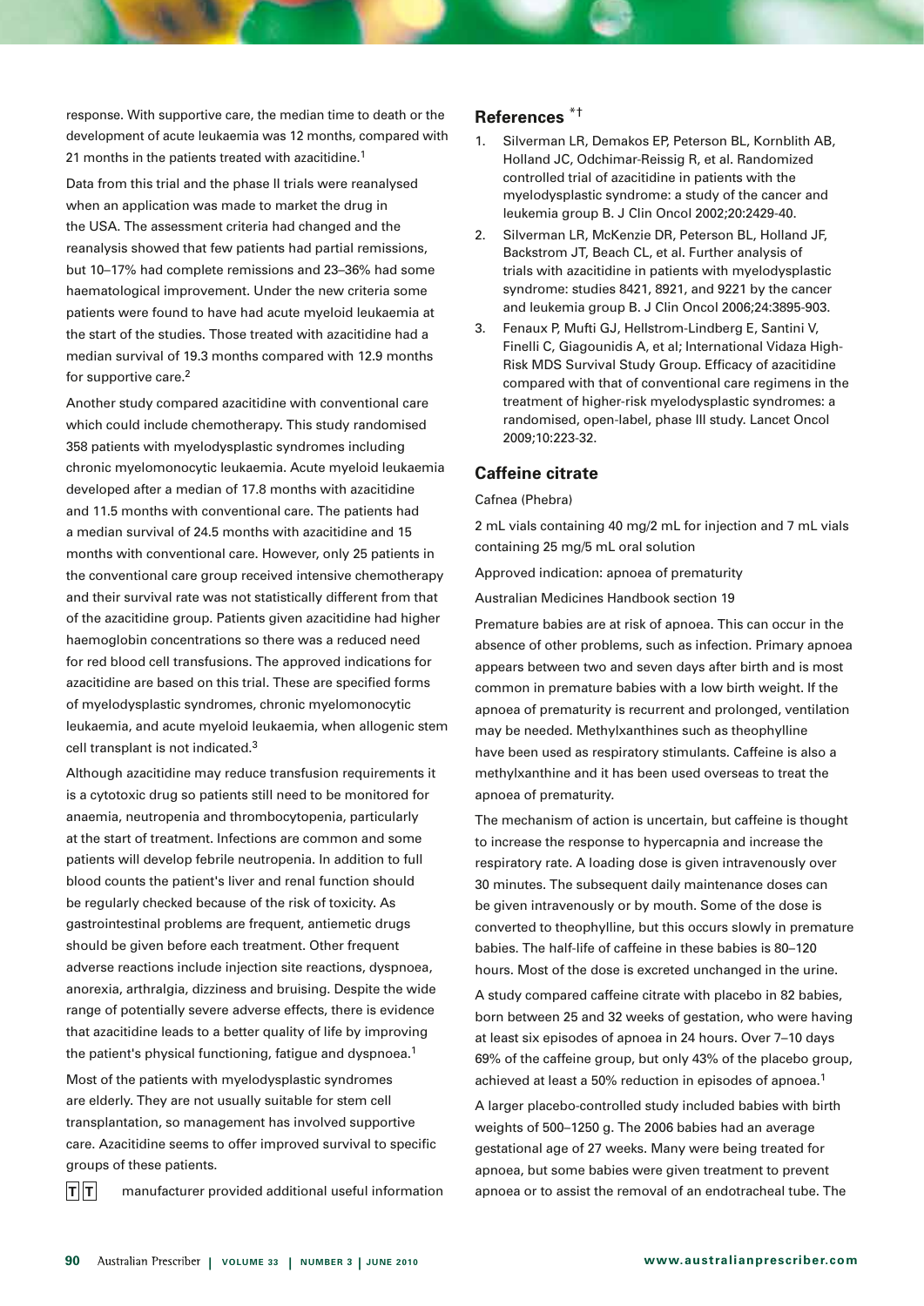response. With supportive care, the median time to death or the development of acute leukaemia was 12 months, compared with 21 months in the patients treated with azacitidine.[1]

Data from this trial and the phase II trials were reanalysed when an application was made to market the drug in the USA. The assessment criteria had changed and the reanalysis showed that few patients had partial remissions, but 10–17% had complete remissions and 23–36% had some haematological improvement. Under the new criteria some patients were found to have had acute myeloid leukaemia at the start of the studies. Those treated with azacitidine had a median survival of 19.3 months compared with 12.9 months for supportive care.[2]

Another study compared azacitidine with conventional care which could include chemotherapy. This study randomised 358 patients with myelodysplastic syndromes including chronic myelomonocytic leukaemia. Acute myeloid leukaemia developed after a median of 17.8 months with azacitidine and 11.5 months with conventional care. The patients had a median survival of 24.5 months with azacitidine and 15 months with conventional care. However, only 25 patients in the conventional care group received intensive chemotherapy and their survival rate was not statistically different from that of the azacitidine group. Patients given azacitidine had higher haemoglobin concentrations so there was a reduced need for red blood cell transfusions. The approved indications for azacitidine are based on this trial. These are specified forms of myelodysplastic syndromes, chronic myelomonocytic leukaemia, and acute myeloid leukaemia, when allogenic stem cell transplant is not indicated.[3]

Although azacitidine may reduce transfusion requirements it is a cytotoxic drug so patients still need to be monitored for anaemia, neutropenia and thrombocytopenia, particularly at the start of treatment. Infections are common and some patients will develop febrile neutropenia. In addition to full blood counts the patient's liver and renal function should be regularly checked because of the risk of toxicity. As gastrointestinal problems are frequent, antiemetic drugs should be given before each treatment. Other frequent adverse reactions include injection site reactions, dyspnoea, anorexia, arthralgia, dizziness and bruising. Despite the wide range of potentially severe adverse effects, there is evidence that azacitidine leads to a better quality of life by improving the patient's physical functioning, fatigue and dyspnoea.[1]

Most of the patients with myelodysplastic syndromes are elderly. They are not usually suitable for stem cell transplantation, so management has involved supportive care. Azacitidine seems to offer improved survival to specific groups of these patients.

**T** **T** manufacturer provided additional useful information

### References *†

1. Silverman LR, Demakos EP, Peterson BL, Kornblith AB, Holland JC, Odchimar-Reissig R, et al. Randomized controlled trial of azacitidine in patients with the myelodysplastic syndrome: a study of the cancer and leukemia group B. J Clin Oncol 2002;20:2429-40.
2. Silverman LR, McKenzie DR, Peterson BL, Holland JF, Backstrom JT, Beach CL, et al. Further analysis of trials with azacitidine in patients with myelodysplastic syndrome: studies 8421, 8921, and 9221 by the cancer and leukemia group B. J Clin Oncol 2006;24:3895-903.
3. Fenaux P, Mufti GJ, Hellstrom-Lindberg E, Santini V, Finelli C, Giagounidis A, et al; International Vidaza High-Risk MDS Survival Study Group. Efficacy of azacitidine compared with that of conventional care regimens in the treatment of higher-risk myelodysplastic syndromes: a randomised, open-label, phase III study. Lancet Oncol 2009;10:223-32.

## Caffeine citrate

Cafnea (Phebra)

2 mL vials containing 40 mg/2 mL for injection and 7 mL vials containing 25 mg/5 mL oral solution

Approved indication: apnoea of prematurity

Australian Medicines Handbook section 19

Premature babies are at risk of apnoea. This can occur in the absence of other problems, such as infection. Primary apnoea appears between two and seven days after birth and is most common in premature babies with a low birth weight. If the apnoea of prematurity is recurrent and prolonged, ventilation may be needed. Methylxanthines such as theophylline have been used as respiratory stimulants. Caffeine is also a methylxanthine and it has been used overseas to treat the apnoea of prematurity.

The mechanism of action is uncertain, but caffeine is thought to increase the response to hypercapnia and increase the respiratory rate. A loading dose is given intravenously over 30 minutes. The subsequent daily maintenance doses can be given intravenously or by mouth. Some of the dose is converted to theophylline, but this occurs slowly in premature babies. The half-life of caffeine in these babies is 80–120 hours. Most of the dose is excreted unchanged in the urine.

A study compared caffeine citrate with placebo in 82 babies, born between 25 and 32 weeks of gestation, who were having at least six episodes of apnoea in 24 hours. Over 7–10 days 69% of the caffeine group, but only 43% of the placebo group, achieved at least a 50% reduction in episodes of apnoea.[1]

A larger placebo-controlled study included babies with birth weights of 500–1250 g. The 2006 babies had an average gestational age of 27 weeks. Many were being treated for apnoea, but some babies were given treatment to prevent apnoea or to assist the removal of an endotracheal tube. The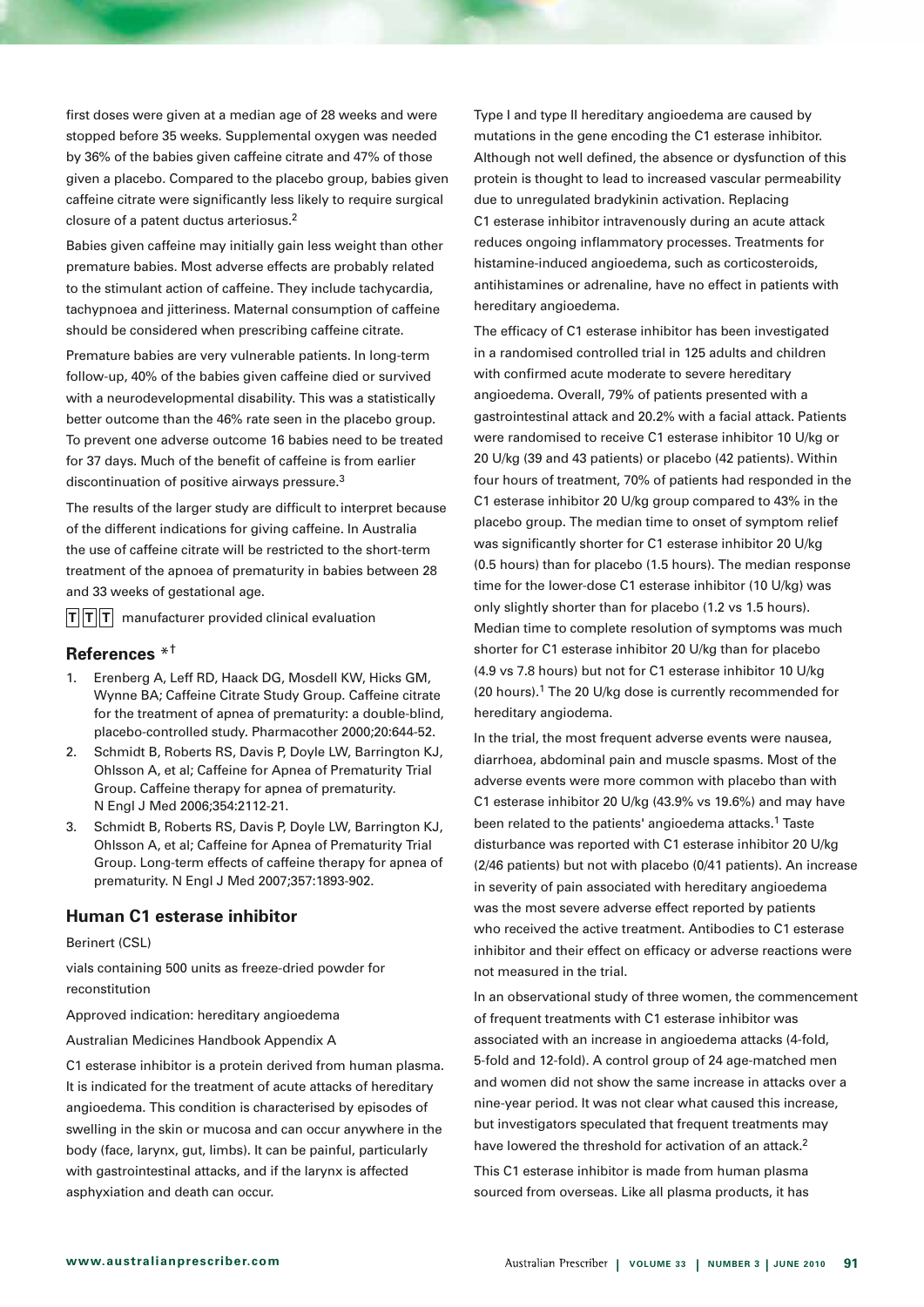first doses were given at a median age of 28 weeks and were stopped before 35 weeks. Supplemental oxygen was needed by 36% of the babies given caffeine citrate and 47% of those given a placebo. Compared to the placebo group, babies given caffeine citrate were significantly less likely to require surgical closure of a patent ductus arteriosus.[2]

Babies given caffeine may initially gain less weight than other premature babies. Most adverse effects are probably related to the stimulant action of caffeine. They include tachycardia, tachypnoea and jitteriness. Maternal consumption of caffeine should be considered when prescribing caffeine citrate.

Premature babies are very vulnerable patients. In long-term follow-up, 40% of the babies given caffeine died or survived with a neurodevelopmental disability. This was a statistically better outcome than the 46% rate seen in the placebo group. To prevent one adverse outcome 16 babies need to be treated for 37 days. Much of the benefit of caffeine is from earlier discontinuation of positive airways pressure.[3]

The results of the larger study are difficult to interpret because of the different indications for giving caffeine. In Australia the use of caffeine citrate will be restricted to the short-term treatment of the apnoea of prematurity in babies between 28 and 33 weeks of gestational age.

**T** **T** **T** manufacturer provided clinical evaluation

### References *†

1. Erenberg A, Leff RD, Haack DG, Mosdell KW, Hicks GM, Wynne BA; Caffeine Citrate Study Group. Caffeine citrate for the treatment of apnea of prematurity: a double-blind, placebo-controlled study. Pharmacother 2000;20:644-52.
2. Schmidt B, Roberts RS, Davis P, Doyle LW, Barrington KJ, Ohlsson A, et al; Caffeine for Apnea of Prematurity Trial Group. Caffeine therapy for apnea of prematurity. N Engl J Med 2006;354:2112-21.
3. Schmidt B, Roberts RS, Davis P, Doyle LW, Barrington KJ, Ohlsson A, et al; Caffeine for Apnea of Prematurity Trial Group. Long-term effects of caffeine therapy for apnea of prematurity. N Engl J Med 2007;357:1893-902.

## Human C1 esterase inhibitor

Berinert (CSL)

vials containing 500 units as freeze-dried powder for reconstitution

Approved indication: hereditary angioedema

Australian Medicines Handbook Appendix A

C1 esterase inhibitor is a protein derived from human plasma. It is indicated for the treatment of acute attacks of hereditary angioedema. This condition is characterised by episodes of swelling in the skin or mucosa and can occur anywhere in the body (face, larynx, gut, limbs). It can be painful, particularly with gastrointestinal attacks, and if the larynx is affected asphyxiation and death can occur.

Type I and type II hereditary angioedema are caused by mutations in the gene encoding the C1 esterase inhibitor. Although not well defined, the absence or dysfunction of this protein is thought to lead to increased vascular permeability due to unregulated bradykinin activation. Replacing C1 esterase inhibitor intravenously during an acute attack reduces ongoing inflammatory processes. Treatments for histamine-induced angioedema, such as corticosteroids, antihistamines or adrenaline, have no effect in patients with hereditary angioedema.

The efficacy of C1 esterase inhibitor has been investigated in a randomised controlled trial in 125 adults and children with confirmed acute moderate to severe hereditary angioedema. Overall, 79% of patients presented with a gastrointestinal attack and 20.2% with a facial attack. Patients were randomised to receive C1 esterase inhibitor 10 U/kg or 20 U/kg (39 and 43 patients) or placebo (42 patients). Within four hours of treatment, 70% of patients had responded in the C1 esterase inhibitor 20 U/kg group compared to 43% in the placebo group. The median time to onset of symptom relief was significantly shorter for C1 esterase inhibitor 20 U/kg (0.5 hours) than for placebo (1.5 hours). The median response time for the lower-dose C1 esterase inhibitor (10 U/kg) was only slightly shorter than for placebo (1.2 vs 1.5 hours). Median time to complete resolution of symptoms was much shorter for C1 esterase inhibitor 20 U/kg than for placebo (4.9 vs 7.8 hours) but not for C1 esterase inhibitor 10 U/kg (20 hours).[1] The 20 U/kg dose is currently recommended for hereditary angioedema.

In the trial, the most frequent adverse events were nausea, diarrhoea, abdominal pain and muscle spasms. Most of the adverse events were more common with placebo than with C1 esterase inhibitor 20 U/kg (43.9% vs 19.6%) and may have been related to the patients' angioedema attacks.[1] Taste disturbance was reported with C1 esterase inhibitor 20 U/kg (2/46 patients) but not with placebo (0/41 patients). An increase in severity of pain associated with hereditary angioedema was the most severe adverse effect reported by patients who received the active treatment. Antibodies to C1 esterase inhibitor and their effect on efficacy or adverse reactions were not measured in the trial.

In an observational study of three women, the commencement of frequent treatments with C1 esterase inhibitor was associated with an increase in angioedema attacks (4-fold, 5-fold and 12-fold). A control group of 24 age-matched men and women did not show the same increase in attacks over a nine-year period. It was not clear what caused this increase, but investigators speculated that frequent treatments may have lowered the threshold for activation of an attack.[2]

This C1 esterase inhibitor is made from human plasma sourced from overseas. Like all plasma products, it has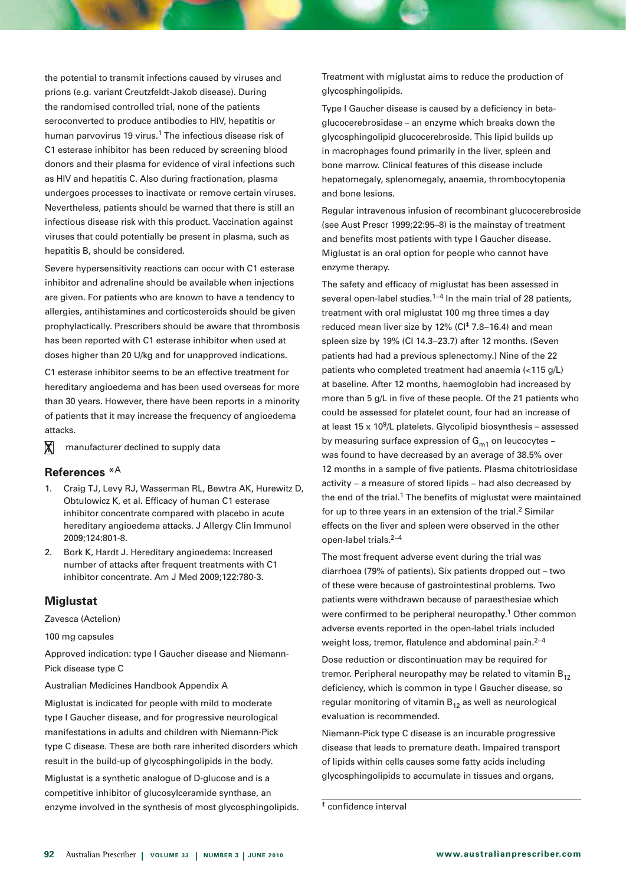the potential to transmit infections caused by viruses and prions (e.g. variant Creutzfeldt-Jakob disease). During the randomised controlled trial, none of the patients seroconverted to produce antibodies to HIV, hepatitis or human parvovirus 19 virus.[1] The infectious disease risk of C1 esterase inhibitor has been reduced by screening blood donors and their plasma for evidence of viral infections such as HIV and hepatitis C. Also during fractionation, plasma undergoes processes to inactivate or remove certain viruses. Nevertheless, patients should be warned that there is still an infectious disease risk with this product. Vaccination against viruses that could potentially be present in plasma, such as hepatitis B, should be considered.

Severe hypersensitivity reactions can occur with C1 esterase inhibitor and adrenaline should be available when injections are given. For patients who are known to have a tendency to allergies, antihistamines and corticosteroids should be given prophylactically. Prescribers should be aware that thrombosis has been reported with C1 esterase inhibitor when used at doses higher than 20 U/kg and for unapproved indications.

C1 esterase inhibitor seems to be an effective treatment for hereditary angioedema and has been used overseas for more than 30 years. However, there have been reports in a minority of patients that it may increase the frequency of angioedema attacks.

X manufacturer declined to supply data

### References *A

1. Craig TJ, Levy RJ, Wasserman RL, Bewtra AK, Hurewitz D, Obtulowicz K, et al. Efficacy of human C1 esterase inhibitor concentrate compared with placebo in acute hereditary angioedema attacks. J Allergy Clin Immunol 2009;124:801-8.
2. Bork K, Hardt J. Hereditary angioedema: Increased number of attacks after frequent treatments with C1 inhibitor concentrate. Am J Med 2009;122:780-3.

## Miglustat

Zavesca (Actelion)

100 mg capsules

Approved indication: type I Gaucher disease and Niemann-Pick disease type C

Australian Medicines Handbook Appendix A

Miglustat is indicated for people with mild to moderate type I Gaucher disease, and for progressive neurological manifestations in adults and children with Niemann-Pick type C disease. These are both rare inherited disorders which result in the build-up of glycosphingolipids in the body.

Miglustat is a synthetic analogue of D-glucose and is a competitive inhibitor of glucosylceramide synthase, an enzyme involved in the synthesis of most glycosphingolipids. Treatment with miglustat aims to reduce the production of glycosphingolipids.

Type I Gaucher disease is caused by a deficiency in beta-glucocerebrosidase – an enzyme which breaks down the glycosphingolipid glucocerebroside. This lipid builds up in macrophages found primarily in the liver, spleen and bone marrow. Clinical features of this disease include hepatomegaly, splenomegaly, anaemia, thrombocytopenia and bone lesions.

Regular intravenous infusion of recombinant glucocerebroside (see Aust Prescr 1999;22:95–8) is the mainstay of treatment and benefits most patients with type I Gaucher disease. Miglustat is an oral option for people who cannot have enzyme therapy.

The safety and efficacy of miglustat has been assessed in several open-label studies.[1–4] In the main trial of 28 patients, treatment with oral miglustat 100 mg three times a day reduced mean liver size by 12% (CI[‡] 7.8–16.4) and mean spleen size by 19% (CI 14.3–23.7) after 12 months. (Seven patients had had a previous splenectomy.) Nine of the 22 patients who completed treatment had anaemia (<115 g/L) at baseline. After 12 months, haemoglobin had increased by more than 5 g/L in five of these people. Of the 21 patients who could be assessed for platelet count, four had an increase of at least 15 x $10^9$/L platelets. Glycolipid biosynthesis – assessed by measuring surface expression of $G_{m1}$ on leucocytes – was found to have decreased by an average of 38.5% over 12 months in a sample of five patients. Plasma chitotriosidase activity – a measure of stored lipids – had also decreased by the end of the trial.[1] The benefits of miglustat were maintained for up to three years in an extension of the trial.[2] Similar effects on the liver and spleen were observed in the other open-label trials.[2–4]

The most frequent adverse event during the trial was diarrhoea (79% of patients). Six patients dropped out – two of these were because of gastrointestinal problems. Two patients were withdrawn because of paraesthesiae which were confirmed to be peripheral neuropathy.[1] Other common adverse events reported in the open-label trials included weight loss, tremor, flatulence and abdominal pain.[2–4]

Dose reduction or discontinuation may be required for tremor. Peripheral neuropathy may be related to vitamin $B_{12}$ deficiency, which is common in type I Gaucher disease, so regular monitoring of vitamin $B_{12}$ as well as neurological evaluation is recommended.

Niemann-Pick type C disease is an incurable progressive disease that leads to premature death. Impaired transport of lipids within cells causes some fatty acids including glycosphingolipids to accumulate in tissues and organs,

‡ confidence interval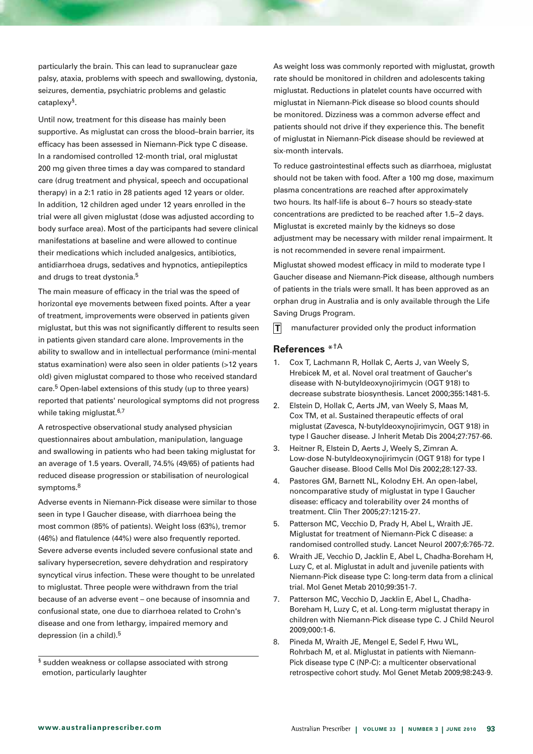particularly the brain. This can lead to supranuclear gaze palsy, ataxia, problems with speech and swallowing, dystonia, seizures, dementia, psychiatric problems and gelastic cataplexy§.

Until now, treatment for this disease has mainly been supportive. As miglustat can cross the blood–brain barrier, its efficacy has been assessed in Niemann-Pick type C disease. In a randomised controlled 12-month trial, oral miglustat 200 mg given three times a day was compared to standard care (drug treatment and physical, speech and occupational therapy) in a 2:1 ratio in 28 patients aged 12 years or older. In addition, 12 children aged under 12 years enrolled in the trial were all given miglustat (dose was adjusted according to body surface area). Most of the participants had severe clinical manifestations at baseline and were allowed to continue their medications which included analgesics, antibiotics, antidiarrhoea drugs, sedatives and hypnotics, antiepileptics and drugs to treat dystonia.[5]

The main measure of efficacy in the trial was the speed of horizontal eye movements between fixed points. After a year of treatment, improvements were observed in patients given miglustat, but this was not significantly different to results seen in patients given standard care alone. Improvements in the ability to swallow and in intellectual performance (mini-mental status examination) were also seen in older patients (>12 years old) given miglustat compared to those who received standard care.[5] Open-label extensions of this study (up to three years) reported that patients' neurological symptoms did not progress while taking miglustat.[6,7]

A retrospective observational study analysed physician questionnaires about ambulation, manipulation, language and swallowing in patients who had been taking miglustat for an average of 1.5 years. Overall, 74.5% (49/65) of patients had reduced disease progression or stabilisation of neurological symptoms.[8]

Adverse events in Niemann-Pick disease were similar to those seen in type I Gaucher disease, with diarrhoea being the most common (85% of patients). Weight loss (63%), tremor (46%) and flatulence (44%) were also frequently reported. Severe adverse events included severe confusional state and salivary hypersecretion, severe dehydration and respiratory syncytical virus infection. These were thought to be unrelated to miglustat. Three people were withdrawn from the trial because of an adverse event – one because of insomnia and confusional state, one due to diarrhoea related to Crohn's disease and one from lethargy, impaired memory and depression (in a child).[5]

§ sudden weakness or collapse associated with strong emotion, particularly laughter

As weight loss was commonly reported with miglustat, growth rate should be monitored in children and adolescents taking miglustat. Reductions in platelet counts have occurred with miglustat in Niemann-Pick disease so blood counts should be monitored. Dizziness was a common adverse effect and patients should not drive if they experience this. The benefit of miglustat in Niemann-Pick disease should be reviewed at six-month intervals.

To reduce gastrointestinal effects such as diarrhoea, miglustat should not be taken with food. After a 100 mg dose, maximum plasma concentrations are reached after approximately two hours. Its half-life is about 6–7 hours so steady-state concentrations are predicted to be reached after 1.5–2 days. Miglustat is excreted mainly by the kidneys so dose adjustment may be necessary with milder renal impairment. It is not recommended in severe renal impairment.

Miglustat showed modest efficacy in mild to moderate type I Gaucher disease and Niemann-Pick disease, although numbers of patients in the trials were small. It has been approved as an orphan drug in Australia and is only available through the Life Saving Drugs Program.

**T** manufacturer provided only the product information

## References *†A

1. Cox T, Lachmann R, Hollak C, Aerts J, van Weely S, Hrebicek M, et al. Novel oral treatment of Gaucher's disease with N-butyldeoxynojirimycin (OGT 918) to decrease substrate biosynthesis. Lancet 2000;355:1481-5.
2. Elstein D, Hollak C, Aerts JM, van Weely S, Maas M, Cox TM, et al. Sustained therapeutic effects of oral miglustat (Zavesca, N-butyldeoxynojirimycin, OGT 918) in type I Gaucher disease. J Inherit Metab Dis 2004;27:757-66.
3. Heitner R, Elstein D, Aerts J, Weely S, Zimran A. Low-dose N-butyldeoxynojirimycin (OGT 918) for type I Gaucher disease. Blood Cells Mol Dis 2002;28:127-33.
4. Pastores GM, Barnett NL, Kolodny EH. An open-label, noncomparative study of miglustat in type I Gaucher disease: efficacy and tolerability over 24 months of treatment. Clin Ther 2005;27:1215-27.
5. Patterson MC, Vecchio D, Prady H, Abel L, Wraith JE. Miglustat for treatment of Niemann-Pick C disease: a randomised controlled study. Lancet Neurol 2007;6:765-72.
6. Wraith JE, Vecchio D, Jacklin E, Abel L, Chadha-Boreham H, Luzy C, et al. Miglustat in adult and juvenile patients with Niemann-Pick disease type C: long-term data from a clinical trial. Mol Genet Metab 2010;99:351-7.
7. Patterson MC, Vecchio D, Jacklin E, Abel L, Chadha-Boreham H, Luzy C, et al. Long-term miglustat therapy in children with Niemann-Pick disease type C. J Child Neurol 2009;000:1-6.
8. Pineda M, Wraith JE, Mengel E, Sedel F, Hwu WL, Rohrbach M, et al. Miglustat in patients with Niemann-Pick disease type C (NP-C): a multicenter observational retrospective cohort study. Mol Genet Metab 2009;98:243-9.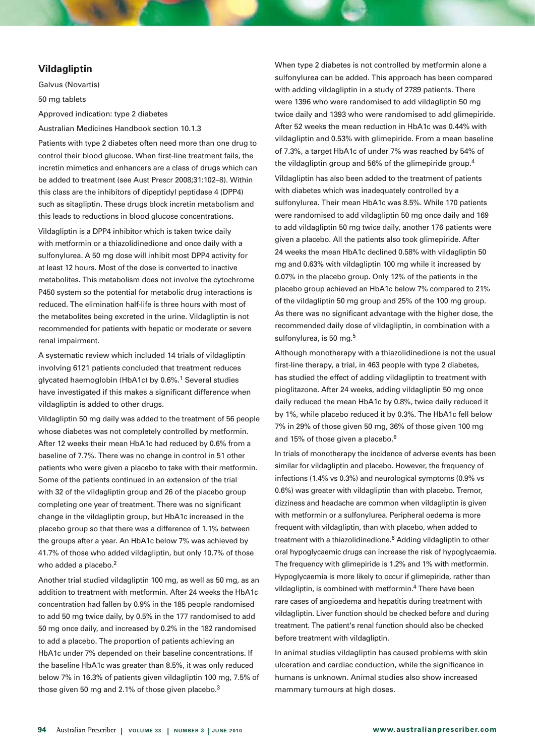## Vildagliptin

Galvus (Novartis)

50 mg tablets

Approved indication: type 2 diabetes

Australian Medicines Handbook section 10.1.3

Patients with type 2 diabetes often need more than one drug to control their blood glucose. When first-line treatment fails, the incretin mimetics and enhancers are a class of drugs which can be added to treatment (see Aust Prescr 2008;31:102–8). Within this class are the inhibitors of dipeptidyl peptidase 4 (DPP4) such as sitagliptin. These drugs block incretin metabolism and this leads to reductions in blood glucose concentrations.

Vildagliptin is a DPP4 inhibitor which is taken twice daily with metformin or a thiazolidinedione and once daily with a sulfonylurea. A 50 mg dose will inhibit most DPP4 activity for at least 12 hours. Most of the dose is converted to inactive metabolites. This metabolism does not involve the cytochrome P450 system so the potential for metabolic drug interactions is reduced. The elimination half-life is three hours with most of the metabolites being excreted in the urine. Vildagliptin is not recommended for patients with hepatic or moderate or severe renal impairment.

A systematic review which included 14 trials of vildagliptin involving 6121 patients concluded that treatment reduces glycated haemoglobin (HbA1c) by 0.6%.[1] Several studies have investigated if this makes a significant difference when vildagliptin is added to other drugs.

Vildagliptin 50 mg daily was added to the treatment of 56 people whose diabetes was not completely controlled by metformin. After 12 weeks their mean HbA1c had reduced by 0.6% from a baseline of 7.7%. There was no change in control in 51 other patients who were given a placebo to take with their metformin. Some of the patients continued in an extension of the trial with 32 of the vildagliptin group and 26 of the placebo group completing one year of treatment. There was no significant change in the vildagliptin group, but HbA1c increased in the placebo group so that there was a difference of 1.1% between the groups after a year. An HbA1c below 7% was achieved by 41.7% of those who added vildagliptin, but only 10.7% of those who added a placebo.[2]

Another trial studied vildagliptin 100 mg, as well as 50 mg, as an addition to treatment with metformin. After 24 weeks the HbA1c concentration had fallen by 0.9% in the 185 people randomised to add 50 mg twice daily, by 0.5% in the 177 randomised to add 50 mg once daily, and increased by 0.2% in the 182 randomised to add a placebo. The proportion of patients achieving an HbA1c under 7% depended on their baseline concentrations. If the baseline HbA1c was greater than 8.5%, it was only reduced below 7% in 16.3% of patients given vildagliptin 100 mg, 7.5% of those given 50 mg and 2.1% of those given placebo.[3]

When type 2 diabetes is not controlled by metformin alone a sulfonylurea can be added. This approach has been compared with adding vildagliptin in a study of 2789 patients. There were 1396 who were randomised to add vildagliptin 50 mg twice daily and 1393 who were randomised to add glimepiride. After 52 weeks the mean reduction in HbA1c was 0.44% with vildagliptin and 0.53% with glimepiride. From a mean baseline of 7.3%, a target HbA1c of under 7% was reached by 54% of the vildagliptin group and 56% of the glimepiride group.[4]

Vildagliptin has also been added to the treatment of patients with diabetes which was inadequately controlled by a sulfonylurea. Their mean HbA1c was 8.5%. While 170 patients were randomised to add vildagliptin 50 mg once daily and 169 to add vildagliptin 50 mg twice daily, another 176 patients were given a placebo. All the patients also took glimepiride. After 24 weeks the mean HbA1c declined 0.58% with vildagliptin 50 mg and 0.63% with vildagliptin 100 mg while it increased by 0.07% in the placebo group. Only 12% of the patients in the placebo group achieved an HbA1c below 7% compared to 21% of the vildagliptin 50 mg group and 25% of the 100 mg group. As there was no significant advantage with the higher dose, the recommended daily dose of vildagliptin, in combination with a sulfonylurea, is 50 mg.[5]

Although monotherapy with a thiazolidinedione is not the usual first-line therapy, a trial, in 463 people with type 2 diabetes, has studied the effect of adding vildagliptin to treatment with pioglitazone. After 24 weeks, adding vildagliptin 50 mg once daily reduced the mean HbA1c by 0.8%, twice daily reduced it by 1%, while placebo reduced it by 0.3%. The HbA1c fell below 7% in 29% of those given 50 mg, 36% of those given 100 mg and 15% of those given a placebo.[6]

In trials of monotherapy the incidence of adverse events has been similar for vildagliptin and placebo. However, the frequency of infections (1.4% vs 0.3%) and neurological symptoms (0.9% vs 0.6%) was greater with vildagliptin than with placebo. Tremor, dizziness and headache are common when vildagliptin is given with metformin or a sulfonylurea. Peripheral oedema is more frequent with vildagliptin, than with placebo, when added to treatment with a thiazolidinedione.[6] Adding vildagliptin to other oral hypoglycaemic drugs can increase the risk of hypoglycaemia. The frequency with glimepiride is 1.2% and 1% with metformin. Hypoglycaemia is more likely to occur if glimepiride, rather than vildagliptin, is combined with metformin.[4] There have been rare cases of angioedema and hepatitis during treatment with vildagliptin. Liver function should be checked before and during treatment. The patient's renal function should also be checked before treatment with vildagliptin.

In animal studies vildagliptin has caused problems with skin ulceration and cardiac conduction, while the significance in humans is unknown. Animal studies also show increased mammary tumours at high doses.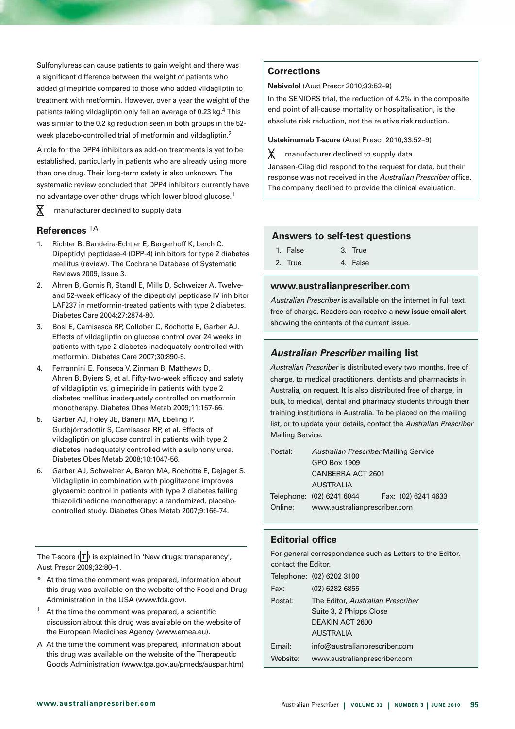Sulfonylureas can cause patients to gain weight and there was a significant difference between the weight of patients who added glimepiride compared to those who added vildagliptin to treatment with metformin. However, over a year the weight of the patients taking vildagliptin only fell an average of 0.23 kg.[4] This was similar to the 0.2 kg reduction seen in both groups in the 52-week placebo-controlled trial of metformin and vildagliptin.[2]

A role for the DPP4 inhibitors as add-on treatments is yet to be established, particularly in patients who are already using more than one drug. Their long-term safety is also unknown. The systematic review concluded that DPP4 inhibitors currently have no advantage over other drugs which lower blood glucose.[1]

X manufacturer declined to supply data

## References †A

1. Richter B, Bandeira-Echtler E, Bergerhoff K, Lerch C. Dipeptidyl peptidase-4 (DPP-4) inhibitors for type 2 diabetes mellitus (review). The Cochrane Database of Systematic Reviews 2009, Issue 3.
2. Ahren B, Gomis R, Standl E, Mills D, Schweizer A. Twelve- and 52-week efficacy of the dipeptidyl peptidase IV inhibitor LAF237 in metformin-treated patients with type 2 diabetes. Diabetes Care 2004;27:2874-80.
3. Bosi E, Camisasca RP, Collober C, Rochotte E, Garber AJ. Effects of vildagliptin on glucose control over 24 weeks in patients with type 2 diabetes inadequately controlled with metformin. Diabetes Care 2007;30:890-5.
4. Ferrannini E, Fonseca V, Zinman B, Matthews D, Ahren B, Byiers S, et al. Fifty-two-week efficacy and safety of vildagliptin vs. glimepiride in patients with type 2 diabetes mellitus inadequately controlled on metformin monotherapy. Diabetes Obes Metab 2009;11:157-66.
5. Garber AJ, Foley JE, Banerji MA, Ebeling P, Gudbjörnsdottir S, Camisasca RP, et al. Effects of vildagliptin on glucose control in patients with type 2 diabetes inadequately controlled with a sulphonylurea. Diabetes Obes Metab 2008;10:1047-56.
6. Garber AJ, Schweizer A, Baron MA, Rochotte E, Dejager S. Vildagliptin in combination with pioglitazone improves glycaemic control in patients with type 2 diabetes failing thiazolidinedione monotherapy: a randomized, placebo-controlled study. Diabetes Obes Metab 2007;9:166-74.

---

The T-score (T) is explained in 'New drugs: transparency', Aust Prescr 2009;32:80–1.

\* At the time the comment was prepared, information about this drug was available on the website of the Food and Drug Administration in the USA (www.fda.gov).

† At the time the comment was prepared, a scientific discussion about this drug was available on the website of the European Medicines Agency (www.emea.eu).

A At the time the comment was prepared, information about this drug was available on the website of the Therapeutic Goods Administration (www.tga.gov.au/pmeds/auspar.htm)

## Corrections

**Nebivolol** (Aust Prescr 2010;33:52–9)

In the SENIORS trial, the reduction of 4.2% in the composite end point of all-cause mortality or hospitalisation, is the absolute risk reduction, not the relative risk reduction.

**Ustekinumab T-score** (Aust Prescr 2010;33:52–9)

X manufacturer declined to supply data

Janssen-Cilag did respond to the request for data, but their response was not received in the *Australian Prescriber* office. The company declined to provide the clinical evaluation.

## Answers to self-test questions

1. False
2. True
3. True
4. False

## www.australianprescriber.com

*Australian Prescriber* is available on the internet in full text, free of charge. Readers can receive a **new issue email alert** showing the contents of the current issue.

## *Australian Prescriber* mailing list

*Australian Prescriber* is distributed every two months, free of charge, to medical practitioners, dentists and pharmacists in Australia, on request. It is also distributed free of charge, in bulk, to medical, dental and pharmacy students through their training institutions in Australia. To be placed on the mailing list, or to update your details, contact the *Australian Prescriber* Mailing Service.

Postal: *Australian Prescriber* Mailing Service
GPO Box 1909
CANBERRA ACT 2601
AUSTRALIA

Telephone: (02) 6241 6044 Fax: (02) 6241 4633

Online: www.australianprescriber.com

## Editorial office

For general correspondence such as Letters to the Editor, contact the Editor.

Telephone: (02) 6202 3100

Fax: (02) 6282 6855

Postal: The Editor, *Australian Prescriber*
Suite 3, 2 Phipps Close
DEAKIN ACT 2600
AUSTRALIA

Email: info@australianprescriber.com

Website: www.australianprescriber.com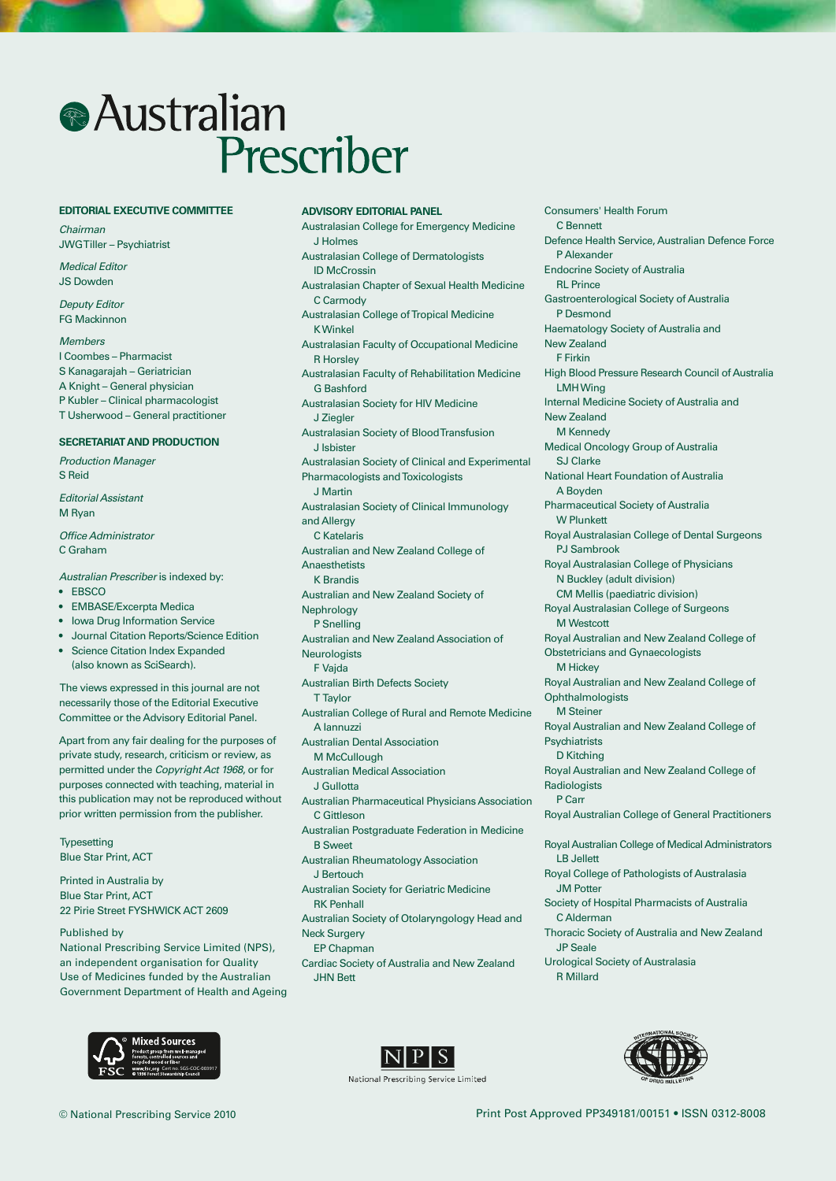# Australian Prescriber

## EDITORIAL EXECUTIVE COMMITTEE

*Chairman*
JWG Tiller – Psychiatrist

*Medical Editor*
JS Dowden

*Deputy Editor*
FG Mackinnon

*Members*
I Coombes – Pharmacist
S Kanagarajah – Geriatrician
A Knight – General physician
P Kubler – Clinical pharmacologist
T Usherwood – General practitioner

## SECRETARIAT AND PRODUCTION

*Production Manager*
S Reid

*Editorial Assistant*
M Ryan

*Office Administrator*
C Graham

*Australian Prescriber* is indexed by:

- EBSCO
- EMBASE/Excerpta Medica
- Iowa Drug Information Service
- Journal Citation Reports/Science Edition
- Science Citation Index Expanded (also known as SciSearch).

The views expressed in this journal are not necessarily those of the Editorial Executive Committee or the Advisory Editorial Panel.

Apart from any fair dealing for the purposes of private study, research, criticism or review, as permitted under the *Copyright Act 1968*, or for purposes connected with teaching, material in this publication may not be reproduced without prior written permission from the publisher.

Typesetting
Blue Star Print, ACT

Printed in Australia by
Blue Star Print, ACT
22 Pirie Street FYSHWICK ACT 2609

Published by
National Prescribing Service Limited (NPS), an independent organisation for Quality Use of Medicines funded by the Australian Government Department of Health and Ageing

## ADVISORY EDITORIAL PANEL

Australasian College for Emergency Medicine
J Holmes

Australasian College of Dermatologists
ID McCrossin

Australasian Chapter of Sexual Health Medicine
C Carmody

Australasian College of Tropical Medicine
K Winkel

Australasian Faculty of Occupational Medicine
R Horsley

Australasian Faculty of Rehabilitation Medicine
G Bashford

Australasian Society for HIV Medicine
J Ziegler

Australasian Society of Blood Transfusion
J Isbister

Australasian Society of Clinical and Experimental Pharmacologists and Toxicologists
J Martin

Australasian Society of Clinical Immunology and Allergy
C Katelaris

Australian and New Zealand College of Anaesthetists
K Brandis

Australian and New Zealand Society of Nephrology
P Snelling

Australian and New Zealand Association of Neurologists
F Vajda

Australian Birth Defects Society
T Taylor

Australian College of Rural and Remote Medicine
A Iannuzzi

Australian Dental Association
M McCullough

Australian Medical Association
J Gullotta

Australian Pharmaceutical Physicians Association
C Gittleson

Australian Postgraduate Federation in Medicine
B Sweet

Australian Rheumatology Association
J Bertouch

Australian Society for Geriatric Medicine
RK Penhall

Australian Society of Otolaryngology Head and Neck Surgery
EP Chapman

Cardiac Society of Australia and New Zealand
JHN Bett

Consumers' Health Forum
C Bennett

Defence Health Service, Australian Defence Force
P Alexander

Endocrine Society of Australia
RL Prince

Gastroenterological Society of Australia
P Desmond

Haematology Society of Australia and New Zealand
F Firkin

High Blood Pressure Research Council of Australia
LMH Wing

Internal Medicine Society of Australia and New Zealand
M Kennedy

Medical Oncology Group of Australia
SJ Clarke

National Heart Foundation of Australia
A Boyden

Pharmaceutical Society of Australia
W Plunkett

Royal Australasian College of Dental Surgeons
PJ Sambrook

Royal Australasian College of Physicians
N Buckley (adult division)
CM Mellis (paediatric division)

Royal Australasian College of Surgeons
M Westcott

Royal Australian and New Zealand College of Obstetricians and Gynaecologists
M Hickey

Royal Australian and New Zealand College of Ophthalmologists
M Steiner

Royal Australian and New Zealand College of Psychiatrists
D Kitching

Royal Australian and New Zealand College of Radiologists
P Carr

Royal Australian College of General Practitioners

Royal Australian College of Medical Administrators
LB Jellett

Royal College of Pathologists of Australasia
JM Potter

Society of Hospital Pharmacists of Australia
C Alderman

Thoracic Society of Australia and New Zealand
JP Seale

Urological Society of Australasia
R Millard

Mixed Sources
Product group from well-managed forests, controlled sources and recycled wood or fiber
www.fsc.org Cert no. SGS-COC-003917
© 1996 Forest Stewardship Council

NPS
National Prescribing Service Limited

International Society of Drug Bulletins

© National Prescribing Service 2010

Print Post Approved PP349181/00151 • ISSN 0312-8008